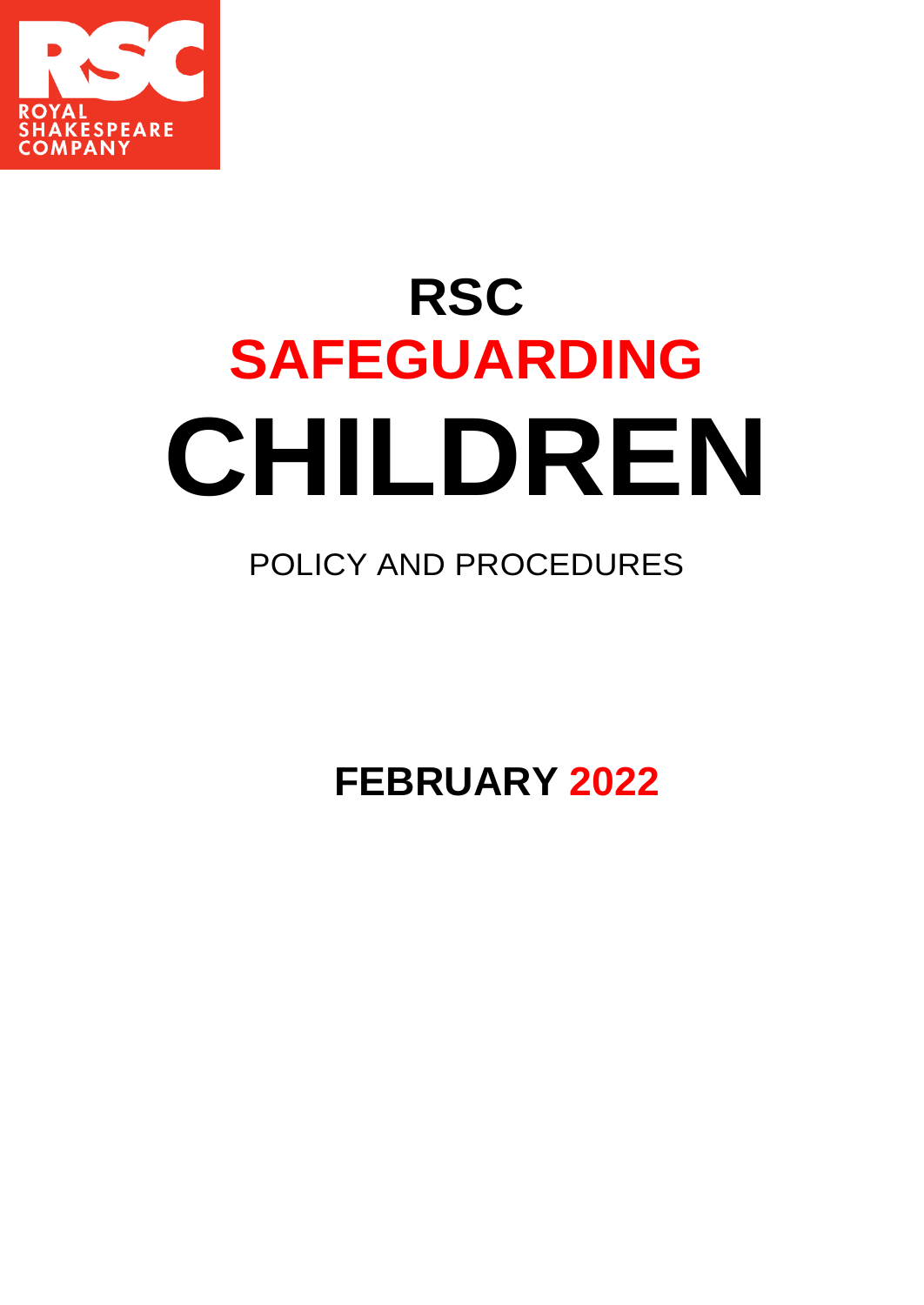ROYAL SHAKESPEARE COMPANY

# RSC
# SAFEGUARDING
# CHILDREN

POLICY AND PROCEDURES

**FEBRUARY 2022**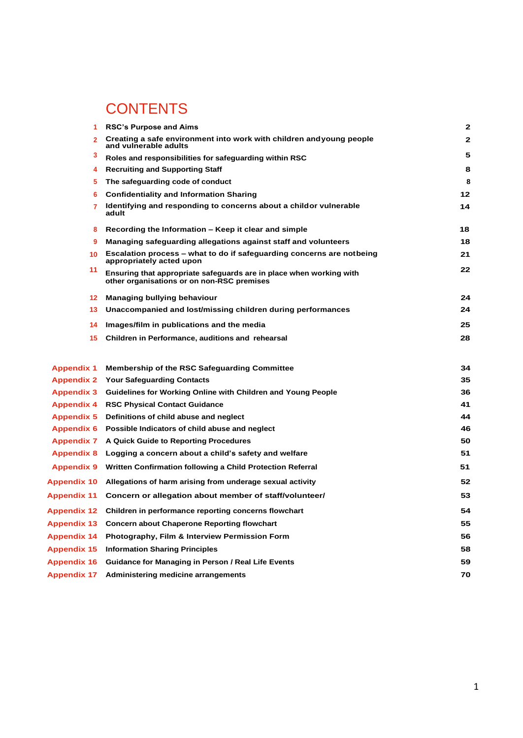# CONTENTS

| | | |
|---|---|---|
| 1 | **RSC's Purpose and Aims** | **2** |
| 2 | **Creating a safe environment into work with children andyoung people and vulnerable adults** | **2** |
| 3 | **Roles and responsibilities for safeguarding within RSC** | **5** |
| 4 | **Recruiting and Supporting Staff** | **8** |
| 5 | **The safeguarding code of conduct** | **8** |
| 6 | **Confidentiality and Information Sharing** | **12** |
| 7 | **Identifying and responding to concerns about a childor vulnerable adult** | **14** |
| 8 | **Recording the Information – Keep it clear and simple** | **18** |
| 9 | **Managing safeguarding allegations against staff and volunteers** | **18** |
| 10 | **Escalation process – what to do if safeguarding concerns are notbeing appropriately acted upon** | **21** |
| 11 | **Ensuring that appropriate safeguards are in place when working with other organisations or on non-RSC premises** | **22** |
| 12 | **Managing bullying behaviour** | **24** |
| 13 | **Unaccompanied and lost/missing children during performances** | **24** |
| 14 | **Images/film in publications and the media** | **25** |
| 15 | **Children in Performance, auditions and rehearsal** | **28** |

| | | |
|---|---|---|
| Appendix 1 | **Membership of the RSC Safeguarding Committee** | **34** |
| Appendix 2 | **Your Safeguarding Contacts** | **35** |
| Appendix 3 | **Guidelines for Working Online with Children and Young People** | **36** |
| Appendix 4 | **RSC Physical Contact Guidance** | **41** |
| Appendix 5 | **Definitions of child abuse and neglect** | **44** |
| Appendix 6 | **Possible Indicators of child abuse and neglect** | **46** |
| Appendix 7 | **A Quick Guide to Reporting Procedures** | **50** |
| Appendix 8 | **Logging a concern about a child's safety and welfare** | **51** |
| Appendix 9 | **Written Confirmation following a Child Protection Referral** | **51** |
| Appendix 10 | **Allegations of harm arising from underage sexual activity** | **52** |
| Appendix 11 | **Concern or allegation about member of staff/volunteer/** | **53** |
| Appendix 12 | **Children in performance reporting concerns flowchart** | **54** |
| Appendix 13 | **Concern about Chaperone Reporting flowchart** | **55** |
| Appendix 14 | **Photography, Film & Interview Permission Form** | **56** |
| Appendix 15 | **Information Sharing Principles** | **58** |
| Appendix 16 | **Guidance for Managing in Person / Real Life Events** | **59** |
| Appendix 17 | **Administering medicine arrangements** | **70** |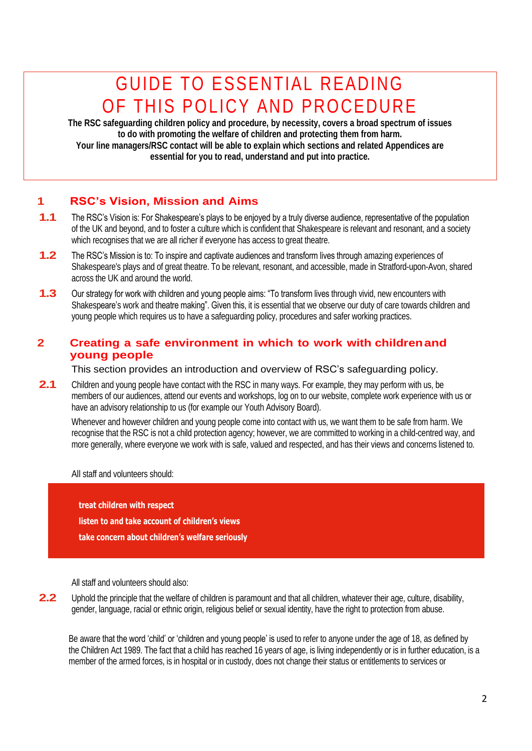# GUIDE TO ESSENTIAL READING OF THIS POLICY AND PROCEDURE

**The RSC safeguarding children policy and procedure, by necessity, covers a broad spectrum of issues to do with promoting the welfare of children and protecting them from harm. Your line managers/RSC contact will be able to explain which sections and related Appendices are essential for you to read, understand and put into practice.**

## 1 RSC's Vision, Mission and Aims

**1.1** The RSC's Vision is: For Shakespeare's plays to be enjoyed by a truly diverse audience, representative of the population of the UK and beyond, and to foster a culture which is confident that Shakespeare is relevant and resonant, and a society which recognises that we are all richer if everyone has access to great theatre.

**1.2** The RSC's Mission is to: To inspire and captivate audiences and transform lives through amazing experiences of Shakespeare's plays and of great theatre. To be relevant, resonant, and accessible, made in Stratford-upon-Avon, shared across the UK and around the world.

**1.3** Our strategy for work with children and young people aims: "To transform lives through vivid, new encounters with Shakespeare's work and theatre making". Given this, it is essential that we observe our duty of care towards children and young people which requires us to have a safeguarding policy, procedures and safer working practices.

## 2 Creating a safe environment in which to work with children and young people

This section provides an introduction and overview of RSC's safeguarding policy.

**2.1** Children and young people have contact with the RSC in many ways. For example, they may perform with us, be members of our audiences, attend our events and workshops, log on to our website, complete work experience with us or have an advisory relationship to us (for example our Youth Advisory Board).

Whenever and however children and young people come into contact with us, we want them to be safe from harm. We recognise that the RSC is not a child protection agency; however, we are committed to working in a child-centred way, and more generally, where everyone we work with is safe, valued and respected, and has their views and concerns listened to.

All staff and volunteers should:

**treat children with respect**
**listen to and take account of children's views**
**take concern about children's welfare seriously**

All staff and volunteers should also:

**2.2** Uphold the principle that the welfare of children is paramount and that all children, whatever their age, culture, disability, gender, language, racial or ethnic origin, religious belief or sexual identity, have the right to protection from abuse.

Be aware that the word 'child' or 'children and young people' is used to refer to anyone under the age of 18, as defined by the Children Act 1989. The fact that a child has reached 16 years of age, is living independently or is in further education, is a member of the armed forces, is in hospital or in custody, does not change their status or entitlements to services or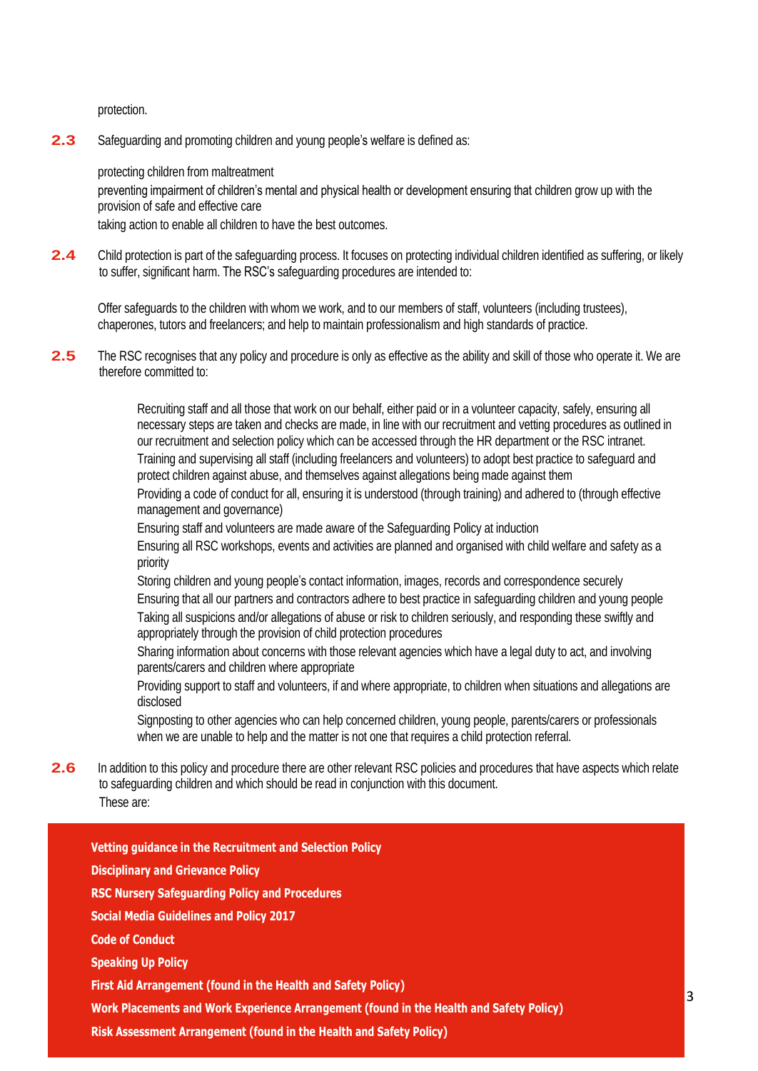protection.

**2.3** Safeguarding and promoting children and young people's welfare is defined as:

- protecting children from maltreatment
- preventing impairment of children's mental and physical health or development ensuring that children grow up with the provision of safe and effective care
- taking action to enable all children to have the best outcomes.

**2.4** Child protection is part of the safeguarding process. It focuses on protecting individual children identified as suffering, or likely to suffer, significant harm. The RSC's safeguarding procedures are intended to:

Offer safeguards to the children with whom we work, and to our members of staff, volunteers (including trustees), chaperones, tutors and freelancers; and help to maintain professionalism and high standards of practice.

**2.5** The RSC recognises that any policy and procedure is only as effective as the ability and skill of those who operate it. We are therefore committed to:

- Recruiting staff and all those that work on our behalf, either paid or in a volunteer capacity, safely, ensuring all necessary steps are taken and checks are made, in line with our recruitment and vetting procedures as outlined in our recruitment and selection policy which can be accessed through the HR department or the RSC intranet.
- Training and supervising all staff (including freelancers and volunteers) to adopt best practice to safeguard and protect children against abuse, and themselves against allegations being made against them
- Providing a code of conduct for all, ensuring it is understood (through training) and adhered to (through effective management and governance)
- Ensuring staff and volunteers are made aware of the Safeguarding Policy at induction
- Ensuring all RSC workshops, events and activities are planned and organised with child welfare and safety as a priority
- Storing children and young people's contact information, images, records and correspondence securely
- Ensuring that all our partners and contractors adhere to best practice in safeguarding children and young people
- Taking all suspicions and/or allegations of abuse or risk to children seriously, and responding these swiftly and appropriately through the provision of child protection procedures
- Sharing information about concerns with those relevant agencies which have a legal duty to act, and involving parents/carers and children where appropriate
- Providing support to staff and volunteers, if and where appropriate, to children when situations and allegations are disclosed
- Signposting to other agencies who can help concerned children, young people, parents/carers or professionals when we are unable to help and the matter is not one that requires a child protection referral.

**2.6** In addition to this policy and procedure there are other relevant RSC policies and procedures that have aspects which relate to safeguarding children and which should be read in conjunction with this document. These are:

**Vetting guidance in the Recruitment and Selection Policy**

**Disciplinary and Grievance Policy**

**RSC Nursery Safeguarding Policy and Procedures**

**Social Media Guidelines and Policy 2017**

**Code of Conduct**

**Speaking Up Policy**

**First Aid Arrangement (found in the Health and Safety Policy)**

**Work Placements and Work Experience Arrangement (found in the Health and Safety Policy)**

**Risk Assessment Arrangement (found in the Health and Safety Policy)**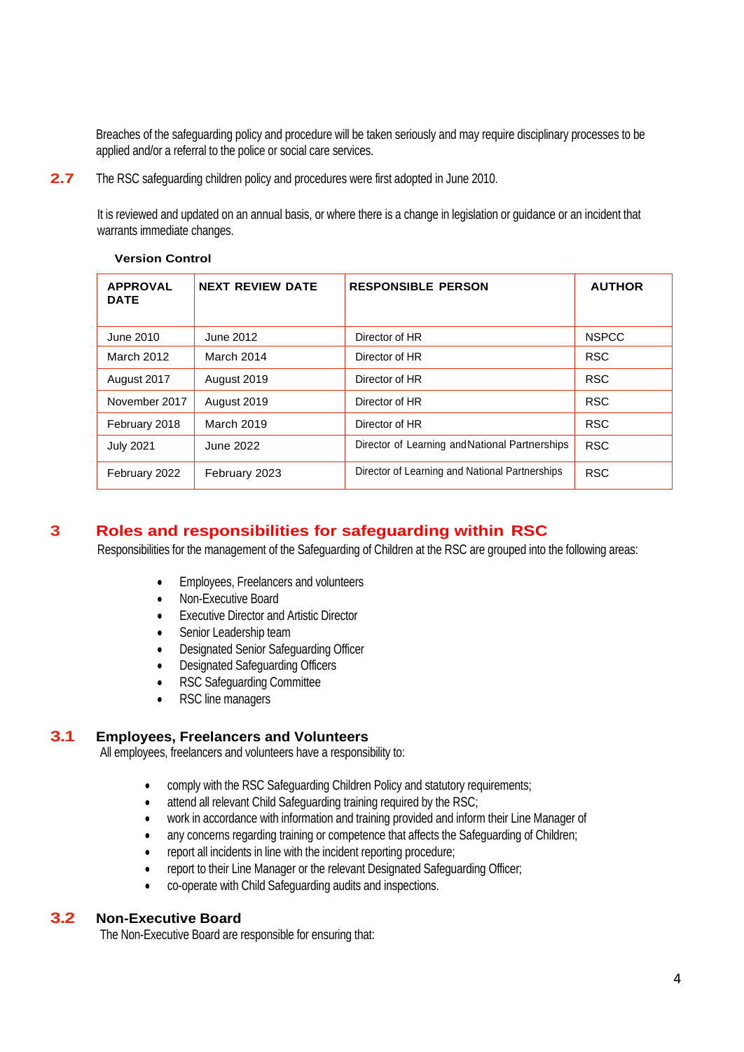Breaches of the safeguarding policy and procedure will be taken seriously and may require disciplinary processes to be applied and/or a referral to the police or social care services.

**2.7** The RSC safeguarding children policy and procedures were first adopted in June 2010.

It is reviewed and updated on an annual basis, or where there is a change in legislation or guidance or an incident that warrants immediate changes.

**Version Control**

| APPROVAL DATE | NEXT REVIEW DATE | RESPONSIBLE PERSON | AUTHOR |
|---|---|---|---|
| June 2010 | June 2012 | Director of HR | NSPCC |
| March 2012 | March 2014 | Director of HR | RSC |
| August 2017 | August 2019 | Director of HR | RSC |
| November 2017 | August 2019 | Director of HR | RSC |
| February 2018 | March 2019 | Director of HR | RSC |
| July 2021 | June 2022 | Director of Learning and National Partnerships | RSC |
| February 2022 | February 2023 | Director of Learning and National Partnerships | RSC |

## 3 Roles and responsibilities for safeguarding within RSC

Responsibilities for the management of the Safeguarding of Children at the RSC are grouped into the following areas:

- Employees, Freelancers and volunteers
- Non-Executive Board
- Executive Director and Artistic Director
- Senior Leadership team
- Designated Senior Safeguarding Officer
- Designated Safeguarding Officers
- RSC Safeguarding Committee
- RSC line managers

### 3.1 Employees, Freelancers and Volunteers

All employees, freelancers and volunteers have a responsibility to:

- comply with the RSC Safeguarding Children Policy and statutory requirements;
- attend all relevant Child Safeguarding training required by the RSC;
- work in accordance with information and training provided and inform their Line Manager of
- any concerns regarding training or competence that affects the Safeguarding of Children;
- report all incidents in line with the incident reporting procedure;
- report to their Line Manager or the relevant Designated Safeguarding Officer;
- co-operate with Child Safeguarding audits and inspections.

### 3.2 Non-Executive Board

The Non-Executive Board are responsible for ensuring that: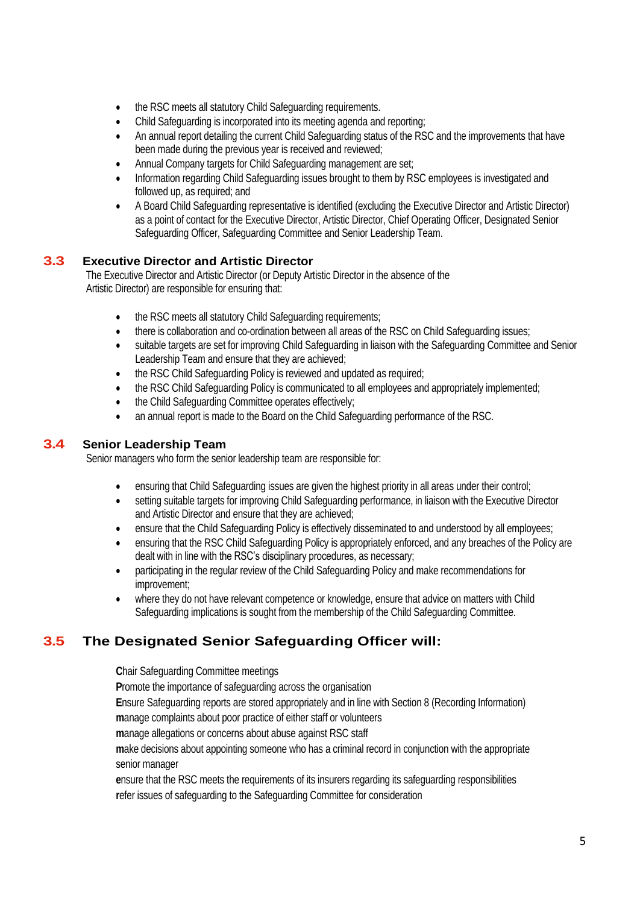- the RSC meets all statutory Child Safeguarding requirements.
- Child Safeguarding is incorporated into its meeting agenda and reporting;
- An annual report detailing the current Child Safeguarding status of the RSC and the improvements that have been made during the previous year is received and reviewed;
- Annual Company targets for Child Safeguarding management are set;
- Information regarding Child Safeguarding issues brought to them by RSC employees is investigated and followed up, as required; and
- A Board Child Safeguarding representative is identified (excluding the Executive Director and Artistic Director) as a point of contact for the Executive Director, Artistic Director, Chief Operating Officer, Designated Senior Safeguarding Officer, Safeguarding Committee and Senior Leadership Team.

### 3.3 Executive Director and Artistic Director

The Executive Director and Artistic Director (or Deputy Artistic Director in the absence of the Artistic Director) are responsible for ensuring that:

- the RSC meets all statutory Child Safeguarding requirements;
- there is collaboration and co-ordination between all areas of the RSC on Child Safeguarding issues;
- suitable targets are set for improving Child Safeguarding in liaison with the Safeguarding Committee and Senior Leadership Team and ensure that they are achieved;
- the RSC Child Safeguarding Policy is reviewed and updated as required;
- the RSC Child Safeguarding Policy is communicated to all employees and appropriately implemented;
- the Child Safeguarding Committee operates effectively;
- an annual report is made to the Board on the Child Safeguarding performance of the RSC.

### 3.4 Senior Leadership Team

Senior managers who form the senior leadership team are responsible for:

- ensuring that Child Safeguarding issues are given the highest priority in all areas under their control;
- setting suitable targets for improving Child Safeguarding performance, in liaison with the Executive Director and Artistic Director and ensure that they are achieved;
- ensure that the Child Safeguarding Policy is effectively disseminated to and understood by all employees;
- ensuring that the RSC Child Safeguarding Policy is appropriately enforced, and any breaches of the Policy are dealt with in line with the RSC's disciplinary procedures, as necessary;
- participating in the regular review of the Child Safeguarding Policy and make recommendations for improvement;
- where they do not have relevant competence or knowledge, ensure that advice on matters with Child Safeguarding implications is sought from the membership of the Child Safeguarding Committee.

### 3.5 The Designated Senior Safeguarding Officer will:

**C**hair Safeguarding Committee meetings

**P**romote the importance of safeguarding across the organisation

**E**nsure Safeguarding reports are stored appropriately and in line with Section 8 (Recording Information)

**m**anage complaints about poor practice of either staff or volunteers

**m**anage allegations or concerns about abuse against RSC staff

**m**ake decisions about appointing someone who has a criminal record in conjunction with the appropriate senior manager

**e**nsure that the RSC meets the requirements of its insurers regarding its safeguarding responsibilities

**r**efer issues of safeguarding to the Safeguarding Committee for consideration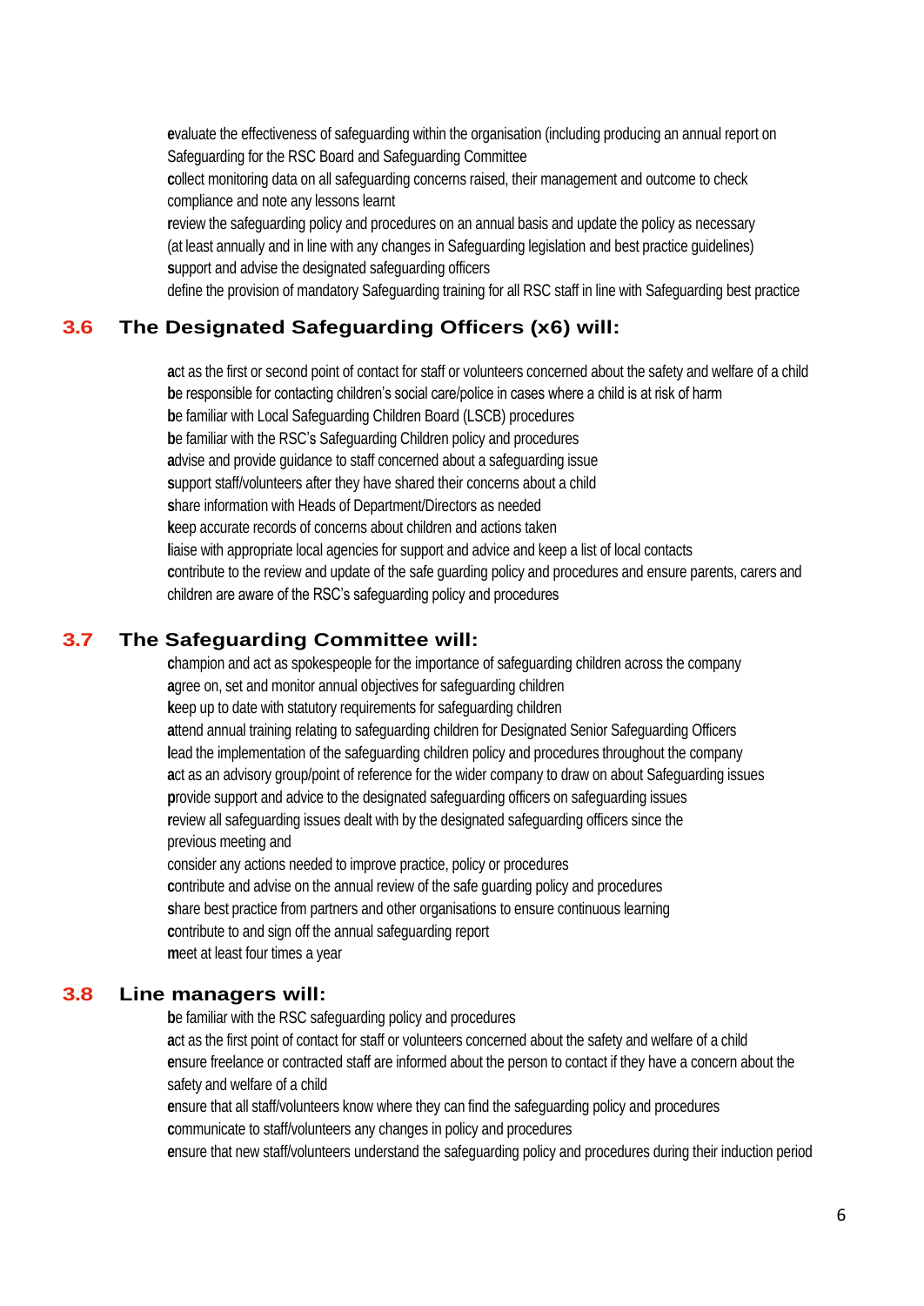**e**valuate the effectiveness of safeguarding within the organisation (including producing an annual report on Safeguarding for the RSC Board and Safeguarding Committee

**c**ollect monitoring data on all safeguarding concerns raised, their management and outcome to check compliance and note any lessons learnt

**r**eview the safeguarding policy and procedures on an annual basis and update the policy as necessary (at least annually and in line with any changes in Safeguarding legislation and best practice guidelines)

**s**upport and advise the designated safeguarding officers

define the provision of mandatory Safeguarding training for all RSC staff in line with Safeguarding best practice

## 3.6 The Designated Safeguarding Officers (x6) will:

**a**ct as the first or second point of contact for staff or volunteers concerned about the safety and welfare of a child

**b**e responsible for contacting children's social care/police in cases where a child is at risk of harm

**b**e familiar with Local Safeguarding Children Board (LSCB) procedures

**b**e familiar with the RSC's Safeguarding Children policy and procedures

**a**dvise and provide guidance to staff concerned about a safeguarding issue

**s**upport staff/volunteers after they have shared their concerns about a child

**s**hare information with Heads of Department/Directors as needed

**k**eep accurate records of concerns about children and actions taken

**l**iaise with appropriate local agencies for support and advice and keep a list of local contacts

**c**ontribute to the review and update of the safe guarding policy and procedures and ensure parents, carers and children are aware of the RSC's safeguarding policy and procedures

## 3.7 The Safeguarding Committee will:

**c**hampion and act as spokespeople for the importance of safeguarding children across the company

**a**gree on, set and monitor annual objectives for safeguarding children

**k**eep up to date with statutory requirements for safeguarding children

**a**ttend annual training relating to safeguarding children for Designated Senior Safeguarding Officers

**l**ead the implementation of the safeguarding children policy and procedures throughout the company

**a**ct as an advisory group/point of reference for the wider company to draw on about Safeguarding issues

**p**rovide support and advice to the designated safeguarding officers on safeguarding issues

**r**eview all safeguarding issues dealt with by the designated safeguarding officers since the previous meeting and

consider any actions needed to improve practice, policy or procedures

**c**ontribute and advise on the annual review of the safe guarding policy and procedures

**s**hare best practice from partners and other organisations to ensure continuous learning

**c**ontribute to and sign off the annual safeguarding report

**m**eet at least four times a year

## 3.8 Line managers will:

**b**e familiar with the RSC safeguarding policy and procedures

**a**ct as the first point of contact for staff or volunteers concerned about the safety and welfare of a child

**e**nsure freelance or contracted staff are informed about the person to contact if they have a concern about the safety and welfare of a child

**e**nsure that all staff/volunteers know where they can find the safeguarding policy and procedures

**c**ommunicate to staff/volunteers any changes in policy and procedures

**e**nsure that new staff/volunteers understand the safeguarding policy and procedures during their induction period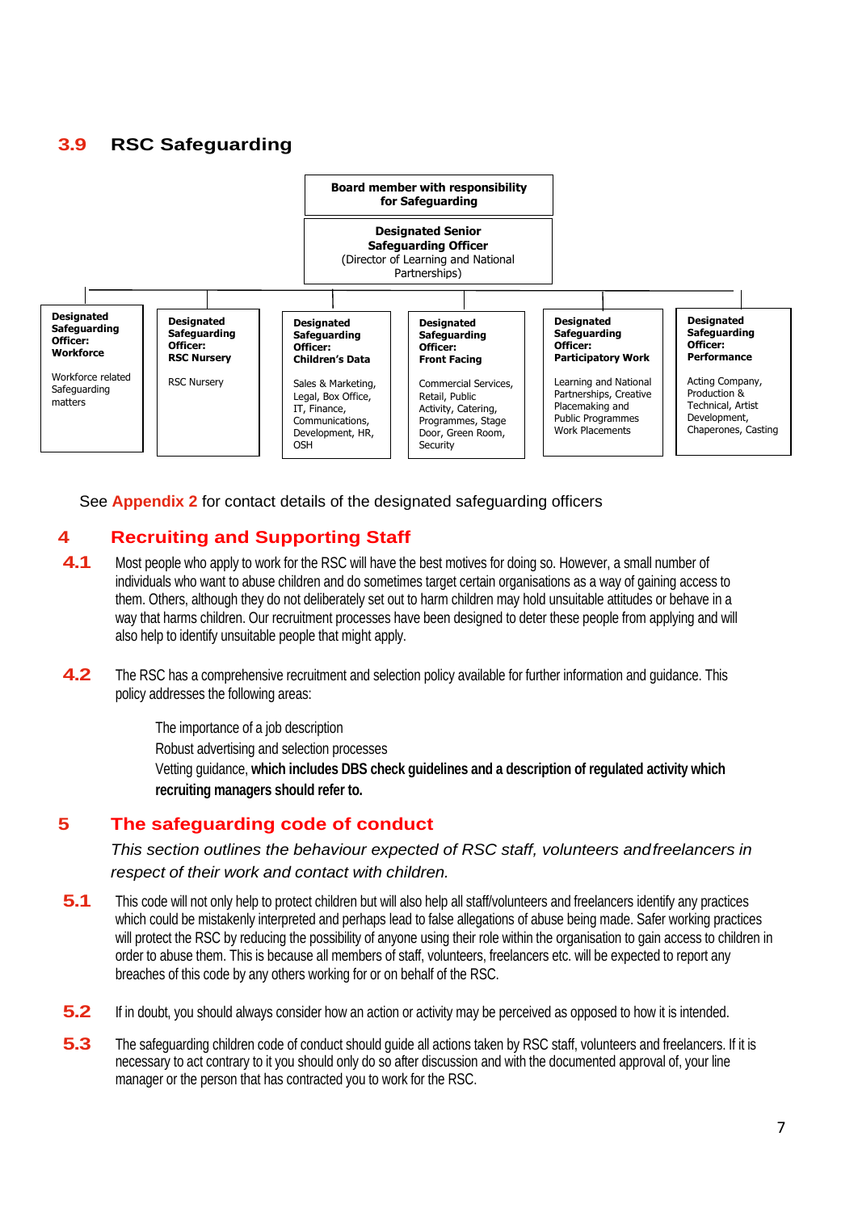## 3.9 RSC Safeguarding

**Board member with responsibility for Safeguarding**

**Designated Senior Safeguarding Officer**
(Director of Learning and National Partnerships)

| **Designated Safeguarding Officer: Workforce** | **Designated Safeguarding Officer: RSC Nursery** | **Designated Safeguarding Officer: Children's Data** | **Designated Safeguarding Officer: Front Facing** | **Designated Safeguarding Officer: Participatory Work** | **Designated Safeguarding Officer: Performance** |
|---|---|---|---|---|---|
| Workforce related Safeguarding matters | RSC Nursery | Sales & Marketing, Legal, Box Office, IT, Finance, Communications, Development, HR, OSH | Commercial Services, Retail, Public Activity, Catering, Programmes, Stage Door, Green Room, Security | Learning and National Partnerships, Creative Placemaking and Public Programmes Work Placements | Acting Company, Production & Technical, Artist Development, Chaperones, Casting |

See **Appendix 2** for contact details of the designated safeguarding officers

## 4 Recruiting and Supporting Staff

**4.1** Most people who apply to work for the RSC will have the best motives for doing so. However, a small number of individuals who want to abuse children and do sometimes target certain organisations as a way of gaining access to them. Others, although they do not deliberately set out to harm children may hold unsuitable attitudes or behave in a way that harms children. Our recruitment processes have been designed to deter these people from applying and will also help to identify unsuitable people that might apply.

**4.2** The RSC has a comprehensive recruitment and selection policy available for further information and guidance. This policy addresses the following areas:

The importance of a job description
Robust advertising and selection processes
Vetting guidance, **which includes DBS check guidelines and a description of regulated activity which recruiting managers should refer to.**

## 5 The safeguarding code of conduct

*This section outlines the behaviour expected of RSC staff, volunteers and freelancers in respect of their work and contact with children.*

**5.1** This code will not only help to protect children but will also help all staff/volunteers and freelancers identify any practices which could be mistakenly interpreted and perhaps lead to false allegations of abuse being made. Safer working practices will protect the RSC by reducing the possibility of anyone using their role within the organisation to gain access to children in order to abuse them. This is because all members of staff, volunteers, freelancers etc. will be expected to report any breaches of this code by any others working for or on behalf of the RSC.

**5.2** If in doubt, you should always consider how an action or activity may be perceived as opposed to how it is intended.

**5.3** The safeguarding children code of conduct should guide all actions taken by RSC staff, volunteers and freelancers. If it is necessary to act contrary to it you should only do so after discussion and with the documented approval of, your line manager or the person that has contracted you to work for the RSC.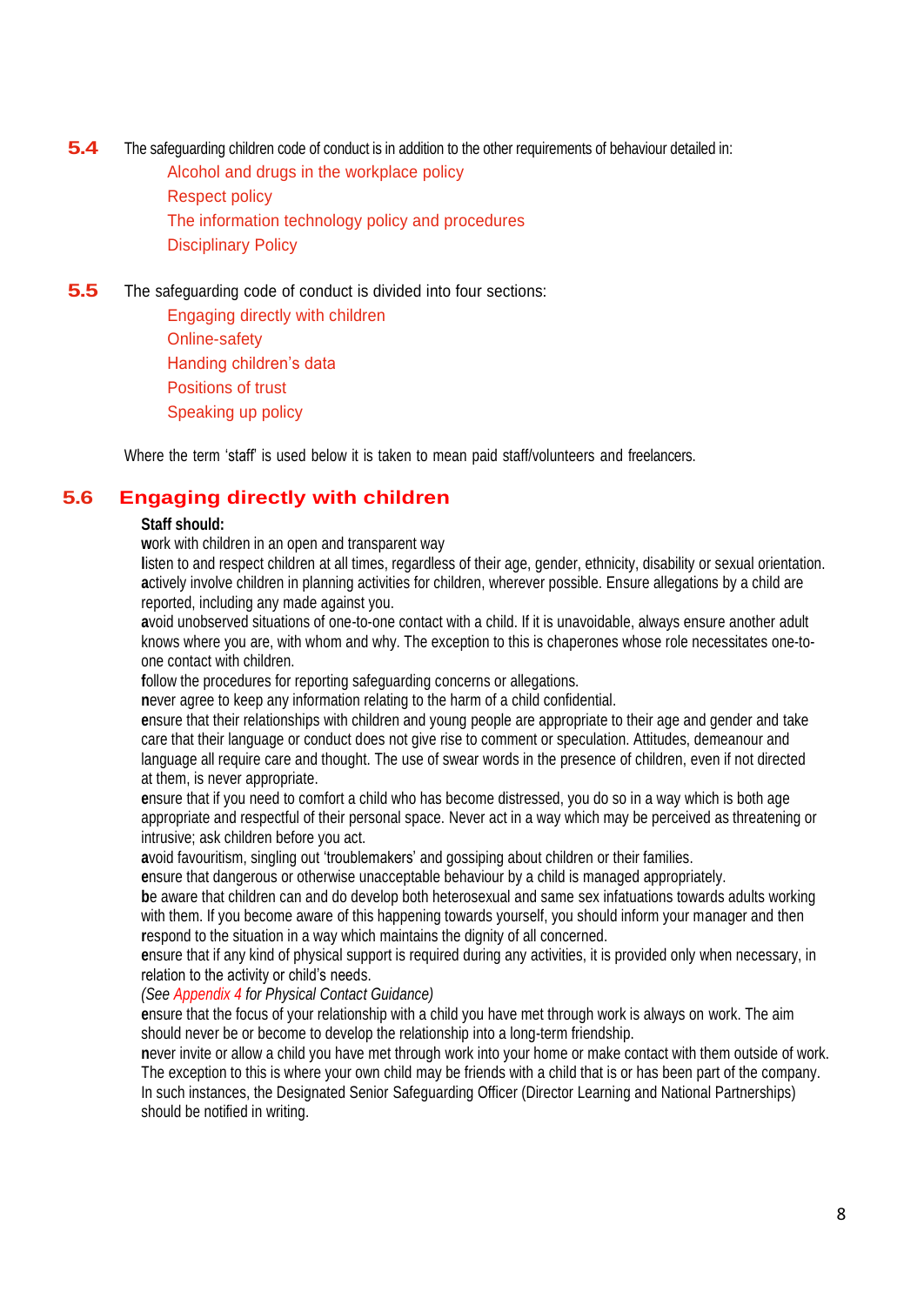**5.4** The safeguarding children code of conduct is in addition to the other requirements of behaviour detailed in:

- Alcohol and drugs in the workplace policy
- Respect policy
- The information technology policy and procedures
- Disciplinary Policy

**5.5** The safeguarding code of conduct is divided into four sections:

- Engaging directly with children
- Online-safety
- Handing children's data
- Positions of trust
- Speaking up policy

Where the term 'staff' is used below it is taken to mean paid staff/volunteers and freelancers.

## 5.6 Engaging directly with children

**Staff should:**

**w**ork with children in an open and transparent way

**l**isten to and respect children at all times, regardless of their age, gender, ethnicity, disability or sexual orientation.

**a**ctively involve children in planning activities for children, wherever possible. Ensure allegations by a child are reported, including any made against you.

**a**void unobserved situations of one-to-one contact with a child. If it is unavoidable, always ensure another adult knows where you are, with whom and why. The exception to this is chaperones whose role necessitates one-to-one contact with children.

**f**ollow the procedures for reporting safeguarding concerns or allegations.

**n**ever agree to keep any information relating to the harm of a child confidential.

**e**nsure that their relationships with children and young people are appropriate to their age and gender and take care that their language or conduct does not give rise to comment or speculation. Attitudes, demeanour and language all require care and thought. The use of swear words in the presence of children, even if not directed at them, is never appropriate.

**e**nsure that if you need to comfort a child who has become distressed, you do so in a way which is both age appropriate and respectful of their personal space. Never act in a way which may be perceived as threatening or intrusive; ask children before you act.

**a**void favouritism, singling out 'troublemakers' and gossiping about children or their families.

**e**nsure that dangerous or otherwise unacceptable behaviour by a child is managed appropriately.

**b**e aware that children can and do develop both heterosexual and same sex infatuations towards adults working with them. If you become aware of this happening towards yourself, you should inform your manager and then **r**espond to the situation in a way which maintains the dignity of all concerned.

**e**nsure that if any kind of physical support is required during any activities, it is provided only when necessary, in relation to the activity or child's needs.

*(See Appendix 4 for Physical Contact Guidance)*

**e**nsure that the focus of your relationship with a child you have met through work is always on work. The aim should never be or become to develop the relationship into a long-term friendship.

**n**ever invite or allow a child you have met through work into your home or make contact with them outside of work. The exception to this is where your own child may be friends with a child that is or has been part of the company. In such instances, the Designated Senior Safeguarding Officer (Director Learning and National Partnerships) should be notified in writing.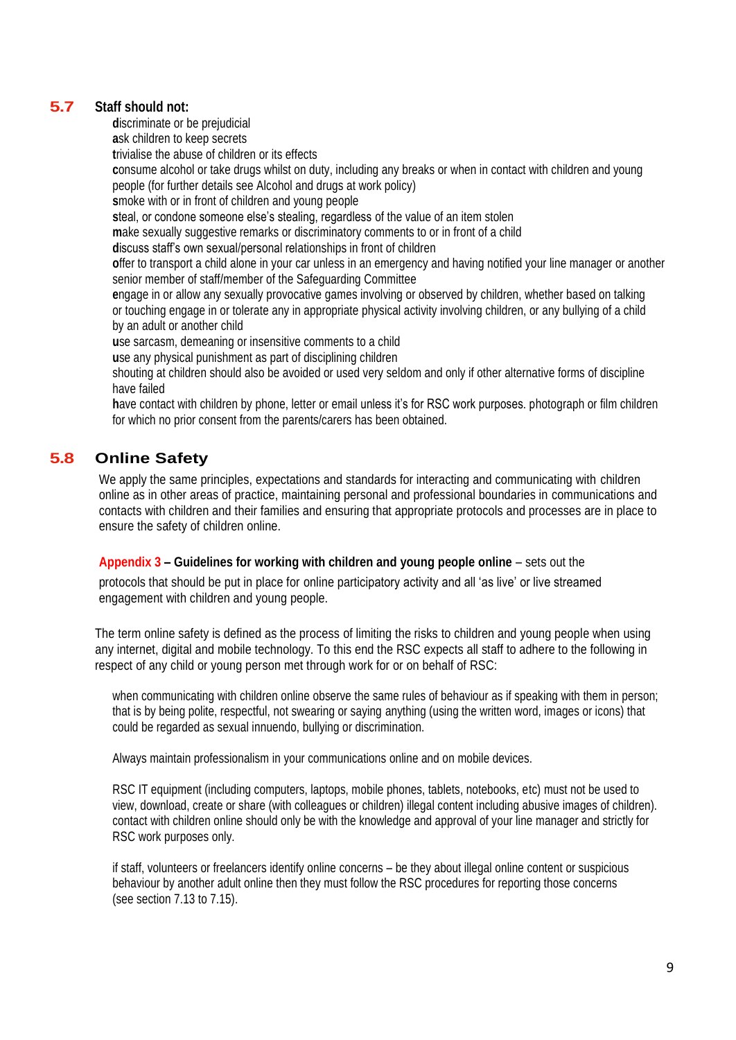## 5.7 Staff should not:

- **d**iscriminate or be prejudicial
- **a**sk children to keep secrets
- **t**rivialise the abuse of children or its effects
- **c**onsume alcohol or take drugs whilst on duty, including any breaks or when in contact with children and young people (for further details see Alcohol and drugs at work policy)
- **s**moke with or in front of children and young people
- **s**teal, or condone someone else's stealing, regardless of the value of an item stolen
- **m**ake sexually suggestive remarks or discriminatory comments to or in front of a child
- **d**iscuss staff's own sexual/personal relationships in front of children
- **o**ffer to transport a child alone in your car unless in an emergency and having notified your line manager or another senior member of staff/member of the Safeguarding Committee
- **e**ngage in or allow any sexually provocative games involving or observed by children, whether based on talking or touching engage in or tolerate any in appropriate physical activity involving children, or any bullying of a child by an adult or another child
- **u**se sarcasm, demeaning or insensitive comments to a child
- **u**se any physical punishment as part of disciplining children
- shouting at children should also be avoided or used very seldom and only if other alternative forms of discipline have failed
- **h**ave contact with children by phone, letter or email unless it's for RSC work purposes. photograph or film children for which no prior consent from the parents/carers has been obtained.

## 5.8 Online Safety

We apply the same principles, expectations and standards for interacting and communicating with children online as in other areas of practice, maintaining personal and professional boundaries in communications and contacts with children and their families and ensuring that appropriate protocols and processes are in place to ensure the safety of children online.

**Appendix 3 – Guidelines for working with children and young people online** – sets out the protocols that should be put in place for online participatory activity and all 'as live' or live streamed engagement with children and young people.

The term online safety is defined as the process of limiting the risks to children and young people when using any internet, digital and mobile technology. To this end the RSC expects all staff to adhere to the following in respect of any child or young person met through work for or on behalf of RSC:

- when communicating with children online observe the same rules of behaviour as if speaking with them in person; that is by being polite, respectful, not swearing or saying anything (using the written word, images or icons) that could be regarded as sexual innuendo, bullying or discrimination.

- Always maintain professionalism in your communications online and on mobile devices.

- RSC IT equipment (including computers, laptops, mobile phones, tablets, notebooks, etc) must not be used to view, download, create or share (with colleagues or children) illegal content including abusive images of children). contact with children online should only be with the knowledge and approval of your line manager and strictly for RSC work purposes only.

- if staff, volunteers or freelancers identify online concerns – be they about illegal online content or suspicious behaviour by another adult online then they must follow the RSC procedures for reporting those concerns (see section 7.13 to 7.15).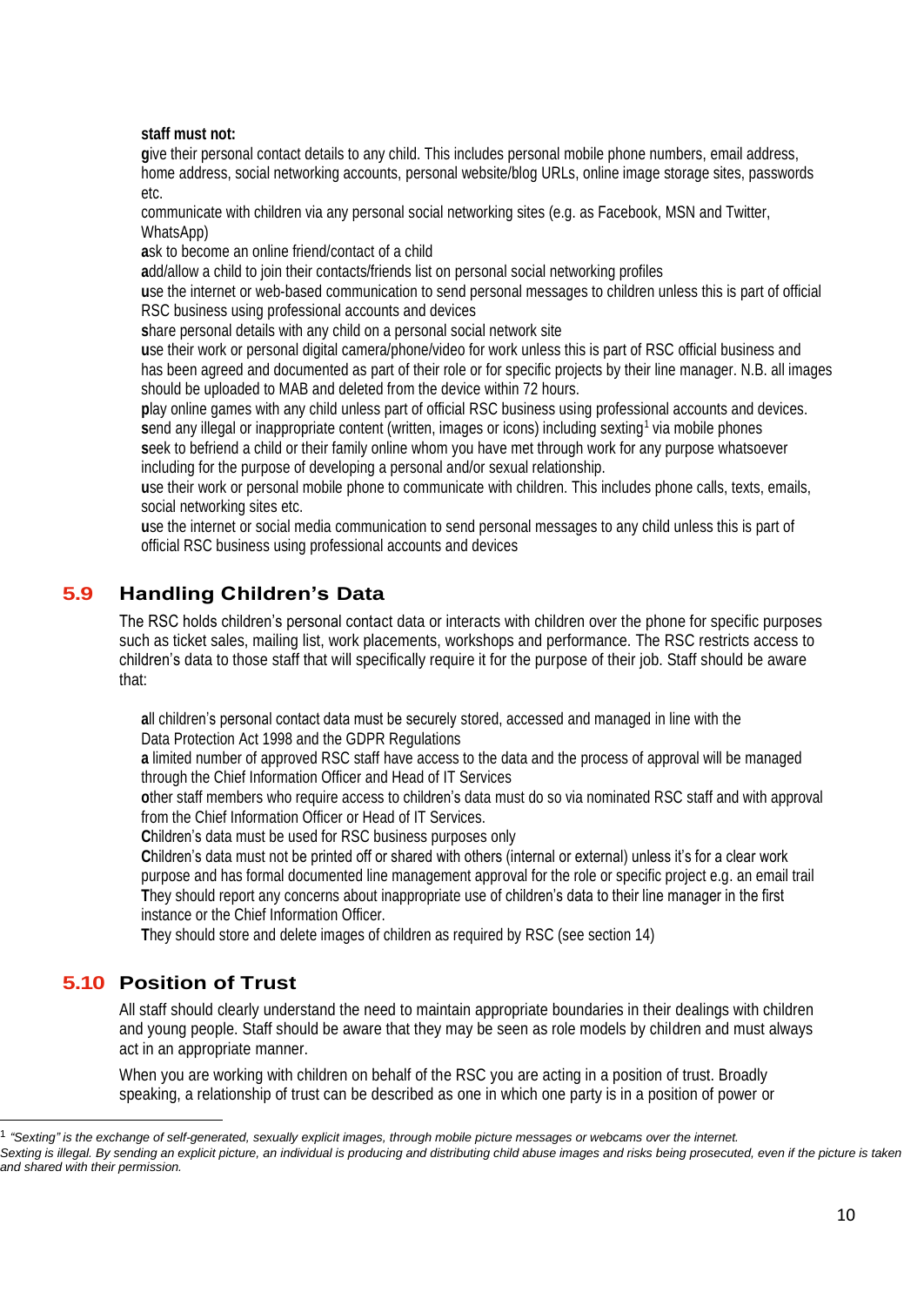**staff must not:**

**g**ive their personal contact details to any child. This includes personal mobile phone numbers, email address, home address, social networking accounts, personal website/blog URLs, online image storage sites, passwords etc.

communicate with children via any personal social networking sites (e.g. as Facebook, MSN and Twitter, WhatsApp)

**a**sk to become an online friend/contact of a child

**a**dd/allow a child to join their contacts/friends list on personal social networking profiles

**u**se the internet or web-based communication to send personal messages to children unless this is part of official RSC business using professional accounts and devices

**s**hare personal details with any child on a personal social network site

**u**se their work or personal digital camera/phone/video for work unless this is part of RSC official business and has been agreed and documented as part of their role or for specific projects by their line manager. N.B. all images should be uploaded to MAB and deleted from the device within 72 hours.

**p**lay online games with any child unless part of official RSC business using professional accounts and devices.

**s**end any illegal or inappropriate content (written, images or icons) including sexting[1] via mobile phones

**s**eek to befriend a child or their family online whom you have met through work for any purpose whatsoever including for the purpose of developing a personal and/or sexual relationship.

**u**se their work or personal mobile phone to communicate with children. This includes phone calls, texts, emails, social networking sites etc.

**u**se the internet or social media communication to send personal messages to any child unless this is part of official RSC business using professional accounts and devices

## 5.9 Handling Children's Data

The RSC holds children's personal contact data or interacts with children over the phone for specific purposes such as ticket sales, mailing list, work placements, workshops and performance. The RSC restricts access to children's data to those staff that will specifically require it for the purpose of their job. Staff should be aware that:

**a**ll children's personal contact data must be securely stored, accessed and managed in line with the Data Protection Act 1998 and the GDPR Regulations

**a** limited number of approved RSC staff have access to the data and the process of approval will be managed through the Chief Information Officer and Head of IT Services

**o**ther staff members who require access to children's data must do so via nominated RSC staff and with approval from the Chief Information Officer or Head of IT Services.

**C**hildren's data must be used for RSC business purposes only

**C**hildren's data must not be printed off or shared with others (internal or external) unless it's for a clear work purpose and has formal documented line management approval for the role or specific project e.g. an email trail

**T**hey should report any concerns about inappropriate use of children's data to their line manager in the first instance or the Chief Information Officer.

**T**hey should store and delete images of children as required by RSC (see section 14)

## 5.10 Position of Trust

All staff should clearly understand the need to maintain appropriate boundaries in their dealings with children and young people. Staff should be aware that they may be seen as role models by children and must always act in an appropriate manner.

When you are working with children on behalf of the RSC you are acting in a position of trust. Broadly speaking, a relationship of trust can be described as one in which one party is in a position of power or

---

[1] *"Sexting" is the exchange of self-generated, sexually explicit images, through mobile picture messages or webcams over the internet. Sexting is illegal. By sending an explicit picture, an individual is producing and distributing child abuse images and risks being prosecuted, even if the picture is taken and shared with their permission.*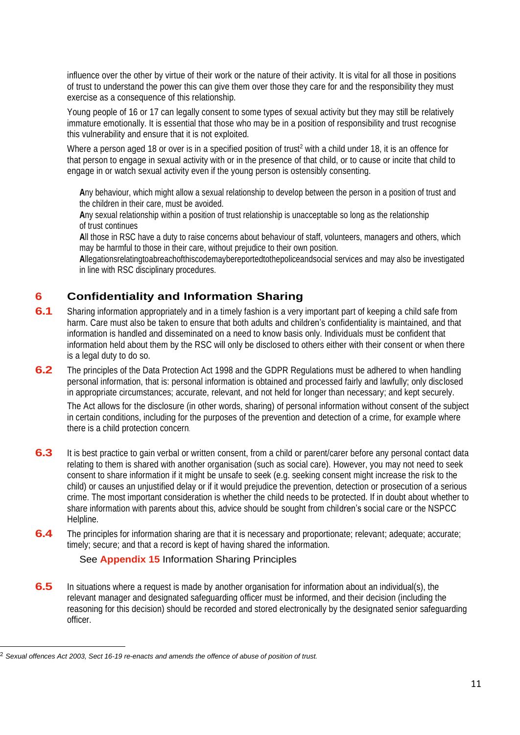influence over the other by virtue of their work or the nature of their activity. It is vital for all those in positions of trust to understand the power this can give them over those they care for and the responsibility they must exercise as a consequence of this relationship.

Young people of 16 or 17 can legally consent to some types of sexual activity but they may still be relatively immature emotionally. It is essential that those who may be in a position of responsibility and trust recognise this vulnerability and ensure that it is not exploited.

Where a person aged 18 or over is in a specified position of trust[2] with a child under 18, it is an offence for that person to engage in sexual activity with or in the presence of that child, or to cause or incite that child to engage in or watch sexual activity even if the young person is ostensibly consenting.

**A**ny behaviour, which might allow a sexual relationship to develop between the person in a position of trust and the children in their care, must be avoided.
**A**ny sexual relationship within a position of trust relationship is unacceptable so long as the relationship of trust continues
**A**ll those in RSC have a duty to raise concerns about behaviour of staff, volunteers, managers and others, which may be harmful to those in their care, without prejudice to their own position.
**A**llegationsrelatingtoabreachofthiscodemaybereportedtothepoliceandsocial services and may also be investigated in line with RSC disciplinary procedures.

## 6 Confidentiality and Information Sharing

**6.1** Sharing information appropriately and in a timely fashion is a very important part of keeping a child safe from harm. Care must also be taken to ensure that both adults and children's confidentiality is maintained, and that information is handled and disseminated on a need to know basis only. Individuals must be confident that information held about them by the RSC will only be disclosed to others either with their consent or when there is a legal duty to do so.

**6.2** The principles of the Data Protection Act 1998 and the GDPR Regulations must be adhered to when handling personal information, that is: personal information is obtained and processed fairly and lawfully; only disclosed in appropriate circumstances; accurate, relevant, and not held for longer than necessary; and kept securely.

The Act allows for the disclosure (in other words, sharing) of personal information without consent of the subject in certain conditions, including for the purposes of the prevention and detection of a crime, for example where there is a child protection concern.

**6.3** It is best practice to gain verbal or written consent, from a child or parent/carer before any personal contact data relating to them is shared with another organisation (such as social care). However, you may not need to seek consent to share information if it might be unsafe to seek (e.g. seeking consent might increase the risk to the child) or causes an unjustified delay or if it would prejudice the prevention, detection or prosecution of a serious crime. The most important consideration is whether the child needs to be protected. If in doubt about whether to share information with parents about this, advice should be sought from children's social care or the NSPCC Helpline.

**6.4** The principles for information sharing are that it is necessary and proportionate; relevant; adequate; accurate; timely; secure; and that a record is kept of having shared the information.

See **Appendix 15** Information Sharing Principles

**6.5** In situations where a request is made by another organisation for information about an individual(s), the relevant manager and designated safeguarding officer must be informed, and their decision (including the reasoning for this decision) should be recorded and stored electronically by the designated senior safeguarding officer.

---

[2] *Sexual offences Act 2003, Sect 16-19 re-enacts and amends the offence of abuse of position of trust.*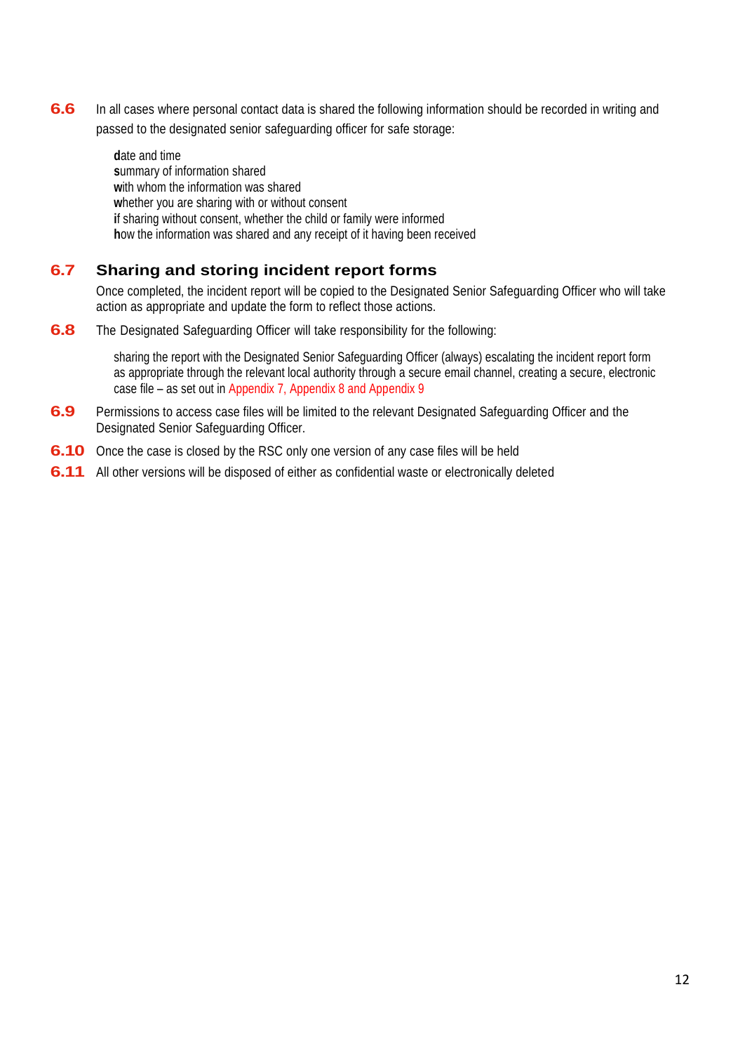**6.6** In all cases where personal contact data is shared the following information should be recorded in writing and passed to the designated senior safeguarding officer for safe storage:

- **d**ate and time
- **s**ummary of information shared
- **w**ith whom the information was shared
- **w**hether you are sharing with or without consent
- **i**f sharing without consent, whether the child or family were informed
- **h**ow the information was shared and any receipt of it having been received

## 6.7 Sharing and storing incident report forms

Once completed, the incident report will be copied to the Designated Senior Safeguarding Officer who will take action as appropriate and update the form to reflect those actions.

**6.8** The Designated Safeguarding Officer will take responsibility for the following:

sharing the report with the Designated Senior Safeguarding Officer (always) escalating the incident report form as appropriate through the relevant local authority through a secure email channel, creating a secure, electronic case file – as set out in Appendix 7, Appendix 8 and Appendix 9

**6.9** Permissions to access case files will be limited to the relevant Designated Safeguarding Officer and the Designated Senior Safeguarding Officer.

**6.10** Once the case is closed by the RSC only one version of any case files will be held

**6.11** All other versions will be disposed of either as confidential waste or electronically deleted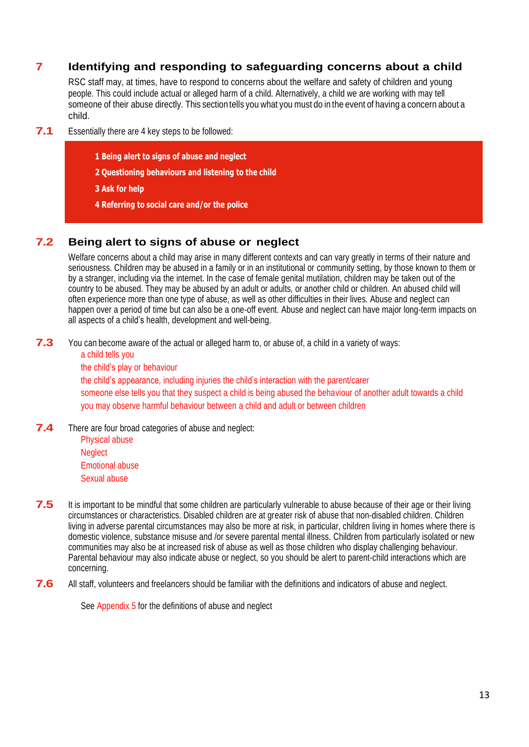## 7 Identifying and responding to safeguarding concerns about a child

RSC staff may, at times, have to respond to concerns about the welfare and safety of children and young people. This could include actual or alleged harm of a child. Alternatively, a child we are working with may tell someone of their abuse directly. This section tells you what you must do in the event of having a concern about a child.

**7.1** Essentially there are 4 key steps to be followed:

> **1 Being alert to signs of abuse and neglect**
>
> **2 Questioning behaviours and listening to the child**
>
> **3 Ask for help**
>
> **4 Referring to social care and/or the police**

### 7.2 Being alert to signs of abuse or neglect

Welfare concerns about a child may arise in many different contexts and can vary greatly in terms of their nature and seriousness. Children may be abused in a family or in an institutional or community setting, by those known to them or by a stranger, including via the internet. In the case of female genital mutilation, children may be taken out of the country to be abused. They may be abused by an adult or adults, or another child or children. An abused child will often experience more than one type of abuse, as well as other difficulties in their lives. Abuse and neglect can happen over a period of time but can also be a one-off event. Abuse and neglect can have major long-term impacts on all aspects of a child's health, development and well-being.

**7.3** You can become aware of the actual or alleged harm to, or abuse of, a child in a variety of ways:

- a child tells you
- the child's play or behaviour
- the child's appearance, including injuries the child's interaction with the parent/carer
- someone else tells you that they suspect a child is being abused the behaviour of another adult towards a child
- you may observe harmful behaviour between a child and adult or between children

**7.4** There are four broad categories of abuse and neglect:

- Physical abuse
- Neglect
- Emotional abuse
- Sexual abuse

**7.5** It is important to be mindful that some children are particularly vulnerable to abuse because of their age or their living circumstances or characteristics. Disabled children are at greater risk of abuse that non-disabled children. Children living in adverse parental circumstances may also be more at risk, in particular, children living in homes where there is domestic violence, substance misuse and /or severe parental mental illness. Children from particularly isolated or new communities may also be at increased risk of abuse as well as those children who display challenging behaviour. Parental behaviour may also indicate abuse or neglect, so you should be alert to parent-child interactions which are concerning.

**7.6** All staff, volunteers and freelancers should be familiar with the definitions and indicators of abuse and neglect.

See Appendix 5 for the definitions of abuse and neglect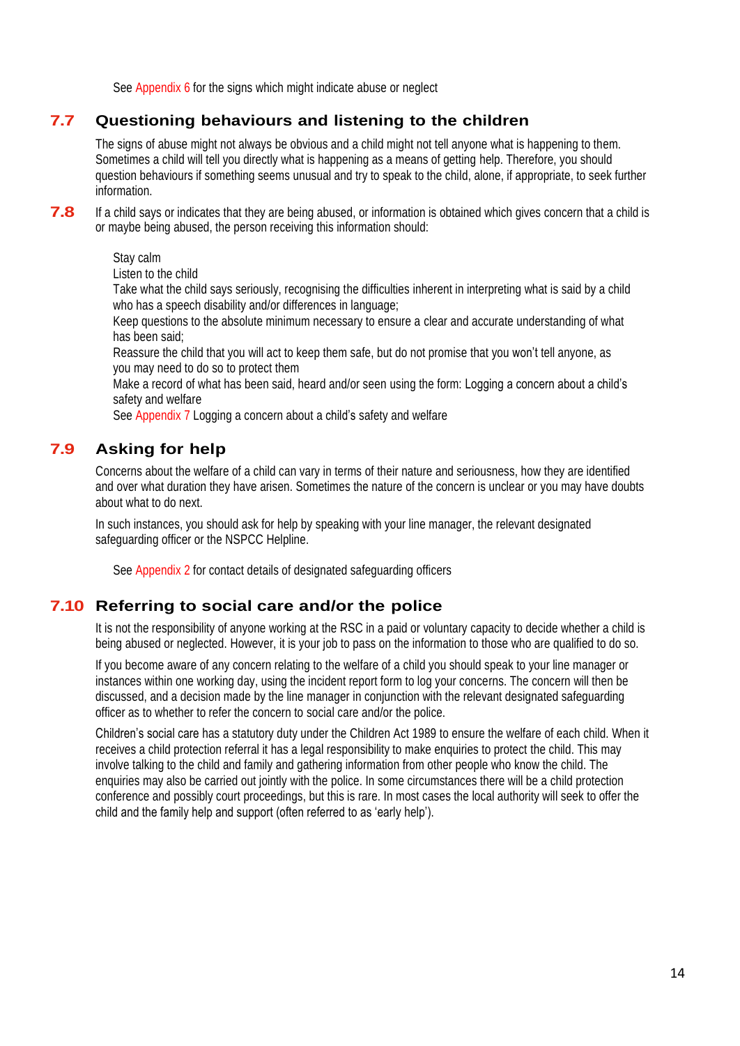See Appendix 6 for the signs which might indicate abuse or neglect

## 7.7 Questioning behaviours and listening to the children

The signs of abuse might not always be obvious and a child might not tell anyone what is happening to them. Sometimes a child will tell you directly what is happening as a means of getting help. Therefore, you should question behaviours if something seems unusual and try to speak to the child, alone, if appropriate, to seek further information.

**7.8** If a child says or indicates that they are being abused, or information is obtained which gives concern that a child is or maybe being abused, the person receiving this information should:

Stay calm

Listen to the child

Take what the child says seriously, recognising the difficulties inherent in interpreting what is said by a child who has a speech disability and/or differences in language;

Keep questions to the absolute minimum necessary to ensure a clear and accurate understanding of what has been said;

Reassure the child that you will act to keep them safe, but do not promise that you won't tell anyone, as you may need to do so to protect them

Make a record of what has been said, heard and/or seen using the form: Logging a concern about a child's safety and welfare

See Appendix 7 Logging a concern about a child's safety and welfare

## 7.9 Asking for help

Concerns about the welfare of a child can vary in terms of their nature and seriousness, how they are identified and over what duration they have arisen. Sometimes the nature of the concern is unclear or you may have doubts about what to do next.

In such instances, you should ask for help by speaking with your line manager, the relevant designated safeguarding officer or the NSPCC Helpline.

See Appendix 2 for contact details of designated safeguarding officers

## 7.10 Referring to social care and/or the police

It is not the responsibility of anyone working at the RSC in a paid or voluntary capacity to decide whether a child is being abused or neglected. However, it is your job to pass on the information to those who are qualified to do so.

If you become aware of any concern relating to the welfare of a child you should speak to your line manager or instances within one working day, using the incident report form to log your concerns. The concern will then be discussed, and a decision made by the line manager in conjunction with the relevant designated safeguarding officer as to whether to refer the concern to social care and/or the police.

Children's social care has a statutory duty under the Children Act 1989 to ensure the welfare of each child. When it receives a child protection referral it has a legal responsibility to make enquiries to protect the child. This may involve talking to the child and family and gathering information from other people who know the child. The enquiries may also be carried out jointly with the police. In some circumstances there will be a child protection conference and possibly court proceedings, but this is rare. In most cases the local authority will seek to offer the child and the family help and support (often referred to as 'early help').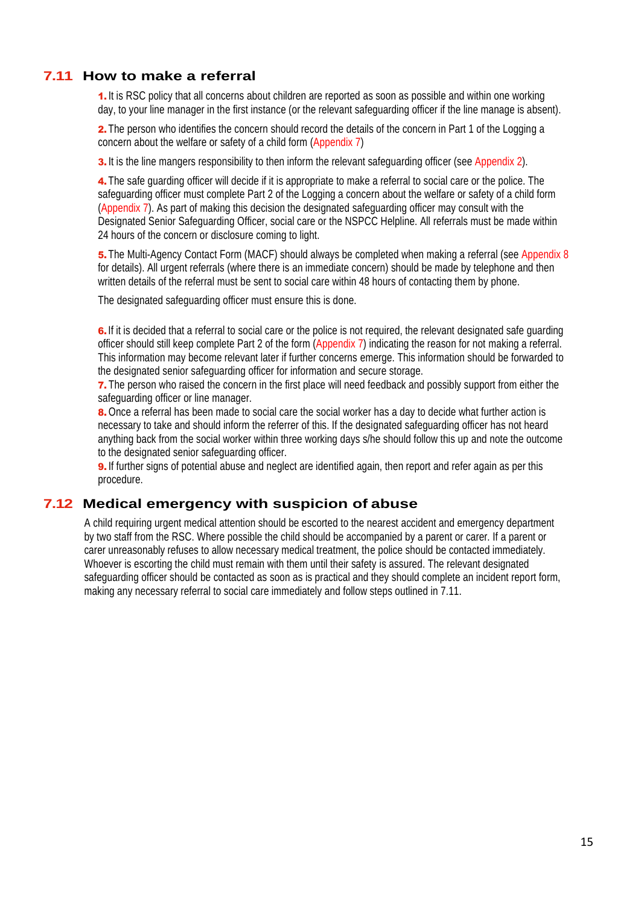## 7.11 How to make a referral

1. It is RSC policy that all concerns about children are reported as soon as possible and within one working day, to your line manager in the first instance (or the relevant safeguarding officer if the line manage is absent).

2. The person who identifies the concern should record the details of the concern in Part 1 of the Logging a concern about the welfare or safety of a child form (Appendix 7)

3. It is the line mangers responsibility to then inform the relevant safeguarding officer (see Appendix 2).

4. The safe guarding officer will decide if it is appropriate to make a referral to social care or the police. The safeguarding officer must complete Part 2 of the Logging a concern about the welfare or safety of a child form (Appendix 7). As part of making this decision the designated safeguarding officer may consult with the Designated Senior Safeguarding Officer, social care or the NSPCC Helpline. All referrals must be made within 24 hours of the concern or disclosure coming to light.

5. The Multi-Agency Contact Form (MACF) should always be completed when making a referral (see Appendix 8 for details). All urgent referrals (where there is an immediate concern) should be made by telephone and then written details of the referral must be sent to social care within 48 hours of contacting them by phone.

   The designated safeguarding officer must ensure this is done.

6. If it is decided that a referral to social care or the police is not required, the relevant designated safe guarding officer should still keep complete Part 2 of the form (Appendix 7) indicating the reason for not making a referral. This information may become relevant later if further concerns emerge. This information should be forwarded to the designated senior safeguarding officer for information and secure storage.

7. The person who raised the concern in the first place will need feedback and possibly support from either the safeguarding officer or line manager.

8. Once a referral has been made to social care the social worker has a day to decide what further action is necessary to take and should inform the referrer of this. If the designated safeguarding officer has not heard anything back from the social worker within three working days s/he should follow this up and note the outcome to the designated senior safeguarding officer.

9. If further signs of potential abuse and neglect are identified again, then report and refer again as per this procedure.

## 7.12 Medical emergency with suspicion of abuse

A child requiring urgent medical attention should be escorted to the nearest accident and emergency department by two staff from the RSC. Where possible the child should be accompanied by a parent or carer. If a parent or carer unreasonably refuses to allow necessary medical treatment, the police should be contacted immediately. Whoever is escorting the child must remain with them until their safety is assured. The relevant designated safeguarding officer should be contacted as soon as is practical and they should complete an incident report form, making any necessary referral to social care immediately and follow steps outlined in 7.11.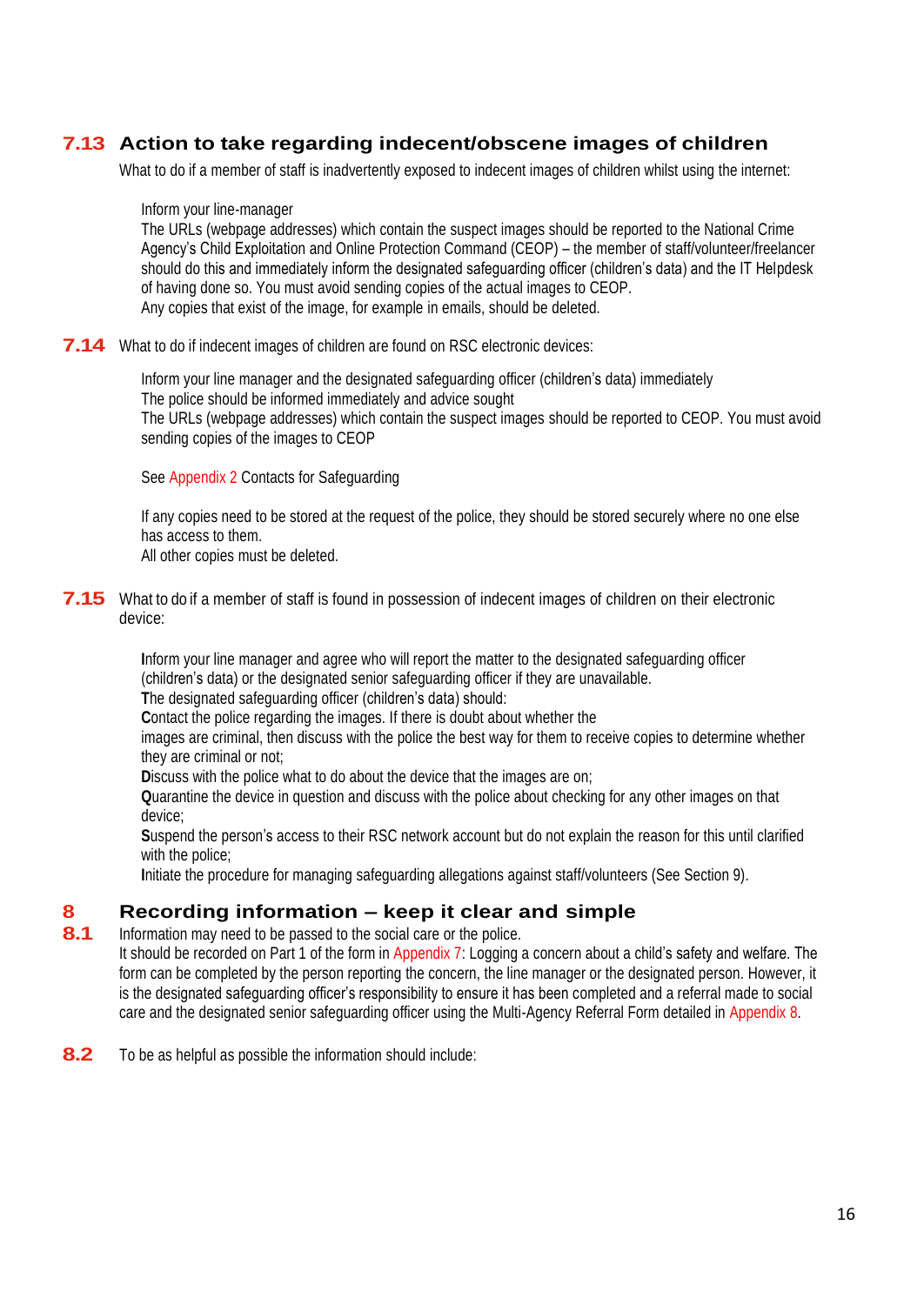## 7.13 Action to take regarding indecent/obscene images of children

What to do if a member of staff is inadvertently exposed to indecent images of children whilst using the internet:

Inform your line-manager
The URLs (webpage addresses) which contain the suspect images should be reported to the National Crime Agency's Child Exploitation and Online Protection Command (CEOP) – the member of staff/volunteer/freelancer should do this and immediately inform the designated safeguarding officer (children's data) and the IT Helpdesk of having done so. You must avoid sending copies of the actual images to CEOP.
Any copies that exist of the image, for example in emails, should be deleted.

**7.14** What to do if indecent images of children are found on RSC electronic devices:

Inform your line manager and the designated safeguarding officer (children's data) immediately
The police should be informed immediately and advice sought
The URLs (webpage addresses) which contain the suspect images should be reported to CEOP. You must avoid sending copies of the images to CEOP

See Appendix 2 Contacts for Safeguarding

If any copies need to be stored at the request of the police, they should be stored securely where no one else has access to them.
All other copies must be deleted.

**7.15** What to do if a member of staff is found in possession of indecent images of children on their electronic device:

Inform your line manager and agree who will report the matter to the designated safeguarding officer (children's data) or the designated senior safeguarding officer if they are unavailable.
The designated safeguarding officer (children's data) should:
Contact the police regarding the images. If there is doubt about whether the images are criminal, then discuss with the police the best way for them to receive copies to determine whether they are criminal or not;
Discuss with the police what to do about the device that the images are on;
Quarantine the device in question and discuss with the police about checking for any other images on that device;
Suspend the person's access to their RSC network account but do not explain the reason for this until clarified with the police;
Initiate the procedure for managing safeguarding allegations against staff/volunteers (See Section 9).

## 8 Recording information – keep it clear and simple

**8.1** Information may need to be passed to the social care or the police.
It should be recorded on Part 1 of the form in Appendix 7: Logging a concern about a child's safety and welfare. The form can be completed by the person reporting the concern, the line manager or the designated person. However, it is the designated safeguarding officer's responsibility to ensure it has been completed and a referral made to social care and the designated senior safeguarding officer using the Multi-Agency Referral Form detailed in Appendix 8.

**8.2** To be as helpful as possible the information should include: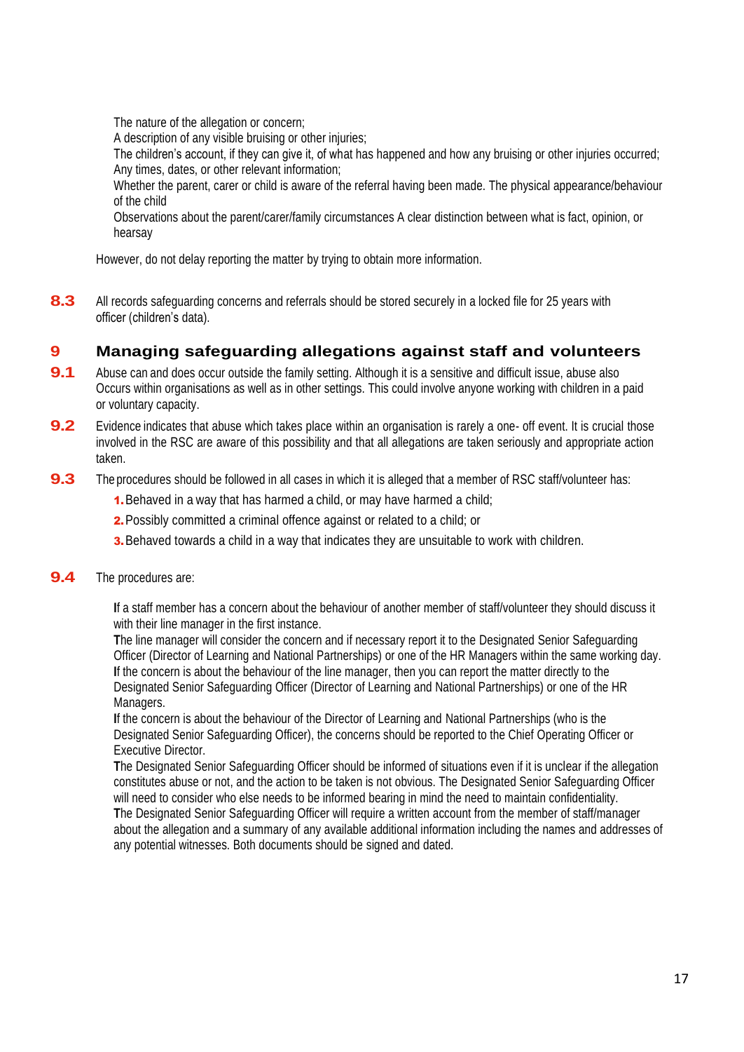The nature of the allegation or concern;
A description of any visible bruising or other injuries;
The children's account, if they can give it, of what has happened and how any bruising or other injuries occurred;
Any times, dates, or other relevant information;
Whether the parent, carer or child is aware of the referral having been made. The physical appearance/behaviour of the child
Observations about the parent/carer/family circumstances A clear distinction between what is fact, opinion, or hearsay

However, do not delay reporting the matter by trying to obtain more information.

**8.3** All records safeguarding concerns and referrals should be stored securely in a locked file for 25 years with officer (children's data).

## 9 Managing safeguarding allegations against staff and volunteers

**9.1** Abuse can and does occur outside the family setting. Although it is a sensitive and difficult issue, abuse also Occurs within organisations as well as in other settings. This could involve anyone working with children in a paid or voluntary capacity.

**9.2** Evidence indicates that abuse which takes place within an organisation is rarely a one- off event. It is crucial those involved in the RSC are aware of this possibility and that all allegations are taken seriously and appropriate action taken.

**9.3** The procedures should be followed in all cases in which it is alleged that a member of RSC staff/volunteer has:

1. Behaved in a way that has harmed a child, or may have harmed a child;
2. Possibly committed a criminal offence against or related to a child; or
3. Behaved towards a child in a way that indicates they are unsuitable to work with children.

**9.4** The procedures are:

If a staff member has a concern about the behaviour of another member of staff/volunteer they should discuss it with their line manager in the first instance.
The line manager will consider the concern and if necessary report it to the Designated Senior Safeguarding Officer (Director of Learning and National Partnerships) or one of the HR Managers within the same working day.
If the concern is about the behaviour of the line manager, then you can report the matter directly to the Designated Senior Safeguarding Officer (Director of Learning and National Partnerships) or one of the HR Managers.
If the concern is about the behaviour of the Director of Learning and National Partnerships (who is the Designated Senior Safeguarding Officer), the concerns should be reported to the Chief Operating Officer or Executive Director.
The Designated Senior Safeguarding Officer should be informed of situations even if it is unclear if the allegation constitutes abuse or not, and the action to be taken is not obvious. The Designated Senior Safeguarding Officer will need to consider who else needs to be informed bearing in mind the need to maintain confidentiality.
The Designated Senior Safeguarding Officer will require a written account from the member of staff/manager about the allegation and a summary of any available additional information including the names and addresses of any potential witnesses. Both documents should be signed and dated.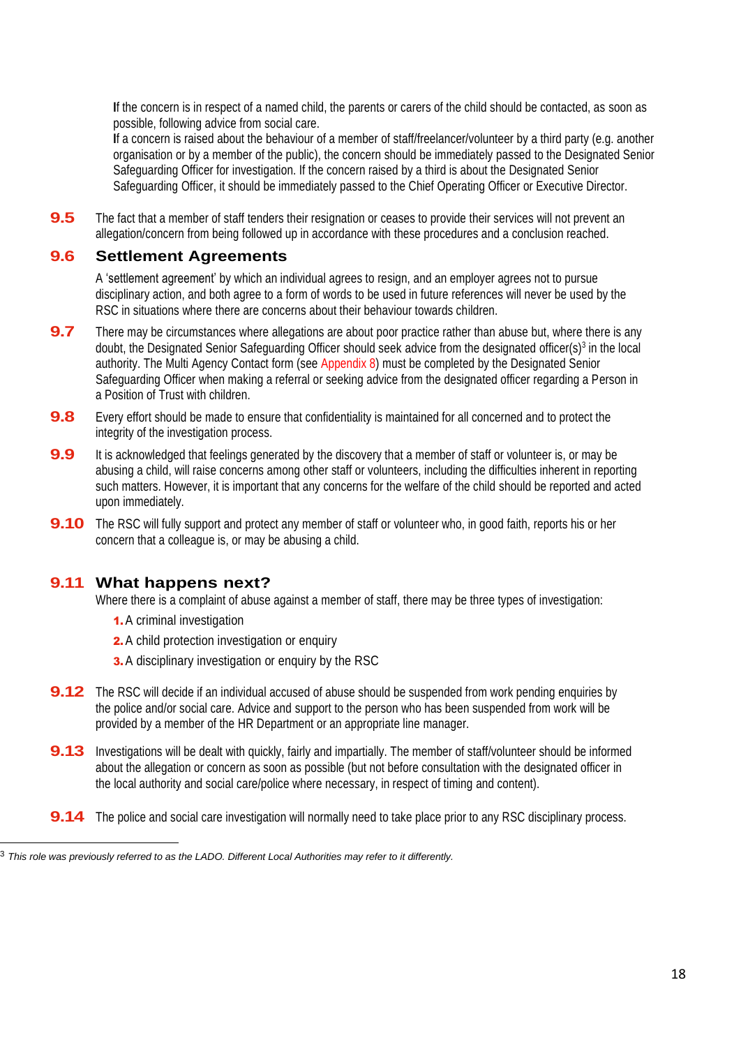If the concern is in respect of a named child, the parents or carers of the child should be contacted, as soon as possible, following advice from social care.

If a concern is raised about the behaviour of a member of staff/freelancer/volunteer by a third party (e.g. another organisation or by a member of the public), the concern should be immediately passed to the Designated Senior Safeguarding Officer for investigation. If the concern raised by a third is about the Designated Senior Safeguarding Officer, it should be immediately passed to the Chief Operating Officer or Executive Director.

**9.5** The fact that a member of staff tenders their resignation or ceases to provide their services will not prevent an allegation/concern from being followed up in accordance with these procedures and a conclusion reached.

### 9.6 Settlement Agreements

A 'settlement agreement' by which an individual agrees to resign, and an employer agrees not to pursue disciplinary action, and both agree to a form of words to be used in future references will never be used by the RSC in situations where there are concerns about their behaviour towards children.

**9.7** There may be circumstances where allegations are about poor practice rather than abuse but, where there is any doubt, the Designated Senior Safeguarding Officer should seek advice from the designated officer(s)[3] in the local authority. The Multi Agency Contact form (see Appendix 8) must be completed by the Designated Senior Safeguarding Officer when making a referral or seeking advice from the designated officer regarding a Person in a Position of Trust with children.

**9.8** Every effort should be made to ensure that confidentiality is maintained for all concerned and to protect the integrity of the investigation process.

**9.9** It is acknowledged that feelings generated by the discovery that a member of staff or volunteer is, or may be abusing a child, will raise concerns among other staff or volunteers, including the difficulties inherent in reporting such matters. However, it is important that any concerns for the welfare of the child should be reported and acted upon immediately.

**9.10** The RSC will fully support and protect any member of staff or volunteer who, in good faith, reports his or her concern that a colleague is, or may be abusing a child.

### 9.11 What happens next?

Where there is a complaint of abuse against a member of staff, there may be three types of investigation:

1. A criminal investigation
2. A child protection investigation or enquiry
3. A disciplinary investigation or enquiry by the RSC

**9.12** The RSC will decide if an individual accused of abuse should be suspended from work pending enquiries by the police and/or social care. Advice and support to the person who has been suspended from work will be provided by a member of the HR Department or an appropriate line manager.

**9.13** Investigations will be dealt with quickly, fairly and impartially. The member of staff/volunteer should be informed about the allegation or concern as soon as possible (but not before consultation with the designated officer in the local authority and social care/police where necessary, in respect of timing and content).

**9.14** The police and social care investigation will normally need to take place prior to any RSC disciplinary process.

---

[3] *This role was previously referred to as the LADO. Different Local Authorities may refer to it differently.*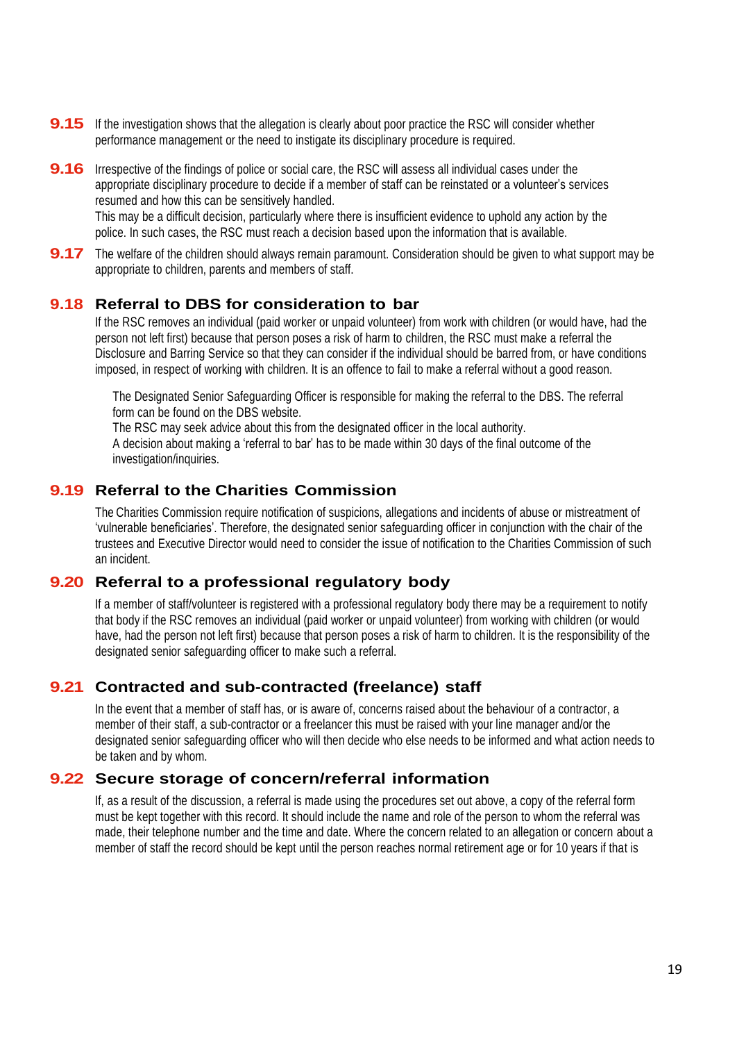**9.15** If the investigation shows that the allegation is clearly about poor practice the RSC will consider whether performance management or the need to instigate its disciplinary procedure is required.

**9.16** Irrespective of the findings of police or social care, the RSC will assess all individual cases under the appropriate disciplinary procedure to decide if a member of staff can be reinstated or a volunteer's services resumed and how this can be sensitively handled.
This may be a difficult decision, particularly where there is insufficient evidence to uphold any action by the police. In such cases, the RSC must reach a decision based upon the information that is available.

**9.17** The welfare of the children should always remain paramount. Consideration should be given to what support may be appropriate to children, parents and members of staff.

## 9.18 Referral to DBS for consideration to bar

If the RSC removes an individual (paid worker or unpaid volunteer) from work with children (or would have, had the person not left first) because that person poses a risk of harm to children, the RSC must make a referral the Disclosure and Barring Service so that they can consider if the individual should be barred from, or have conditions imposed, in respect of working with children. It is an offence to fail to make a referral without a good reason.

The Designated Senior Safeguarding Officer is responsible for making the referral to the DBS. The referral form can be found on the DBS website.
The RSC may seek advice about this from the designated officer in the local authority.
A decision about making a 'referral to bar' has to be made within 30 days of the final outcome of the investigation/inquiries.

## 9.19 Referral to the Charities Commission

The Charities Commission require notification of suspicions, allegations and incidents of abuse or mistreatment of 'vulnerable beneficiaries'. Therefore, the designated senior safeguarding officer in conjunction with the chair of the trustees and Executive Director would need to consider the issue of notification to the Charities Commission of such an incident.

## 9.20 Referral to a professional regulatory body

If a member of staff/volunteer is registered with a professional regulatory body there may be a requirement to notify that body if the RSC removes an individual (paid worker or unpaid volunteer) from working with children (or would have, had the person not left first) because that person poses a risk of harm to children. It is the responsibility of the designated senior safeguarding officer to make such a referral.

## 9.21 Contracted and sub-contracted (freelance) staff

In the event that a member of staff has, or is aware of, concerns raised about the behaviour of a contractor, a member of their staff, a sub-contractor or a freelancer this must be raised with your line manager and/or the designated senior safeguarding officer who will then decide who else needs to be informed and what action needs to be taken and by whom.

## 9.22 Secure storage of concern/referral information

If, as a result of the discussion, a referral is made using the procedures set out above, a copy of the referral form must be kept together with this record. It should include the name and role of the person to whom the referral was made, their telephone number and the time and date. Where the concern related to an allegation or concern about a member of staff the record should be kept until the person reaches normal retirement age or for 10 years if that is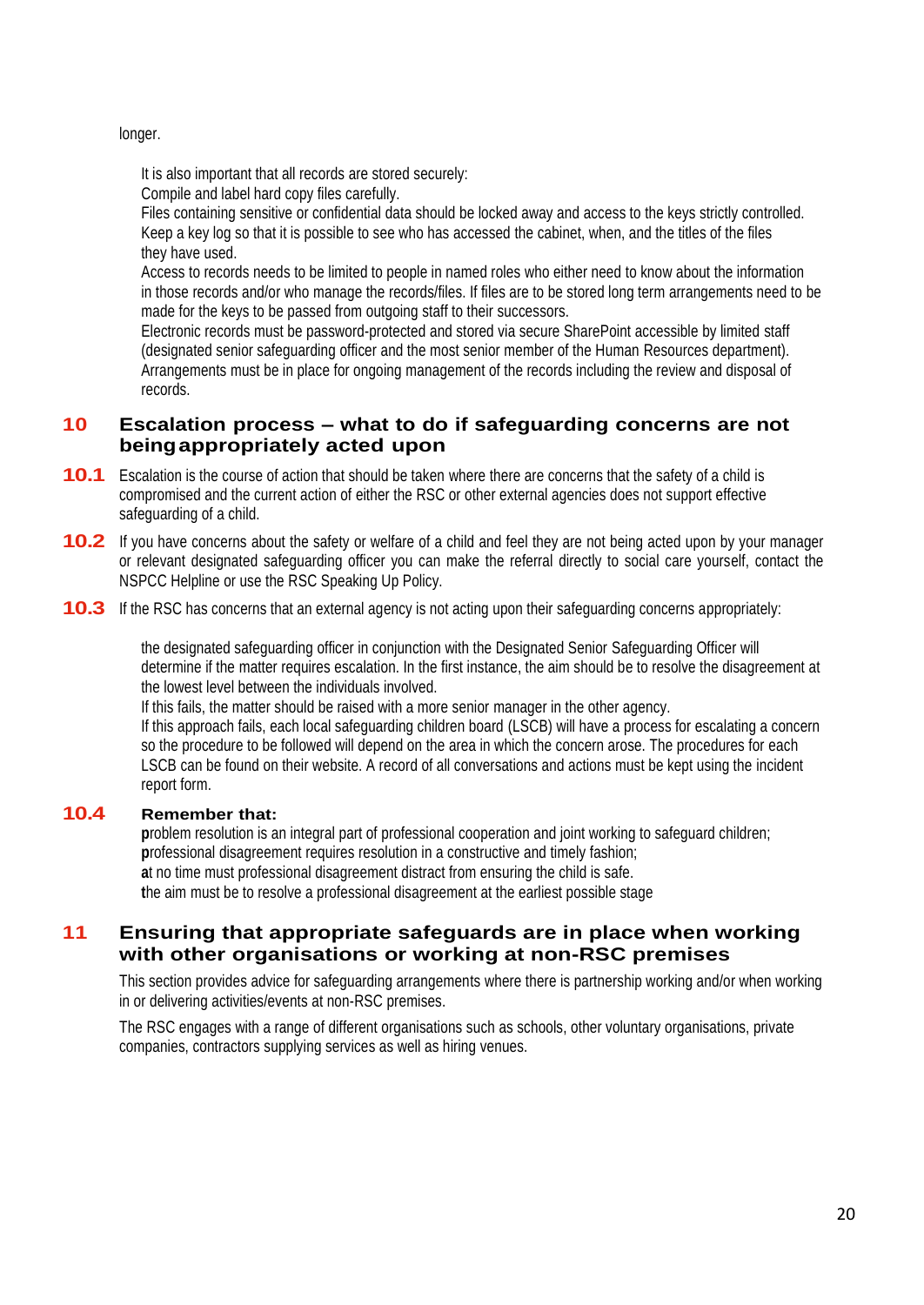longer.

It is also important that all records are stored securely:
Compile and label hard copy files carefully.
Files containing sensitive or confidential data should be locked away and access to the keys strictly controlled.
Keep a key log so that it is possible to see who has accessed the cabinet, when, and the titles of the files they have used.
Access to records needs to be limited to people in named roles who either need to know about the information in those records and/or who manage the records/files. If files are to be stored long term arrangements need to be made for the keys to be passed from outgoing staff to their successors.
Electronic records must be password-protected and stored via secure SharePoint accessible by limited staff (designated senior safeguarding officer and the most senior member of the Human Resources department).
Arrangements must be in place for ongoing management of the records including the review and disposal of records.

## 10 Escalation process – what to do if safeguarding concerns are not being appropriately acted upon

**10.1** Escalation is the course of action that should be taken where there are concerns that the safety of a child is compromised and the current action of either the RSC or other external agencies does not support effective safeguarding of a child.

**10.2** If you have concerns about the safety or welfare of a child and feel they are not being acted upon by your manager or relevant designated safeguarding officer you can make the referral directly to social care yourself, contact the NSPCC Helpline or use the RSC Speaking Up Policy.

**10.3** If the RSC has concerns that an external agency is not acting upon their safeguarding concerns appropriately:

the designated safeguarding officer in conjunction with the Designated Senior Safeguarding Officer will determine if the matter requires escalation. In the first instance, the aim should be to resolve the disagreement at the lowest level between the individuals involved.
If this fails, the matter should be raised with a more senior manager in the other agency.
If this approach fails, each local safeguarding children board (LSCB) will have a process for escalating a concern so the procedure to be followed will depend on the area in which the concern arose. The procedures for each LSCB can be found on their website. A record of all conversations and actions must be kept using the incident report form.

**10.4** **Remember that:**

problem resolution is an integral part of professional cooperation and joint working to safeguard children;
professional disagreement requires resolution in a constructive and timely fashion;
at no time must professional disagreement distract from ensuring the child is safe.
the aim must be to resolve a professional disagreement at the earliest possible stage

## 11 Ensuring that appropriate safeguards are in place when working with other organisations or working at non-RSC premises

This section provides advice for safeguarding arrangements where there is partnership working and/or when working in or delivering activities/events at non-RSC premises.

The RSC engages with a range of different organisations such as schools, other voluntary organisations, private companies, contractors supplying services as well as hiring venues.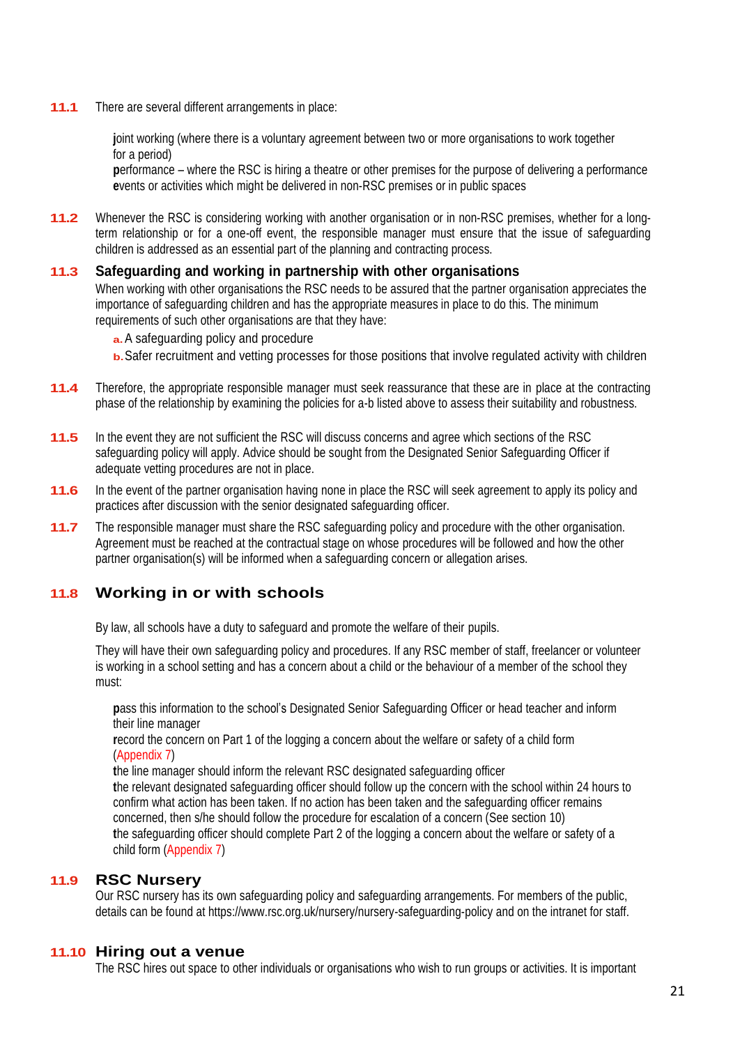**11.1** There are several different arrangements in place:

- **j**oint working (where there is a voluntary agreement between two or more organisations to work together for a period)
- **p**erformance – where the RSC is hiring a theatre or other premises for the purpose of delivering a performance
- **e**vents or activities which might be delivered in non-RSC premises or in public spaces

**11.2** Whenever the RSC is considering working with another organisation or in non-RSC premises, whether for a long-term relationship or for a one-off event, the responsible manager must ensure that the issue of safeguarding children is addressed as an essential part of the planning and contracting process.

### 11.3 Safeguarding and working in partnership with other organisations

When working with other organisations the RSC needs to be assured that the partner organisation appreciates the importance of safeguarding children and has the appropriate measures in place to do this. The minimum requirements of such other organisations are that they have:

a. A safeguarding policy and procedure

b. Safer recruitment and vetting processes for those positions that involve regulated activity with children

**11.4** Therefore, the appropriate responsible manager must seek reassurance that these are in place at the contracting phase of the relationship by examining the policies for a-b listed above to assess their suitability and robustness.

**11.5** In the event they are not sufficient the RSC will discuss concerns and agree which sections of the RSC safeguarding policy will apply. Advice should be sought from the Designated Senior Safeguarding Officer if adequate vetting procedures are not in place.

**11.6** In the event of the partner organisation having none in place the RSC will seek agreement to apply its policy and practices after discussion with the senior designated safeguarding officer.

**11.7** The responsible manager must share the RSC safeguarding policy and procedure with the other organisation. Agreement must be reached at the contractual stage on whose procedures will be followed and how the other partner organisation(s) will be informed when a safeguarding concern or allegation arises.

## 11.8 Working in or with schools

By law, all schools have a duty to safeguard and promote the welfare of their pupils.

They will have their own safeguarding policy and procedures. If any RSC member of staff, freelancer or volunteer is working in a school setting and has a concern about a child or the behaviour of a member of the school they must:

- **p**ass this information to the school's Designated Senior Safeguarding Officer or head teacher and inform their line manager
- **r**ecord the concern on Part 1 of the logging a concern about the welfare or safety of a child form (Appendix 7)
- **t**he line manager should inform the relevant RSC designated safeguarding officer
- **t**he relevant designated safeguarding officer should follow up the concern with the school within 24 hours to confirm what action has been taken. If no action has been taken and the safeguarding officer remains concerned, then s/he should follow the procedure for escalation of a concern (See section 10)
- **t**he safeguarding officer should complete Part 2 of the logging a concern about the welfare or safety of a child form (Appendix 7)

## 11.9 RSC Nursery

Our RSC nursery has its own safeguarding policy and safeguarding arrangements. For members of the public, details can be found at https://www.rsc.org.uk/nursery/nursery-safeguarding-policy and on the intranet for staff.

## 11.10 Hiring out a venue

The RSC hires out space to other individuals or organisations who wish to run groups or activities. It is important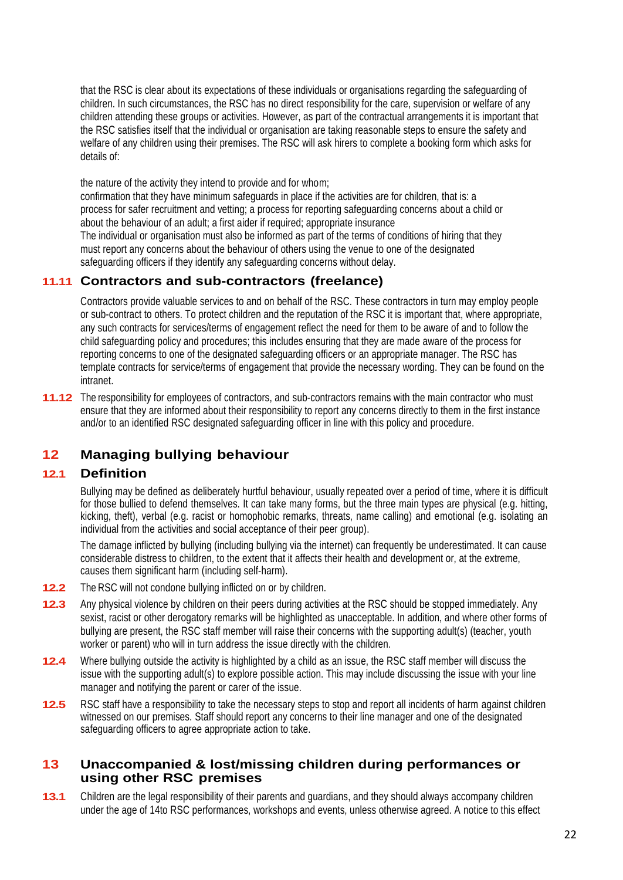that the RSC is clear about its expectations of these individuals or organisations regarding the safeguarding of children. In such circumstances, the RSC has no direct responsibility for the care, supervision or welfare of any children attending these groups or activities. However, as part of the contractual arrangements it is important that the RSC satisfies itself that the individual or organisation are taking reasonable steps to ensure the safety and welfare of any children using their premises. The RSC will ask hirers to complete a booking form which asks for details of:

the nature of the activity they intend to provide and for whom;
confirmation that they have minimum safeguards in place if the activities are for children, that is: a process for safer recruitment and vetting; a process for reporting safeguarding concerns about a child or about the behaviour of an adult; a first aider if required; appropriate insurance
The individual or organisation must also be informed as part of the terms of conditions of hiring that they must report any concerns about the behaviour of others using the venue to one of the designated safeguarding officers if they identify any safeguarding concerns without delay.

### 11.11 Contractors and sub-contractors (freelance)

Contractors provide valuable services to and on behalf of the RSC. These contractors in turn may employ people or sub-contract to others. To protect children and the reputation of the RSC it is important that, where appropriate, any such contracts for services/terms of engagement reflect the need for them to be aware of and to follow the child safeguarding policy and procedures; this includes ensuring that they are made aware of the process for reporting concerns to one of the designated safeguarding officers or an appropriate manager. The RSC has template contracts for service/terms of engagement that provide the necessary wording. They can be found on the intranet.

**11.12** The responsibility for employees of contractors, and sub-contractors remains with the main contractor who must ensure that they are informed about their responsibility to report any concerns directly to them in the first instance and/or to an identified RSC designated safeguarding officer in line with this policy and procedure.

## 12 Managing bullying behaviour

### 12.1 Definition

Bullying may be defined as deliberately hurtful behaviour, usually repeated over a period of time, where it is difficult for those bullied to defend themselves. It can take many forms, but the three main types are physical (e.g. hitting, kicking, theft), verbal (e.g. racist or homophobic remarks, threats, name calling) and emotional (e.g. isolating an individual from the activities and social acceptance of their peer group).

The damage inflicted by bullying (including bullying via the internet) can frequently be underestimated. It can cause considerable distress to children, to the extent that it affects their health and development or, at the extreme, causes them significant harm (including self-harm).

**12.2** The RSC will not condone bullying inflicted on or by children.

**12.3** Any physical violence by children on their peers during activities at the RSC should be stopped immediately. Any sexist, racist or other derogatory remarks will be highlighted as unacceptable. In addition, and where other forms of bullying are present, the RSC staff member will raise their concerns with the supporting adult(s) (teacher, youth worker or parent) who will in turn address the issue directly with the children.

**12.4** Where bullying outside the activity is highlighted by a child as an issue, the RSC staff member will discuss the issue with the supporting adult(s) to explore possible action. This may include discussing the issue with your line manager and notifying the parent or carer of the issue.

**12.5** RSC staff have a responsibility to take the necessary steps to stop and report all incidents of harm against children witnessed on our premises. Staff should report any concerns to their line manager and one of the designated safeguarding officers to agree appropriate action to take.

## 13 Unaccompanied & lost/missing children during performances or using other RSC premises

**13.1** Children are the legal responsibility of their parents and guardians, and they should always accompany children under the age of 14to RSC performances, workshops and events, unless otherwise agreed. A notice to this effect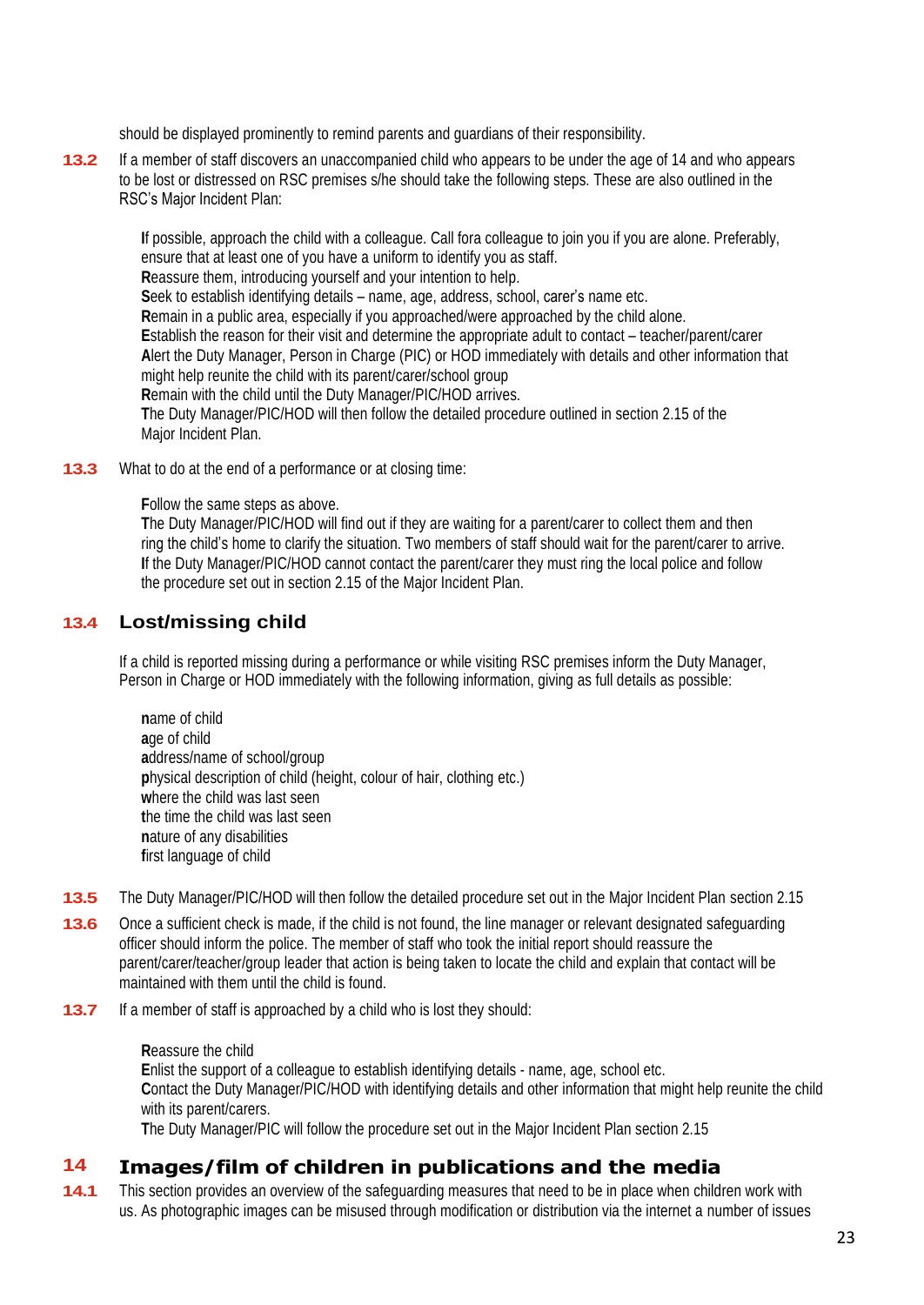should be displayed prominently to remind parents and guardians of their responsibility.

**13.2** If a member of staff discovers an unaccompanied child who appears to be under the age of 14 and who appears to be lost or distressed on RSC premises s/he should take the following steps. These are also outlined in the RSC's Major Incident Plan:

> **I**f possible, approach the child with a colleague. Call fora colleague to join you if you are alone. Preferably, ensure that at least one of you have a uniform to identify you as staff.
> **R**eassure them, introducing yourself and your intention to help.
> **S**eek to establish identifying details – name, age, address, school, carer's name etc.
> **R**emain in a public area, especially if you approached/were approached by the child alone.
> **E**stablish the reason for their visit and determine the appropriate adult to contact – teacher/parent/carer
> **A**lert the Duty Manager, Person in Charge (PIC) or HOD immediately with details and other information that might help reunite the child with its parent/carer/school group
> **R**emain with the child until the Duty Manager/PIC/HOD arrives.
> **T**he Duty Manager/PIC/HOD will then follow the detailed procedure outlined in section 2.15 of the Major Incident Plan.

**13.3** What to do at the end of a performance or at closing time:

> **F**ollow the same steps as above.
> **T**he Duty Manager/PIC/HOD will find out if they are waiting for a parent/carer to collect them and then ring the child's home to clarify the situation. Two members of staff should wait for the parent/carer to arrive.
> **I**f the Duty Manager/PIC/HOD cannot contact the parent/carer they must ring the local police and follow the procedure set out in section 2.15 of the Major Incident Plan.

### 13.4 Lost/missing child

If a child is reported missing during a performance or while visiting RSC premises inform the Duty Manager, Person in Charge or HOD immediately with the following information, giving as full details as possible:

> **n**ame of child
> **a**ge of child
> **a**ddress/name of school/group
> **p**hysical description of child (height, colour of hair, clothing etc.)
> **w**here the child was last seen
> **t**he time the child was last seen
> **n**ature of any disabilities
> **f**irst language of child

**13.5** The Duty Manager/PIC/HOD will then follow the detailed procedure set out in the Major Incident Plan section 2.15

**13.6** Once a sufficient check is made, if the child is not found, the line manager or relevant designated safeguarding officer should inform the police. The member of staff who took the initial report should reassure the parent/carer/teacher/group leader that action is being taken to locate the child and explain that contact will be maintained with them until the child is found.

**13.7** If a member of staff is approached by a child who is lost they should:

> **R**eassure the child
> **E**nlist the support of a colleague to establish identifying details - name, age, school etc.
> **C**ontact the Duty Manager/PIC/HOD with identifying details and other information that might help reunite the child with its parent/carers.
> **T**he Duty Manager/PIC will follow the procedure set out in the Major Incident Plan section 2.15

## 14 Images/film of children in publications and the media

**14.1** This section provides an overview of the safeguarding measures that need to be in place when children work with us. As photographic images can be misused through modification or distribution via the internet a number of issues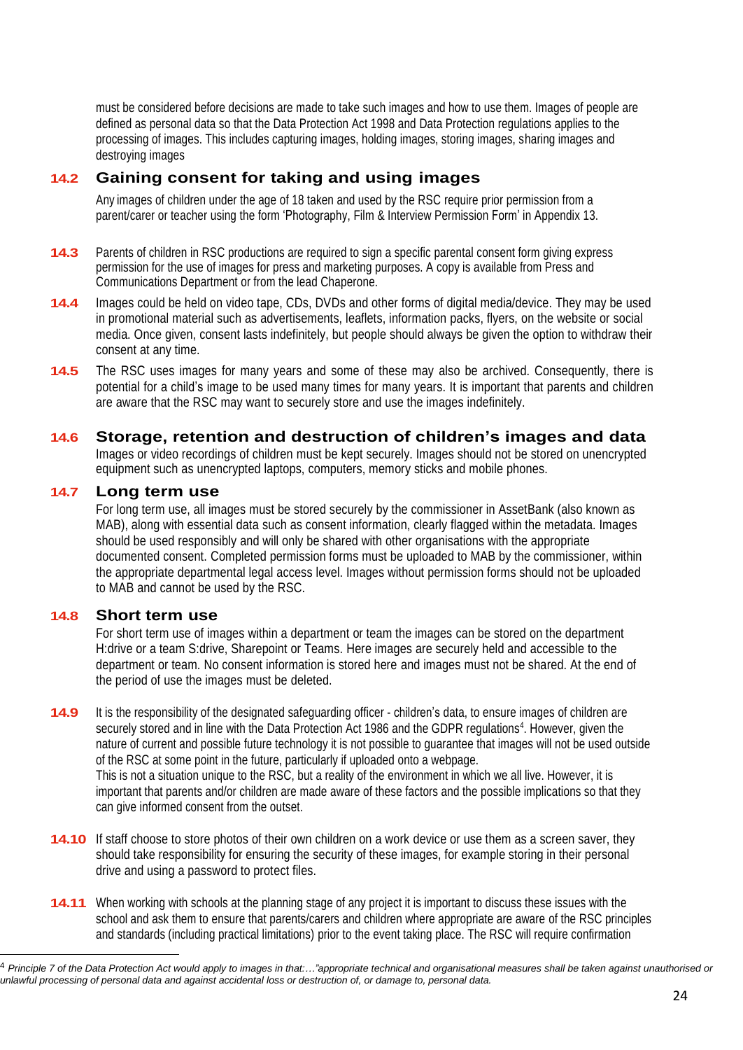must be considered before decisions are made to take such images and how to use them. Images of people are defined as personal data so that the Data Protection Act 1998 and Data Protection regulations applies to the processing of images. This includes capturing images, holding images, storing images, sharing images and destroying images

### 14.2 Gaining consent for taking and using images

Any images of children under the age of 18 taken and used by the RSC require prior permission from a parent/carer or teacher using the form 'Photography, Film & Interview Permission Form' in Appendix 13.

**14.3** Parents of children in RSC productions are required to sign a specific parental consent form giving express permission for the use of images for press and marketing purposes. A copy is available from Press and Communications Department or from the lead Chaperone.

**14.4** Images could be held on video tape, CDs, DVDs and other forms of digital media/device. They may be used in promotional material such as advertisements, leaflets, information packs, flyers, on the website or social media. Once given, consent lasts indefinitely, but people should always be given the option to withdraw their consent at any time.

**14.5** The RSC uses images for many years and some of these may also be archived. Consequently, there is potential for a child's image to be used many times for many years. It is important that parents and children are aware that the RSC may want to securely store and use the images indefinitely.

### 14.6 Storage, retention and destruction of children's images and data

Images or video recordings of children must be kept securely. Images should not be stored on unencrypted equipment such as unencrypted laptops, computers, memory sticks and mobile phones.

### 14.7 Long term use

For long term use, all images must be stored securely by the commissioner in AssetBank (also known as MAB), along with essential data such as consent information, clearly flagged within the metadata. Images should be used responsibly and will only be shared with other organisations with the appropriate documented consent. Completed permission forms must be uploaded to MAB by the commissioner, within the appropriate departmental legal access level. Images without permission forms should not be uploaded to MAB and cannot be used by the RSC.

### 14.8 Short term use

For short term use of images within a department or team the images can be stored on the department H:drive or a team S:drive, Sharepoint or Teams. Here images are securely held and accessible to the department or team. No consent information is stored here and images must not be shared. At the end of the period of use the images must be deleted.

**14.9** It is the responsibility of the designated safeguarding officer - children's data, to ensure images of children are securely stored and in line with the Data Protection Act 1986 and the GDPR regulations[4]. However, given the nature of current and possible future technology it is not possible to guarantee that images will not be used outside of the RSC at some point in the future, particularly if uploaded onto a webpage.
This is not a situation unique to the RSC, but a reality of the environment in which we all live. However, it is important that parents and/or children are made aware of these factors and the possible implications so that they can give informed consent from the outset.

**14.10** If staff choose to store photos of their own children on a work device or use them as a screen saver, they should take responsibility for ensuring the security of these images, for example storing in their personal drive and using a password to protect files.

**14.11** When working with schools at the planning stage of any project it is important to discuss these issues with the school and ask them to ensure that parents/carers and children where appropriate are aware of the RSC principles and standards (including practical limitations) prior to the event taking place. The RSC will require confirmation

---

[4] *Principle 7 of the Data Protection Act would apply to images in that:…"appropriate technical and organisational measures shall be taken against unauthorised or unlawful processing of personal data and against accidental loss or destruction of, or damage to, personal data.*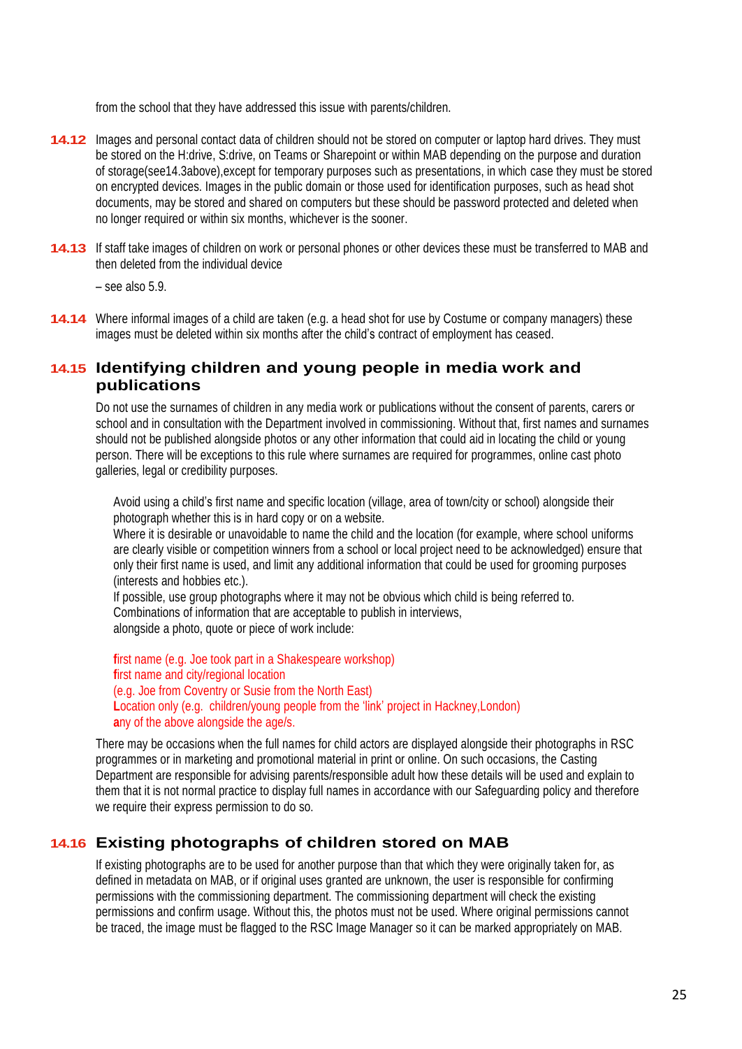from the school that they have addressed this issue with parents/children.

**14.12** Images and personal contact data of children should not be stored on computer or laptop hard drives. They must be stored on the H:drive, S:drive, on Teams or Sharepoint or within MAB depending on the purpose and duration of storage(see14.3above),except for temporary purposes such as presentations, in which case they must be stored on encrypted devices. Images in the public domain or those used for identification purposes, such as head shot documents, may be stored and shared on computers but these should be password protected and deleted when no longer required or within six months, whichever is the sooner.

**14.13** If staff take images of children on work or personal phones or other devices these must be transferred to MAB and then deleted from the individual device

– see also 5.9.

**14.14** Where informal images of a child are taken (e.g. a head shot for use by Costume or company managers) these images must be deleted within six months after the child's contract of employment has ceased.

## 14.15 Identifying children and young people in media work and publications

Do not use the surnames of children in any media work or publications without the consent of parents, carers or school and in consultation with the Department involved in commissioning. Without that, first names and surnames should not be published alongside photos or any other information that could aid in locating the child or young person. There will be exceptions to this rule where surnames are required for programmes, online cast photo galleries, legal or credibility purposes.

Avoid using a child's first name and specific location (village, area of town/city or school) alongside their photograph whether this is in hard copy or on a website.
Where it is desirable or unavoidable to name the child and the location (for example, where school uniforms are clearly visible or competition winners from a school or local project need to be acknowledged) ensure that only their first name is used, and limit any additional information that could be used for grooming purposes (interests and hobbies etc.).
If possible, use group photographs where it may not be obvious which child is being referred to.
Combinations of information that are acceptable to publish in interviews,
alongside a photo, quote or piece of work include:

first name (e.g. Joe took part in a Shakespeare workshop)
first name and city/regional location
(e.g. Joe from Coventry or Susie from the North East)
Location only (e.g. children/young people from the 'link' project in Hackney,London)
any of the above alongside the age/s.

There may be occasions when the full names for child actors are displayed alongside their photographs in RSC programmes or in marketing and promotional material in print or online. On such occasions, the Casting Department are responsible for advising parents/responsible adult how these details will be used and explain to them that it is not normal practice to display full names in accordance with our Safeguarding policy and therefore we require their express permission to do so.

## 14.16 Existing photographs of children stored on MAB

If existing photographs are to be used for another purpose than that which they were originally taken for, as defined in metadata on MAB, or if original uses granted are unknown, the user is responsible for confirming permissions with the commissioning department. The commissioning department will check the existing permissions and confirm usage. Without this, the photos must not be used. Where original permissions cannot be traced, the image must be flagged to the RSC Image Manager so it can be marked appropriately on MAB.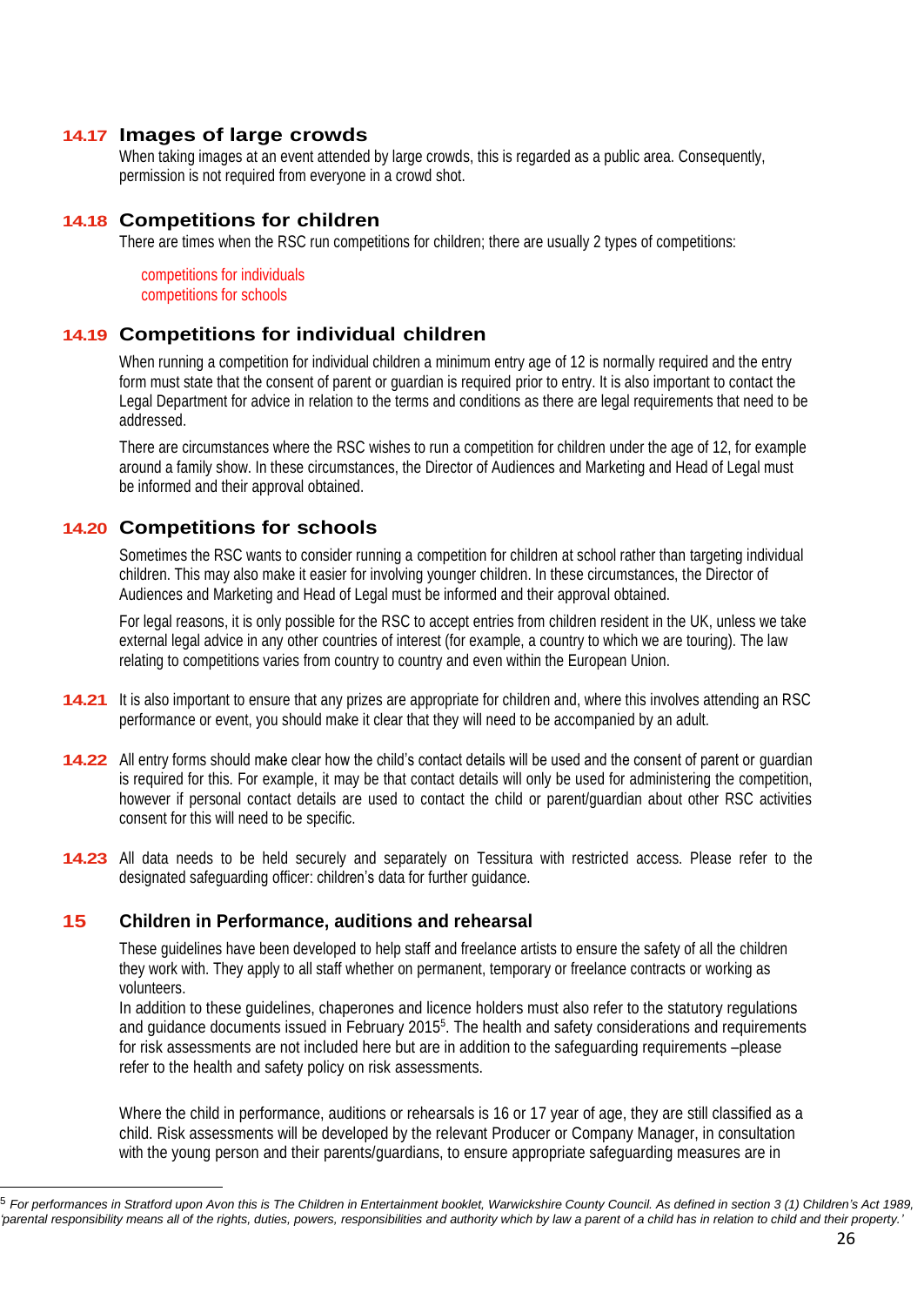### 14.17 Images of large crowds

When taking images at an event attended by large crowds, this is regarded as a public area. Consequently, permission is not required from everyone in a crowd shot.

### 14.18 Competitions for children

There are times when the RSC run competitions for children; there are usually 2 types of competitions:

competitions for individuals
competitions for schools

### 14.19 Competitions for individual children

When running a competition for individual children a minimum entry age of 12 is normally required and the entry form must state that the consent of parent or guardian is required prior to entry. It is also important to contact the Legal Department for advice in relation to the terms and conditions as there are legal requirements that need to be addressed.

There are circumstances where the RSC wishes to run a competition for children under the age of 12, for example around a family show. In these circumstances, the Director of Audiences and Marketing and Head of Legal must be informed and their approval obtained.

### 14.20 Competitions for schools

Sometimes the RSC wants to consider running a competition for children at school rather than targeting individual children. This may also make it easier for involving younger children. In these circumstances, the Director of Audiences and Marketing and Head of Legal must be informed and their approval obtained.

For legal reasons, it is only possible for the RSC to accept entries from children resident in the UK, unless we take external legal advice in any other countries of interest (for example, a country to which we are touring). The law relating to competitions varies from country to country and even within the European Union.

**14.21** It is also important to ensure that any prizes are appropriate for children and, where this involves attending an RSC performance or event, you should make it clear that they will need to be accompanied by an adult.

**14.22** All entry forms should make clear how the child's contact details will be used and the consent of parent or guardian is required for this. For example, it may be that contact details will only be used for administering the competition, however if personal contact details are used to contact the child or parent/guardian about other RSC activities consent for this will need to be specific.

**14.23** All data needs to be held securely and separately on Tessitura with restricted access. Please refer to the designated safeguarding officer: children's data for further guidance.

## 15 Children in Performance, auditions and rehearsal

These guidelines have been developed to help staff and freelance artists to ensure the safety of all the children they work with. They apply to all staff whether on permanent, temporary or freelance contracts or working as volunteers.
In addition to these guidelines, chaperones and licence holders must also refer to the statutory regulations and guidance documents issued in February 2015[5]. The health and safety considerations and requirements for risk assessments are not included here but are in addition to the safeguarding requirements –please refer to the health and safety policy on risk assessments.

Where the child in performance, auditions or rehearsals is 16 or 17 year of age, they are still classified as a child. Risk assessments will be developed by the relevant Producer or Company Manager, in consultation with the young person and their parents/guardians, to ensure appropriate safeguarding measures are in

[5] *For performances in Stratford upon Avon this is The Children in Entertainment booklet, Warwickshire County Council. As defined in section 3 (1) Children's Act 1989, 'parental responsibility means all of the rights, duties, powers, responsibilities and authority which by law a parent of a child has in relation to child and their property.'*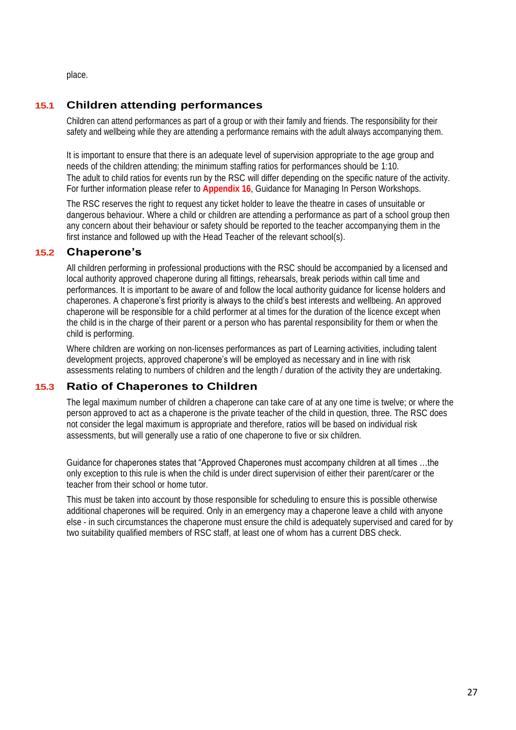place.

## 15.1 Children attending performances

Children can attend performances as part of a group or with their family and friends. The responsibility for their safety and wellbeing while they are attending a performance remains with the adult always accompanying them.

It is important to ensure that there is an adequate level of supervision appropriate to the age group and needs of the children attending; the minimum staffing ratios for performances should be 1:10. The adult to child ratios for events run by the RSC will differ depending on the specific nature of the activity. For further information please refer to **Appendix 16**, Guidance for Managing In Person Workshops.

The RSC reserves the right to request any ticket holder to leave the theatre in cases of unsuitable or dangerous behaviour. Where a child or children are attending a performance as part of a school group then any concern about their behaviour or safety should be reported to the teacher accompanying them in the first instance and followed up with the Head Teacher of the relevant school(s).

## 15.2 Chaperone's

All children performing in professional productions with the RSC should be accompanied by a licensed and local authority approved chaperone during all fittings, rehearsals, break periods within call time and performances. It is important to be aware of and follow the local authority guidance for license holders and chaperones. A chaperone's first priority is always to the child's best interests and wellbeing. An approved chaperone will be responsible for a child performer at al times for the duration of the licence except when the child is in the charge of their parent or a person who has parental responsibility for them or when the child is performing.

Where children are working on non-licenses performances as part of Learning activities, including talent development projects, approved chaperone's will be employed as necessary and in line with risk assessments relating to numbers of children and the length / duration of the activity they are undertaking.

## 15.3 Ratio of Chaperones to Children

The legal maximum number of children a chaperone can take care of at any one time is twelve; or where the person approved to act as a chaperone is the private teacher of the child in question, three. The RSC does not consider the legal maximum is appropriate and therefore, ratios will be based on individual risk assessments, but will generally use a ratio of one chaperone to five or six children.

Guidance for chaperones states that "Approved Chaperones must accompany children at all times …the only exception to this rule is when the child is under direct supervision of either their parent/carer or the teacher from their school or home tutor.

This must be taken into account by those responsible for scheduling to ensure this is possible otherwise additional chaperones will be required. Only in an emergency may a chaperone leave a child with anyone else - in such circumstances the chaperone must ensure the child is adequately supervised and cared for by two suitability qualified members of RSC staff, at least one of whom has a current DBS check.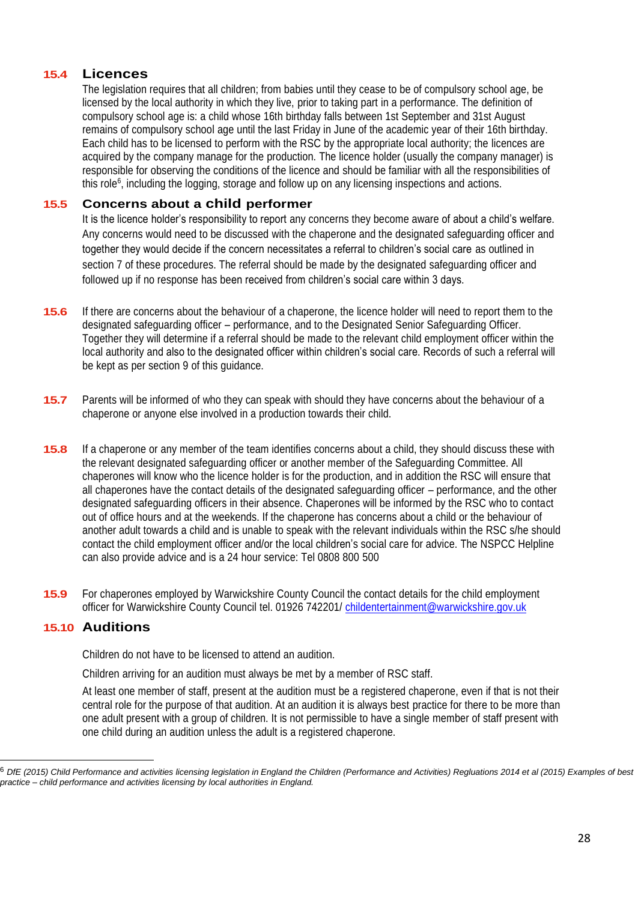### 15.4 Licences

The legislation requires that all children; from babies until they cease to be of compulsory school age, be licensed by the local authority in which they live, prior to taking part in a performance. The definition of compulsory school age is: a child whose 16th birthday falls between 1st September and 31st August remains of compulsory school age until the last Friday in June of the academic year of their 16th birthday. Each child has to be licensed to perform with the RSC by the appropriate local authority; the licences are acquired by the company manage for the production. The licence holder (usually the company manager) is responsible for observing the conditions of the licence and should be familiar with all the responsibilities of this role[6], including the logging, storage and follow up on any licensing inspections and actions.

### 15.5 Concerns about a child performer

It is the licence holder's responsibility to report any concerns they become aware of about a child's welfare. Any concerns would need to be discussed with the chaperone and the designated safeguarding officer and together they would decide if the concern necessitates a referral to children's social care as outlined in section 7 of these procedures. The referral should be made by the designated safeguarding officer and followed up if no response has been received from children's social care within 3 days.

**15.6** If there are concerns about the behaviour of a chaperone, the licence holder will need to report them to the designated safeguarding officer – performance, and to the Designated Senior Safeguarding Officer. Together they will determine if a referral should be made to the relevant child employment officer within the local authority and also to the designated officer within children's social care. Records of such a referral will be kept as per section 9 of this guidance.

**15.7** Parents will be informed of who they can speak with should they have concerns about the behaviour of a chaperone or anyone else involved in a production towards their child.

**15.8** If a chaperone or any member of the team identifies concerns about a child, they should discuss these with the relevant designated safeguarding officer or another member of the Safeguarding Committee. All chaperones will know who the licence holder is for the production, and in addition the RSC will ensure that all chaperones have the contact details of the designated safeguarding officer – performance, and the other designated safeguarding officers in their absence. Chaperones will be informed by the RSC who to contact out of office hours and at the weekends. If the chaperone has concerns about a child or the behaviour of another adult towards a child and is unable to speak with the relevant individuals within the RSC s/he should contact the child employment officer and/or the local children's social care for advice. The NSPCC Helpline can also provide advice and is a 24 hour service: Tel 0808 800 500

**15.9** For chaperones employed by Warwickshire County Council the contact details for the child employment officer for Warwickshire County Council tel. 01926 742201/ childentertainment@warwickshire.gov.uk

### 15.10 Auditions

Children do not have to be licensed to attend an audition.

Children arriving for an audition must always be met by a member of RSC staff.

At least one member of staff, present at the audition must be a registered chaperone, even if that is not their central role for the purpose of that audition. At an audition it is always best practice for there to be more than one adult present with a group of children. It is not permissible to have a single member of staff present with one child during an audition unless the adult is a registered chaperone.

---

[6] *DfE (2015) Child Performance and activities licensing legislation in England the Children (Performance and Activities) Regluations 2014 et al (2015) Examples of best practice – child performance and activities licensing by local authorities in England.*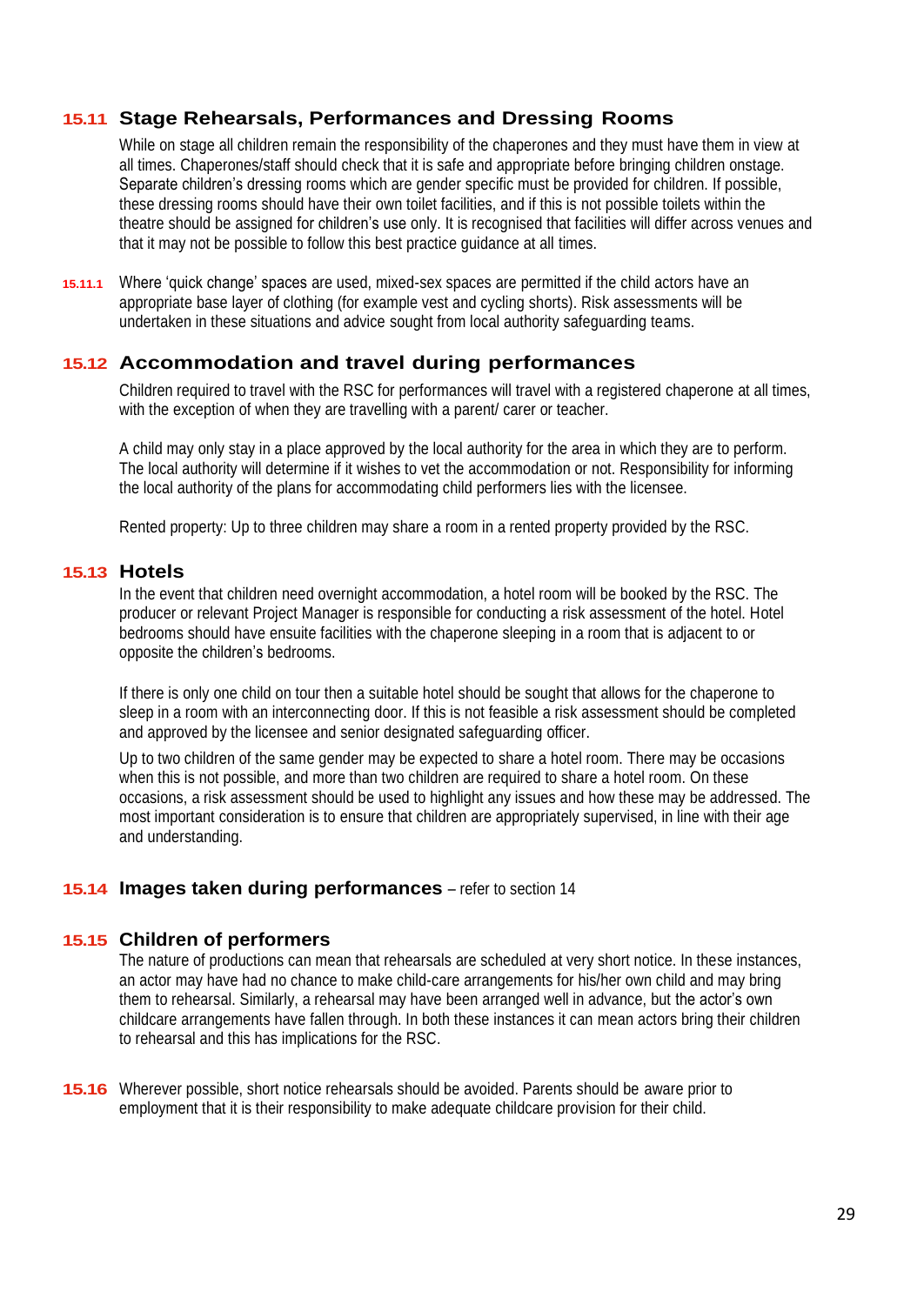## 15.11 Stage Rehearsals, Performances and Dressing Rooms

While on stage all children remain the responsibility of the chaperones and they must have them in view at all times. Chaperones/staff should check that it is safe and appropriate before bringing children onstage. Separate children's dressing rooms which are gender specific must be provided for children. If possible, these dressing rooms should have their own toilet facilities, and if this is not possible toilets within the theatre should be assigned for children's use only. It is recognised that facilities will differ across venues and that it may not be possible to follow this best practice guidance at all times.

**15.11.1** Where 'quick change' spaces are used, mixed-sex spaces are permitted if the child actors have an appropriate base layer of clothing (for example vest and cycling shorts). Risk assessments will be undertaken in these situations and advice sought from local authority safeguarding teams.

## 15.12 Accommodation and travel during performances

Children required to travel with the RSC for performances will travel with a registered chaperone at all times, with the exception of when they are travelling with a parent/ carer or teacher.

A child may only stay in a place approved by the local authority for the area in which they are to perform. The local authority will determine if it wishes to vet the accommodation or not. Responsibility for informing the local authority of the plans for accommodating child performers lies with the licensee.

Rented property: Up to three children may share a room in a rented property provided by the RSC.

## 15.13 Hotels

In the event that children need overnight accommodation, a hotel room will be booked by the RSC. The producer or relevant Project Manager is responsible for conducting a risk assessment of the hotel. Hotel bedrooms should have ensuite facilities with the chaperone sleeping in a room that is adjacent to or opposite the children's bedrooms.

If there is only one child on tour then a suitable hotel should be sought that allows for the chaperone to sleep in a room with an interconnecting door. If this is not feasible a risk assessment should be completed and approved by the licensee and senior designated safeguarding officer.

Up to two children of the same gender may be expected to share a hotel room. There may be occasions when this is not possible, and more than two children are required to share a hotel room. On these occasions, a risk assessment should be used to highlight any issues and how these may be addressed. The most important consideration is to ensure that children are appropriately supervised, in line with their age and understanding.

## 15.14 Images taken during performances – refer to section 14

## 15.15 Children of performers

The nature of productions can mean that rehearsals are scheduled at very short notice. In these instances, an actor may have had no chance to make child-care arrangements for his/her own child and may bring them to rehearsal. Similarly, a rehearsal may have been arranged well in advance, but the actor's own childcare arrangements have fallen through. In both these instances it can mean actors bring their children to rehearsal and this has implications for the RSC.

**15.16** Wherever possible, short notice rehearsals should be avoided. Parents should be aware prior to employment that it is their responsibility to make adequate childcare provision for their child.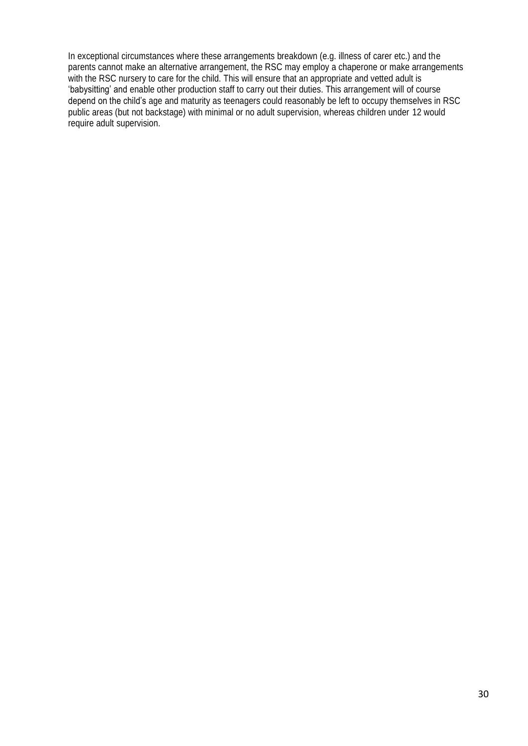In exceptional circumstances where these arrangements breakdown (e.g. illness of carer etc.) and the parents cannot make an alternative arrangement, the RSC may employ a chaperone or make arrangements with the RSC nursery to care for the child. This will ensure that an appropriate and vetted adult is 'babysitting' and enable other production staff to carry out their duties. This arrangement will of course depend on the child's age and maturity as teenagers could reasonably be left to occupy themselves in RSC public areas (but not backstage) with minimal or no adult supervision, whereas children under 12 would require adult supervision.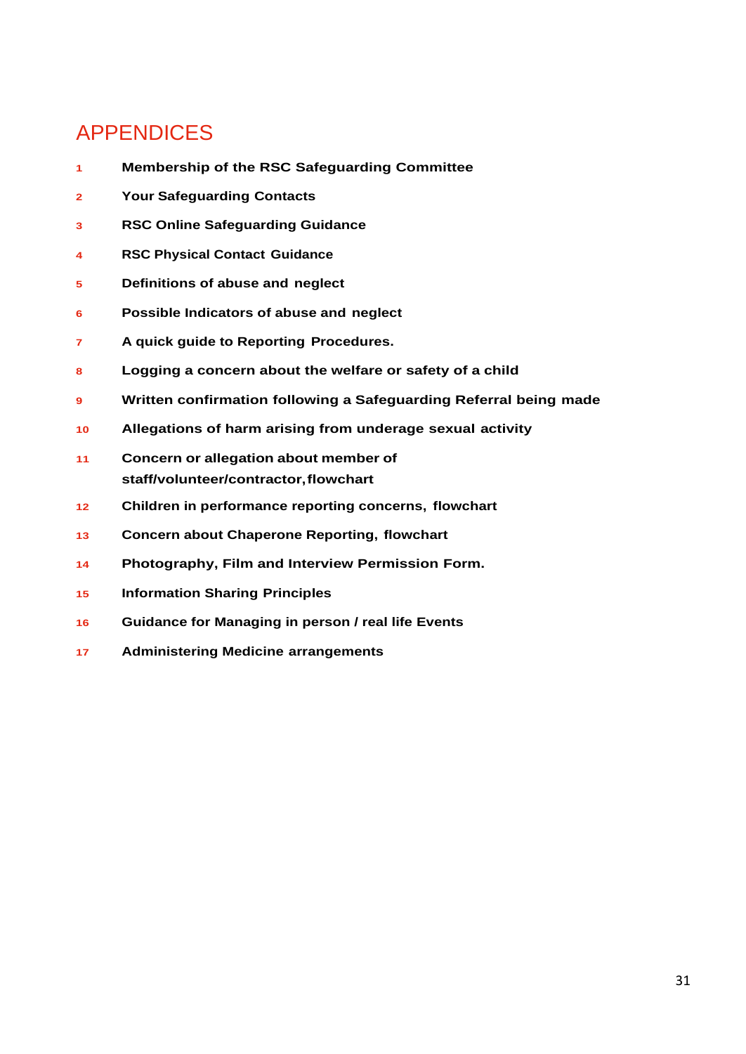# APPENDICES

1. **Membership of the RSC Safeguarding Committee**
2. **Your Safeguarding Contacts**
3. **RSC Online Safeguarding Guidance**
4. **RSC Physical Contact Guidance**
5. **Definitions of abuse and neglect**
6. **Possible Indicators of abuse and neglect**
7. **A quick guide to Reporting Procedures.**
8. **Logging a concern about the welfare or safety of a child**
9. **Written confirmation following a Safeguarding Referral being made**
10. **Allegations of harm arising from underage sexual activity**
11. **Concern or allegation about member of staff/volunteer/contractor, flowchart**
12. **Children in performance reporting concerns, flowchart**
13. **Concern about Chaperone Reporting, flowchart**
14. **Photography, Film and Interview Permission Form.**
15. **Information Sharing Principles**
16. **Guidance for Managing in person / real life Events**
17. **Administering Medicine arrangements**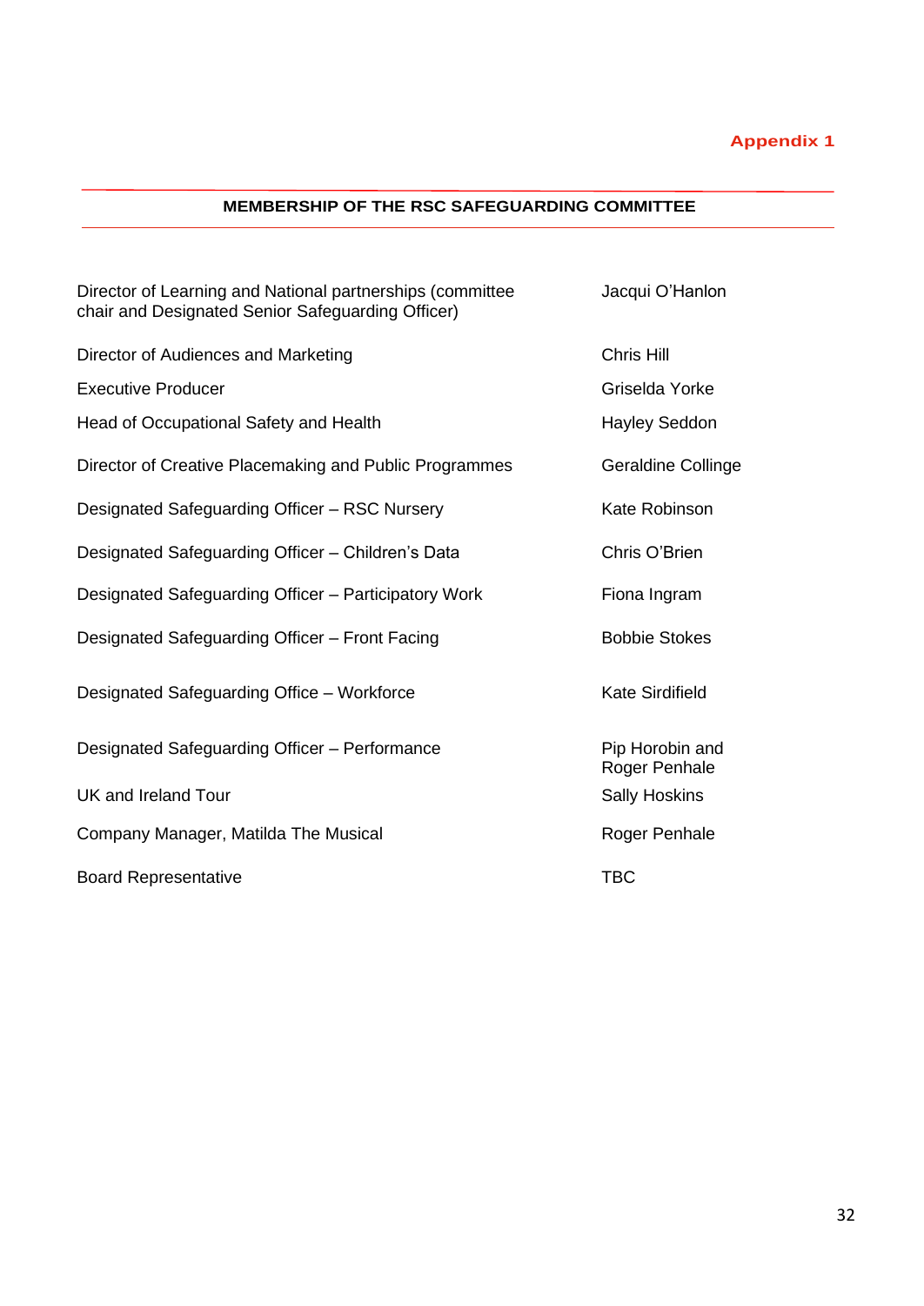**Appendix 1**

## MEMBERSHIP OF THE RSC SAFEGUARDING COMMITTEE

| Role | Name |
| --- | --- |
| Director of Learning and National partnerships (committee chair and Designated Senior Safeguarding Officer) | Jacqui O'Hanlon |
| Director of Audiences and Marketing | Chris Hill |
| Executive Producer | Griselda Yorke |
| Head of Occupational Safety and Health | Hayley Seddon |
| Director of Creative Placemaking and Public Programmes | Geraldine Collinge |
| Designated Safeguarding Officer – RSC Nursery | Kate Robinson |
| Designated Safeguarding Officer – Children's Data | Chris O'Brien |
| Designated Safeguarding Officer – Participatory Work | Fiona Ingram |
| Designated Safeguarding Officer – Front Facing | Bobbie Stokes |
| Designated Safeguarding Office – Workforce | Kate Sirdifield |
| Designated Safeguarding Officer – Performance | Pip Horobin and Roger Penhale |
| UK and Ireland Tour | Sally Hoskins |
| Company Manager, Matilda The Musical | Roger Penhale |
| Board Representative | TBC |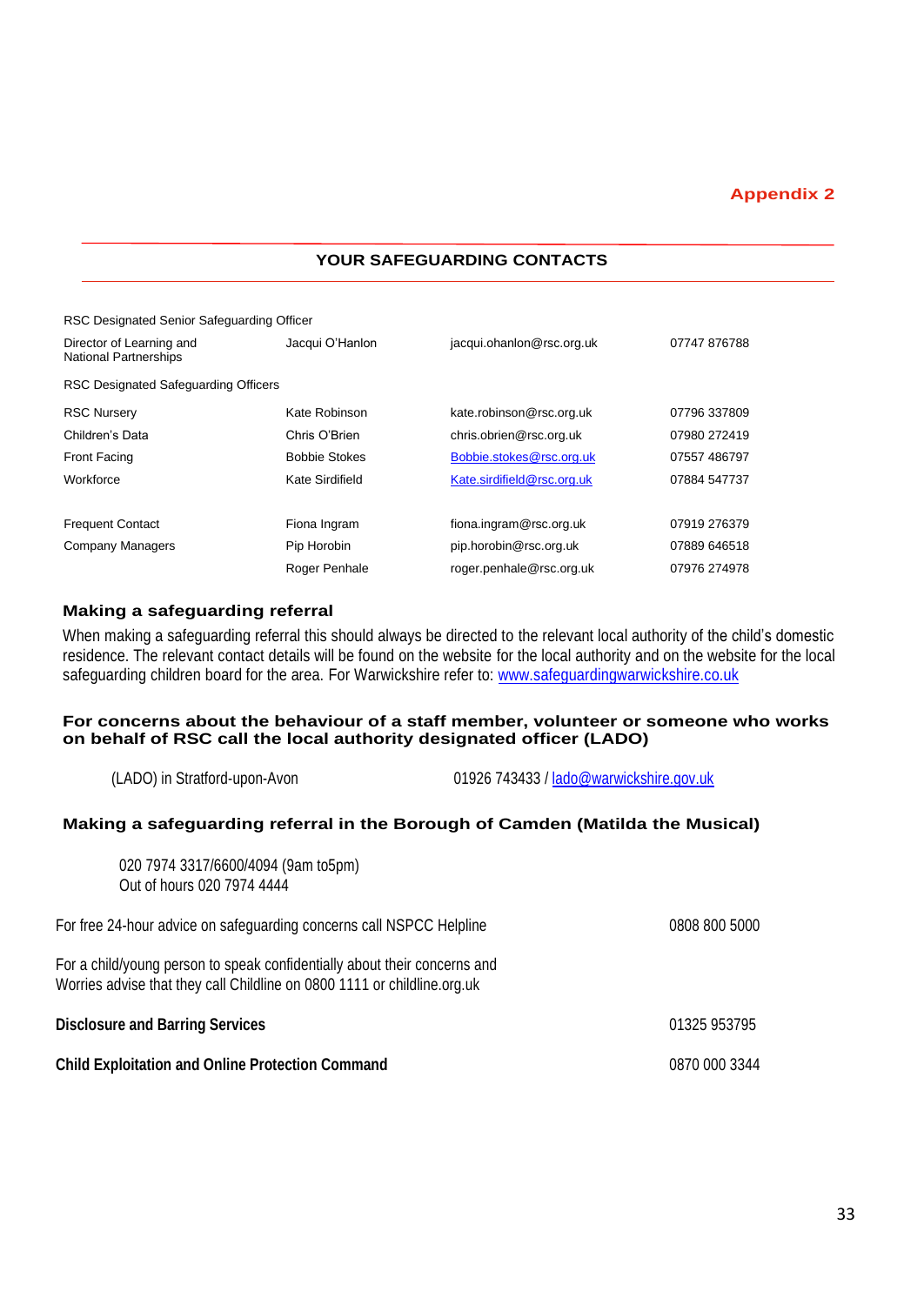**Appendix 2**

## YOUR SAFEGUARDING CONTACTS

| | | | |
|---|---|---|---|
| RSC Designated Senior Safeguarding Officer | | | |
| Director of Learning and National Partnerships | Jacqui O'Hanlon | jacqui.ohanlon@rsc.org.uk | 07747 876788 |
| RSC Designated Safeguarding Officers | | | |
| RSC Nursery | Kate Robinson | kate.robinson@rsc.org.uk | 07796 337809 |
| Children's Data | Chris O'Brien | chris.obrien@rsc.org.uk | 07980 272419 |
| Front Facing | Bobbie Stokes | Bobbie.stokes@rsc.org.uk | 07557 486797 |
| Workforce | Kate Sirdifield | Kate.sirdifield@rsc.org.uk | 07884 547737 |
| Frequent Contact | Fiona Ingram | fiona.ingram@rsc.org.uk | 07919 276379 |
| Company Managers | Pip Horobin | pip.horobin@rsc.org.uk | 07889 646518 |
| | Roger Penhale | roger.penhale@rsc.org.uk | 07976 274978 |

### Making a safeguarding referral

When making a safeguarding referral this should always be directed to the relevant local authority of the child's domestic residence. The relevant contact details will be found on the website for the local authority and on the website for the local safeguarding children board for the area. For Warwickshire refer to: www.safeguardingwarwickshire.co.uk

### For concerns about the behaviour of a staff member, volunteer or someone who works on behalf of RSC call the local authority designated officer (LADO)

(LADO) in Stratford-upon-Avon — 01926 743433 / lado@warwickshire.gov.uk

### Making a safeguarding referral in the Borough of Camden (Matilda the Musical)

020 7974 3317/6600/4094 (9am to5pm)
Out of hours 020 7974 4444

For free 24-hour advice on safeguarding concerns call NSPCC Helpline — 0808 800 5000

For a child/young person to speak confidentially about their concerns and Worries advise that they call Childline on 0800 1111 or childline.org.uk

**Disclosure and Barring Services** — 01325 953795

**Child Exploitation and Online Protection Command** — 0870 000 3344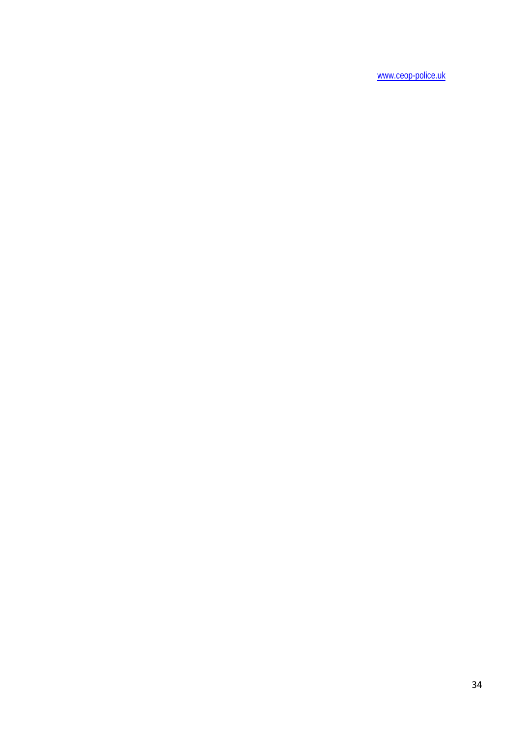[www.ceop-police.uk](http://www.ceop-police.uk)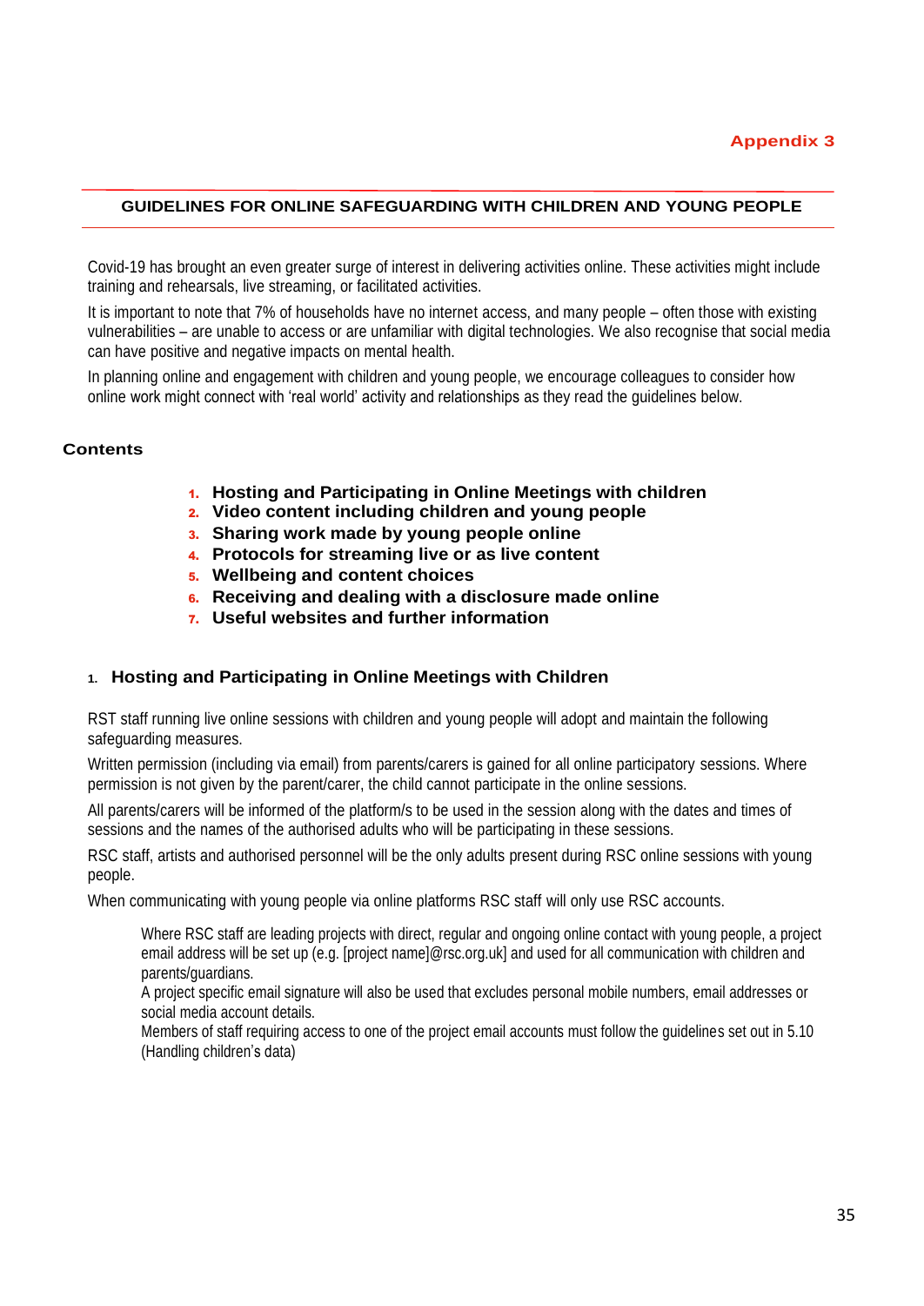**Appendix 3**

## GUIDELINES FOR ONLINE SAFEGUARDING WITH CHILDREN AND YOUNG PEOPLE

Covid-19 has brought an even greater surge of interest in delivering activities online. These activities might include training and rehearsals, live streaming, or facilitated activities.

It is important to note that 7% of households have no internet access, and many people – often those with existing vulnerabilities – are unable to access or are unfamiliar with digital technologies. We also recognise that social media can have positive and negative impacts on mental health.

In planning online and engagement with children and young people, we encourage colleagues to consider how online work might connect with 'real world' activity and relationships as they read the guidelines below.

### Contents

1. **Hosting and Participating in Online Meetings with children**
2. **Video content including children and young people**
3. **Sharing work made by young people online**
4. **Protocols for streaming live or as live content**
5. **Wellbeing and content choices**
6. **Receiving and dealing with a disclosure made online**
7. **Useful websites and further information**

### 1. Hosting and Participating in Online Meetings with Children

RST staff running live online sessions with children and young people will adopt and maintain the following safeguarding measures.

Written permission (including via email) from parents/carers is gained for all online participatory sessions. Where permission is not given by the parent/carer, the child cannot participate in the online sessions.

All parents/carers will be informed of the platform/s to be used in the session along with the dates and times of sessions and the names of the authorised adults who will be participating in these sessions.

RSC staff, artists and authorised personnel will be the only adults present during RSC online sessions with young people.

When communicating with young people via online platforms RSC staff will only use RSC accounts.

> Where RSC staff are leading projects with direct, regular and ongoing online contact with young people, a project email address will be set up (e.g. [project name]@rsc.org.uk] and used for all communication with children and parents/guardians.
>
> A project specific email signature will also be used that excludes personal mobile numbers, email addresses or social media account details.
>
> Members of staff requiring access to one of the project email accounts must follow the guidelines set out in 5.10 (Handling children's data)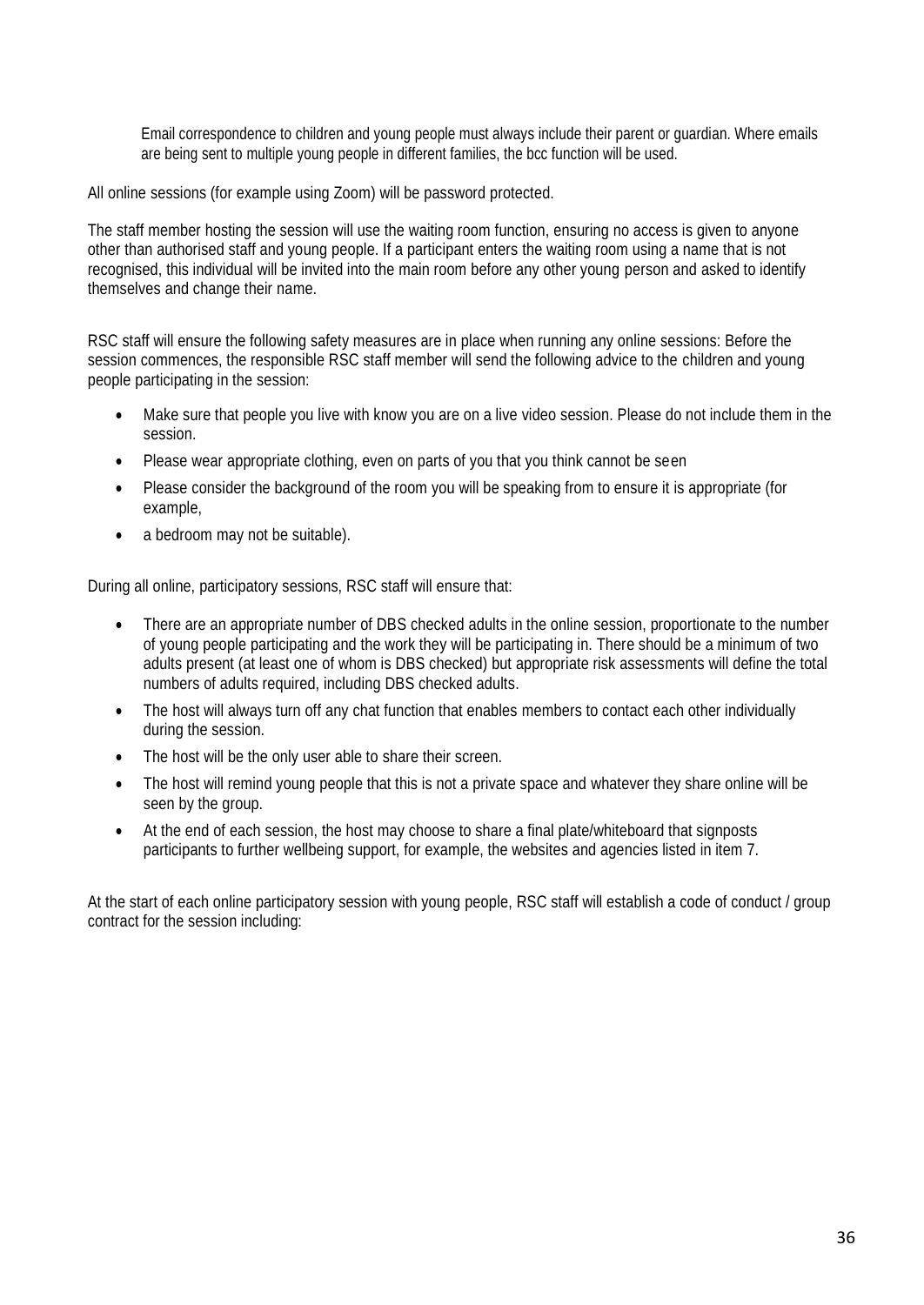Email correspondence to children and young people must always include their parent or guardian. Where emails are being sent to multiple young people in different families, the bcc function will be used.

All online sessions (for example using Zoom) will be password protected.

The staff member hosting the session will use the waiting room function, ensuring no access is given to anyone other than authorised staff and young people. If a participant enters the waiting room using a name that is not recognised, this individual will be invited into the main room before any other young person and asked to identify themselves and change their name.

RSC staff will ensure the following safety measures are in place when running any online sessions: Before the session commences, the responsible RSC staff member will send the following advice to the children and young people participating in the session:

- Make sure that people you live with know you are on a live video session. Please do not include them in the session.
- Please wear appropriate clothing, even on parts of you that you think cannot be seen
- Please consider the background of the room you will be speaking from to ensure it is appropriate (for example,
- a bedroom may not be suitable).

During all online, participatory sessions, RSC staff will ensure that:

- There are an appropriate number of DBS checked adults in the online session, proportionate to the number of young people participating and the work they will be participating in. There should be a minimum of two adults present (at least one of whom is DBS checked) but appropriate risk assessments will define the total numbers of adults required, including DBS checked adults.
- The host will always turn off any chat function that enables members to contact each other individually during the session.
- The host will be the only user able to share their screen.
- The host will remind young people that this is not a private space and whatever they share online will be seen by the group.
- At the end of each session, the host may choose to share a final plate/whiteboard that signposts participants to further wellbeing support, for example, the websites and agencies listed in item 7.

At the start of each online participatory session with young people, RSC staff will establish a code of conduct / group contract for the session including: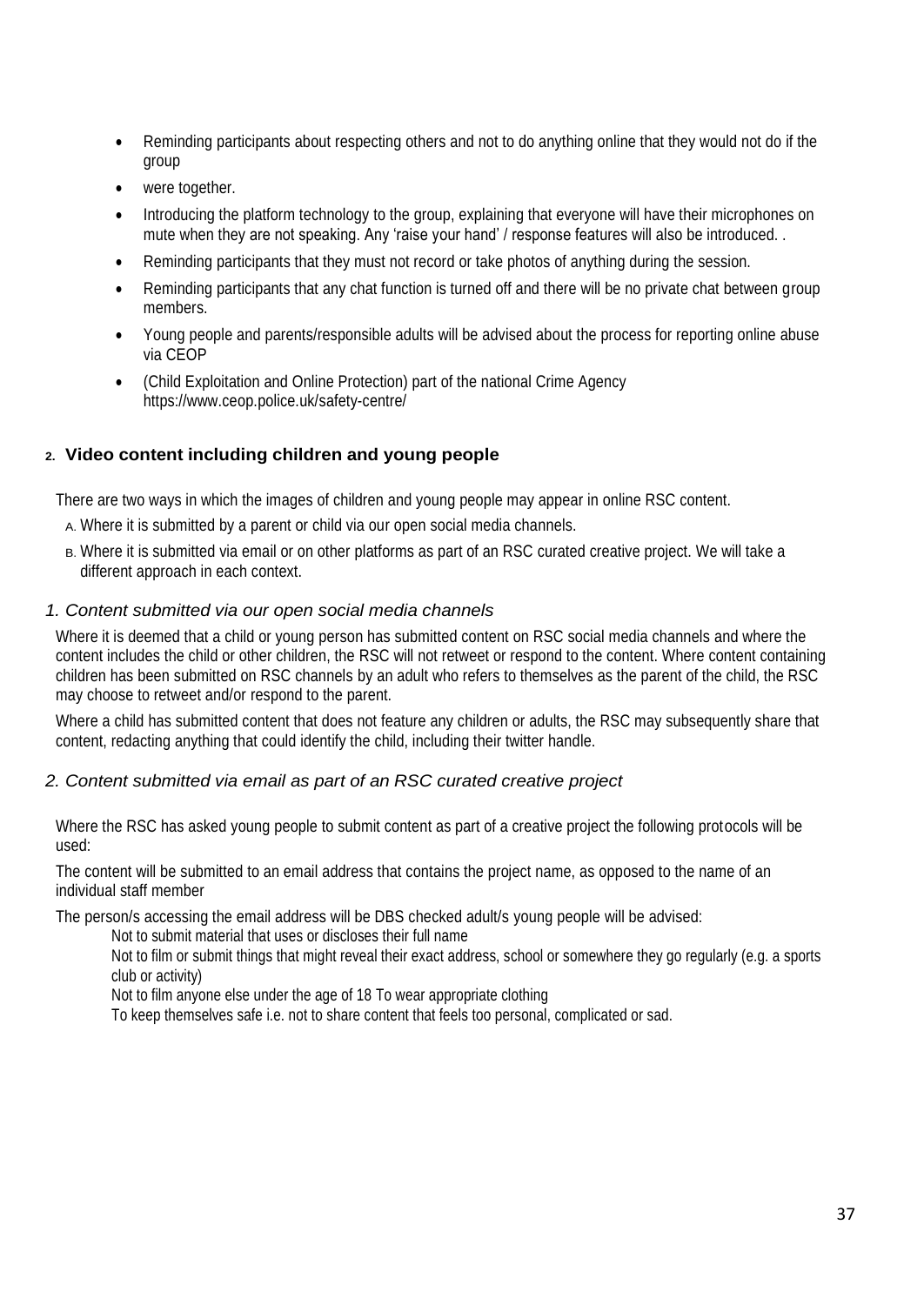- Reminding participants about respecting others and not to do anything online that they would not do if the group
- were together.
- Introducing the platform technology to the group, explaining that everyone will have their microphones on mute when they are not speaking. Any 'raise your hand' / response features will also be introduced. .
- Reminding participants that they must not record or take photos of anything during the session.
- Reminding participants that any chat function is turned off and there will be no private chat between group members.
- Young people and parents/responsible adults will be advised about the process for reporting online abuse via CEOP
- (Child Exploitation and Online Protection) part of the national Crime Agency https://www.ceop.police.uk/safety-centre/

## 2. Video content including children and young people

There are two ways in which the images of children and young people may appear in online RSC content.

A. Where it is submitted by a parent or child via our open social media channels.

B. Where it is submitted via email or on other platforms as part of an RSC curated creative project. We will take a different approach in each context.

### *1. Content submitted via our open social media channels*

Where it is deemed that a child or young person has submitted content on RSC social media channels and where the content includes the child or other children, the RSC will not retweet or respond to the content. Where content containing children has been submitted on RSC channels by an adult who refers to themselves as the parent of the child, the RSC may choose to retweet and/or respond to the parent.

Where a child has submitted content that does not feature any children or adults, the RSC may subsequently share that content, redacting anything that could identify the child, including their twitter handle.

### *2. Content submitted via email as part of an RSC curated creative project*

Where the RSC has asked young people to submit content as part of a creative project the following protocols will be used:

The content will be submitted to an email address that contains the project name, as opposed to the name of an individual staff member

The person/s accessing the email address will be DBS checked adult/s young people will be advised:

Not to submit material that uses or discloses their full name

Not to film or submit things that might reveal their exact address, school or somewhere they go regularly (e.g. a sports club or activity)

Not to film anyone else under the age of 18 To wear appropriate clothing

To keep themselves safe i.e. not to share content that feels too personal, complicated or sad.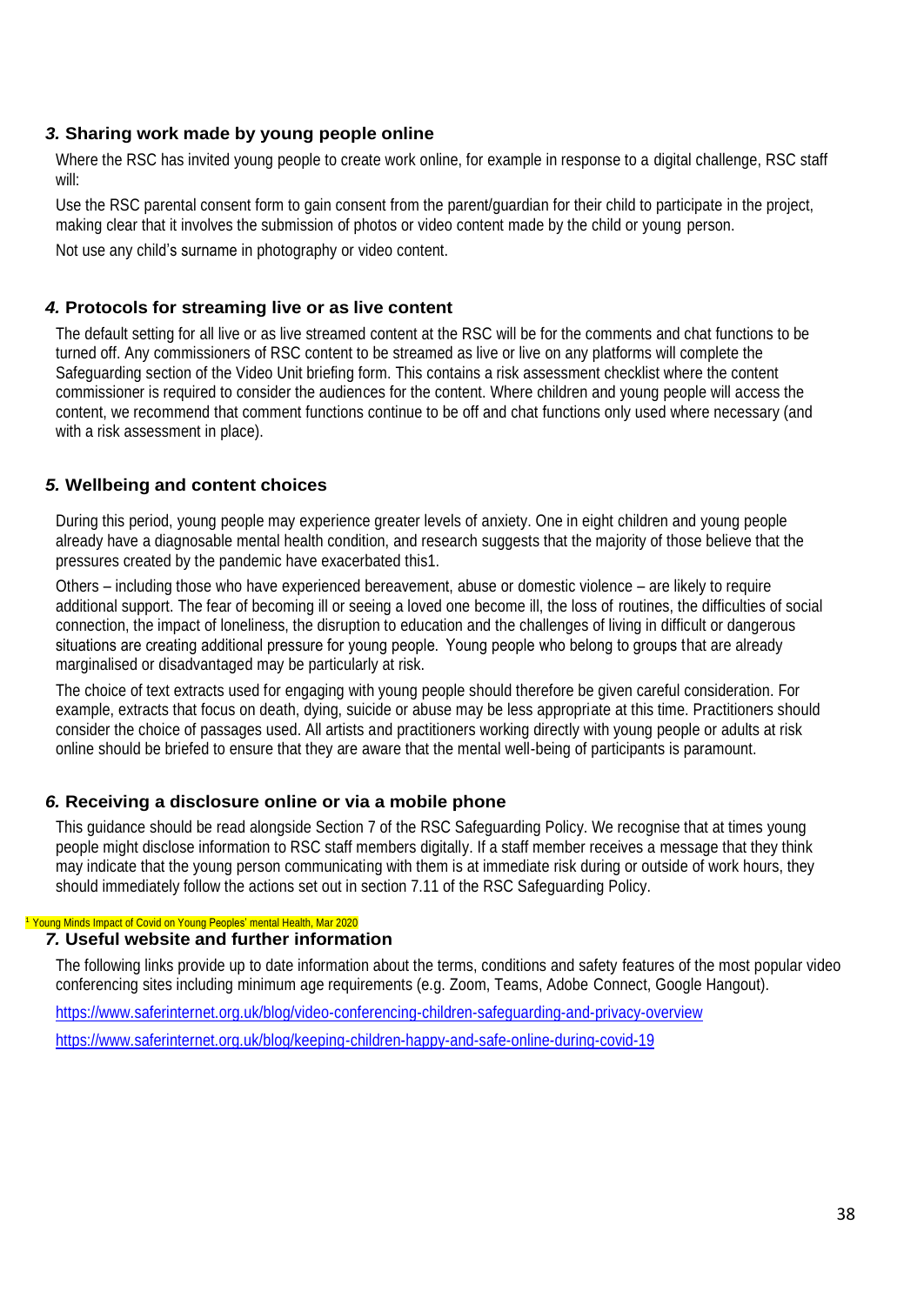### *3.* Sharing work made by young people online

Where the RSC has invited young people to create work online, for example in response to a digital challenge, RSC staff will:

Use the RSC parental consent form to gain consent from the parent/guardian for their child to participate in the project, making clear that it involves the submission of photos or video content made by the child or young person.

Not use any child's surname in photography or video content.

### *4.* Protocols for streaming live or as live content

The default setting for all live or as live streamed content at the RSC will be for the comments and chat functions to be turned off. Any commissioners of RSC content to be streamed as live or live on any platforms will complete the Safeguarding section of the Video Unit briefing form. This contains a risk assessment checklist where the content commissioner is required to consider the audiences for the content. Where children and young people will access the content, we recommend that comment functions continue to be off and chat functions only used where necessary (and with a risk assessment in place).

### *5.* Wellbeing and content choices

During this period, young people may experience greater levels of anxiety. One in eight children and young people already have a diagnosable mental health condition, and research suggests that the majority of those believe that the pressures created by the pandemic have exacerbated this[1].

Others – including those who have experienced bereavement, abuse or domestic violence – are likely to require additional support. The fear of becoming ill or seeing a loved one become ill, the loss of routines, the difficulties of social connection, the impact of loneliness, the disruption to education and the challenges of living in difficult or dangerous situations are creating additional pressure for young people. Young people who belong to groups that are already marginalised or disadvantaged may be particularly at risk.

The choice of text extracts used for engaging with young people should therefore be given careful consideration. For example, extracts that focus on death, dying, suicide or abuse may be less appropriate at this time. Practitioners should consider the choice of passages used. All artists and practitioners working directly with young people or adults at risk online should be briefed to ensure that they are aware that the mental well-being of participants is paramount.

### *6.* Receiving a disclosure online or via a mobile phone

This guidance should be read alongside Section 7 of the RSC Safeguarding Policy. We recognise that at times young people might disclose information to RSC staff members digitally. If a staff member receives a message that they think may indicate that the young person communicating with them is at immediate risk during or outside of work hours, they should immediately follow the actions set out in section 7.11 of the RSC Safeguarding Policy.

[1] Young Minds Impact of Covid on Young Peoples' mental Health, Mar 2020

### *7.* Useful website and further information

The following links provide up to date information about the terms, conditions and safety features of the most popular video conferencing sites including minimum age requirements (e.g. Zoom, Teams, Adobe Connect, Google Hangout).

https://www.saferinternet.org.uk/blog/video-conferencing-children-safeguarding-and-privacy-overview

https://www.saferinternet.org.uk/blog/keeping-children-happy-and-safe-online-during-covid-19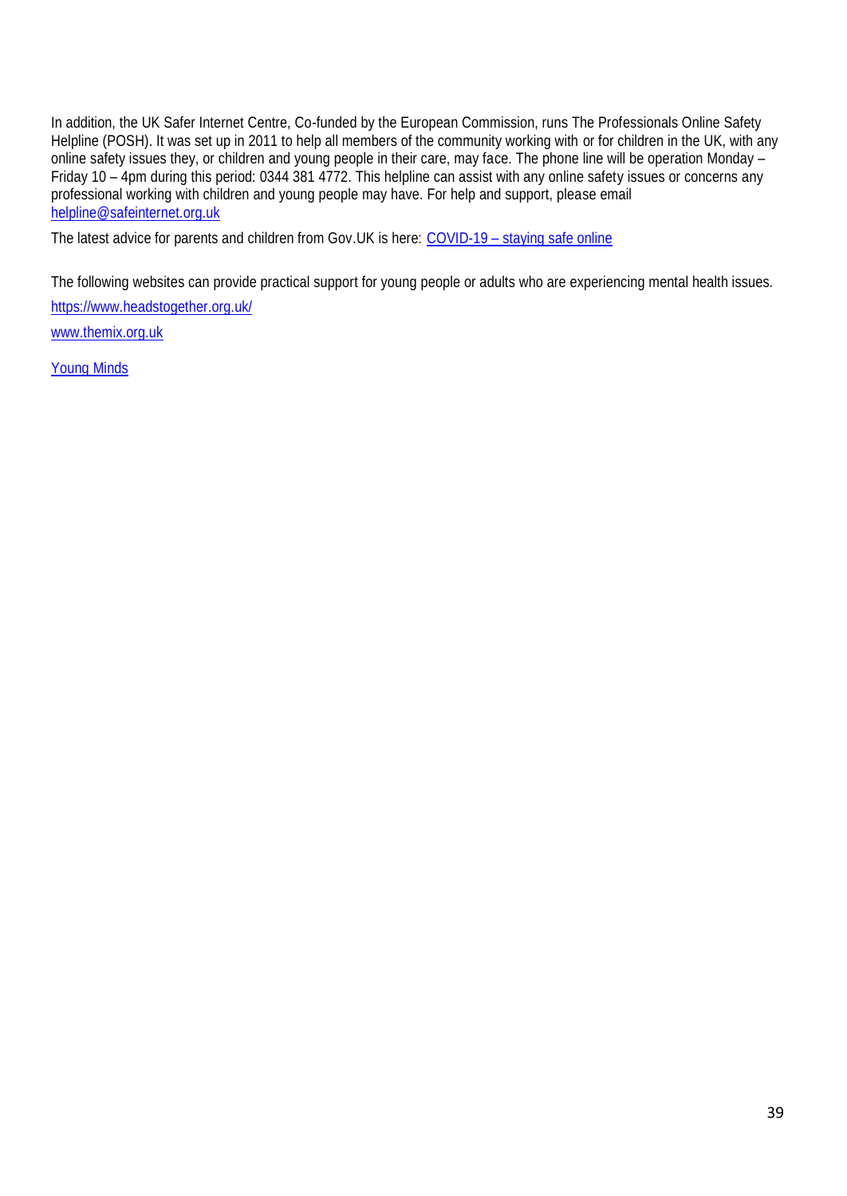In addition, the UK Safer Internet Centre, Co-funded by the European Commission, runs The Professionals Online Safety Helpline (POSH). It was set up in 2011 to help all members of the community working with or for children in the UK, with any online safety issues they, or children and young people in their care, may face. The phone line will be operation Monday – Friday 10 – 4pm during this period: 0344 381 4772. This helpline can assist with any online safety issues or concerns any professional working with children and young people may have. For help and support, please email [helpline@safeinternet.org.uk](mailto:helpline@safeinternet.org.uk)

The latest advice for parents and children from Gov.UK is here: COVID-19 – staying safe online

The following websites can provide practical support for young people or adults who are experiencing mental health issues.

https://www.headstogether.org.uk/

www.themix.org.uk

Young Minds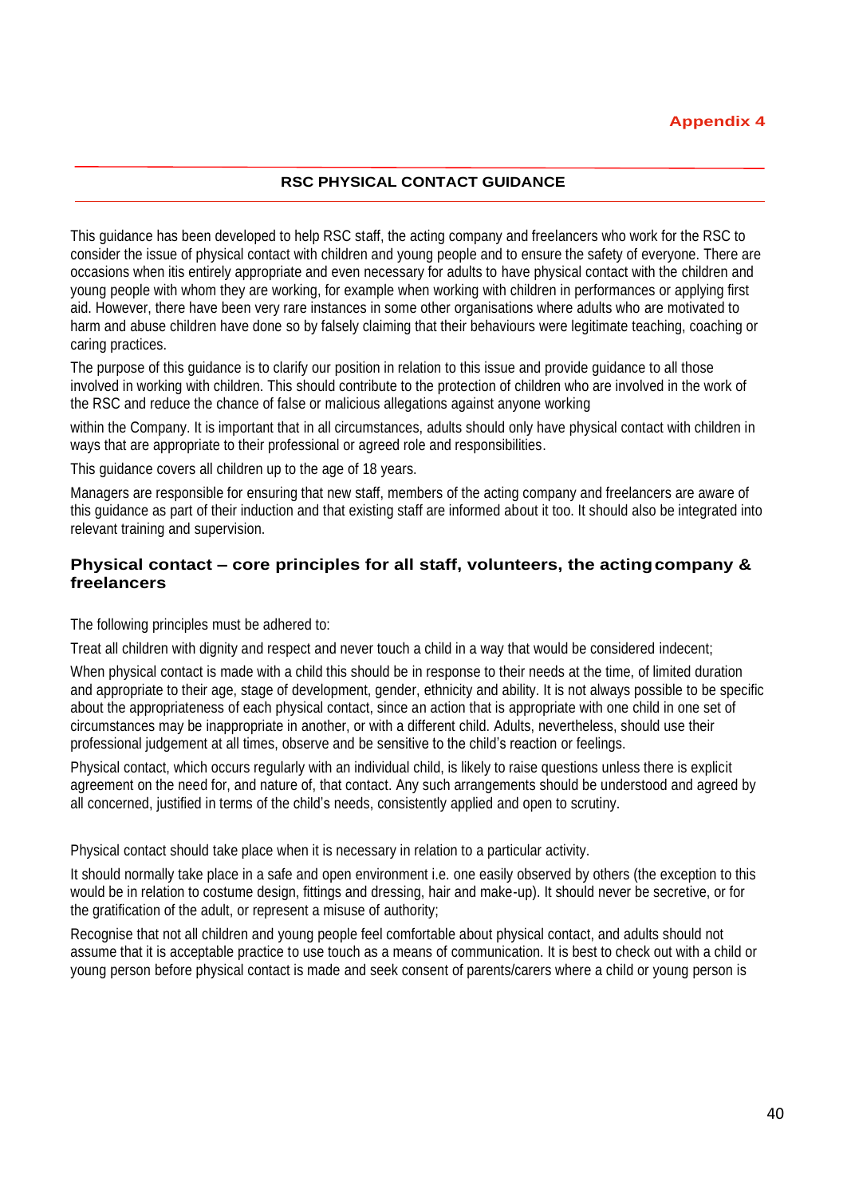Appendix 4

## RSC PHYSICAL CONTACT GUIDANCE

This guidance has been developed to help RSC staff, the acting company and freelancers who work for the RSC to consider the issue of physical contact with children and young people and to ensure the safety of everyone. There are occasions when itis entirely appropriate and even necessary for adults to have physical contact with the children and young people with whom they are working, for example when working with children in performances or applying first aid. However, there have been very rare instances in some other organisations where adults who are motivated to harm and abuse children have done so by falsely claiming that their behaviours were legitimate teaching, coaching or caring practices.

The purpose of this guidance is to clarify our position in relation to this issue and provide guidance to all those involved in working with children. This should contribute to the protection of children who are involved in the work of the RSC and reduce the chance of false or malicious allegations against anyone working

within the Company. It is important that in all circumstances, adults should only have physical contact with children in ways that are appropriate to their professional or agreed role and responsibilities.

This guidance covers all children up to the age of 18 years.

Managers are responsible for ensuring that new staff, members of the acting company and freelancers are aware of this guidance as part of their induction and that existing staff are informed about it too. It should also be integrated into relevant training and supervision.

### Physical contact – core principles for all staff, volunteers, the acting company & freelancers

The following principles must be adhered to:

Treat all children with dignity and respect and never touch a child in a way that would be considered indecent;

When physical contact is made with a child this should be in response to their needs at the time, of limited duration and appropriate to their age, stage of development, gender, ethnicity and ability. It is not always possible to be specific about the appropriateness of each physical contact, since an action that is appropriate with one child in one set of circumstances may be inappropriate in another, or with a different child. Adults, nevertheless, should use their professional judgement at all times, observe and be sensitive to the child's reaction or feelings.

Physical contact, which occurs regularly with an individual child, is likely to raise questions unless there is explicit agreement on the need for, and nature of, that contact. Any such arrangements should be understood and agreed by all concerned, justified in terms of the child's needs, consistently applied and open to scrutiny.

Physical contact should take place when it is necessary in relation to a particular activity.

It should normally take place in a safe and open environment i.e. one easily observed by others (the exception to this would be in relation to costume design, fittings and dressing, hair and make-up). It should never be secretive, or for the gratification of the adult, or represent a misuse of authority;

Recognise that not all children and young people feel comfortable about physical contact, and adults should not assume that it is acceptable practice to use touch as a means of communication. It is best to check out with a child or young person before physical contact is made and seek consent of parents/carers where a child or young person is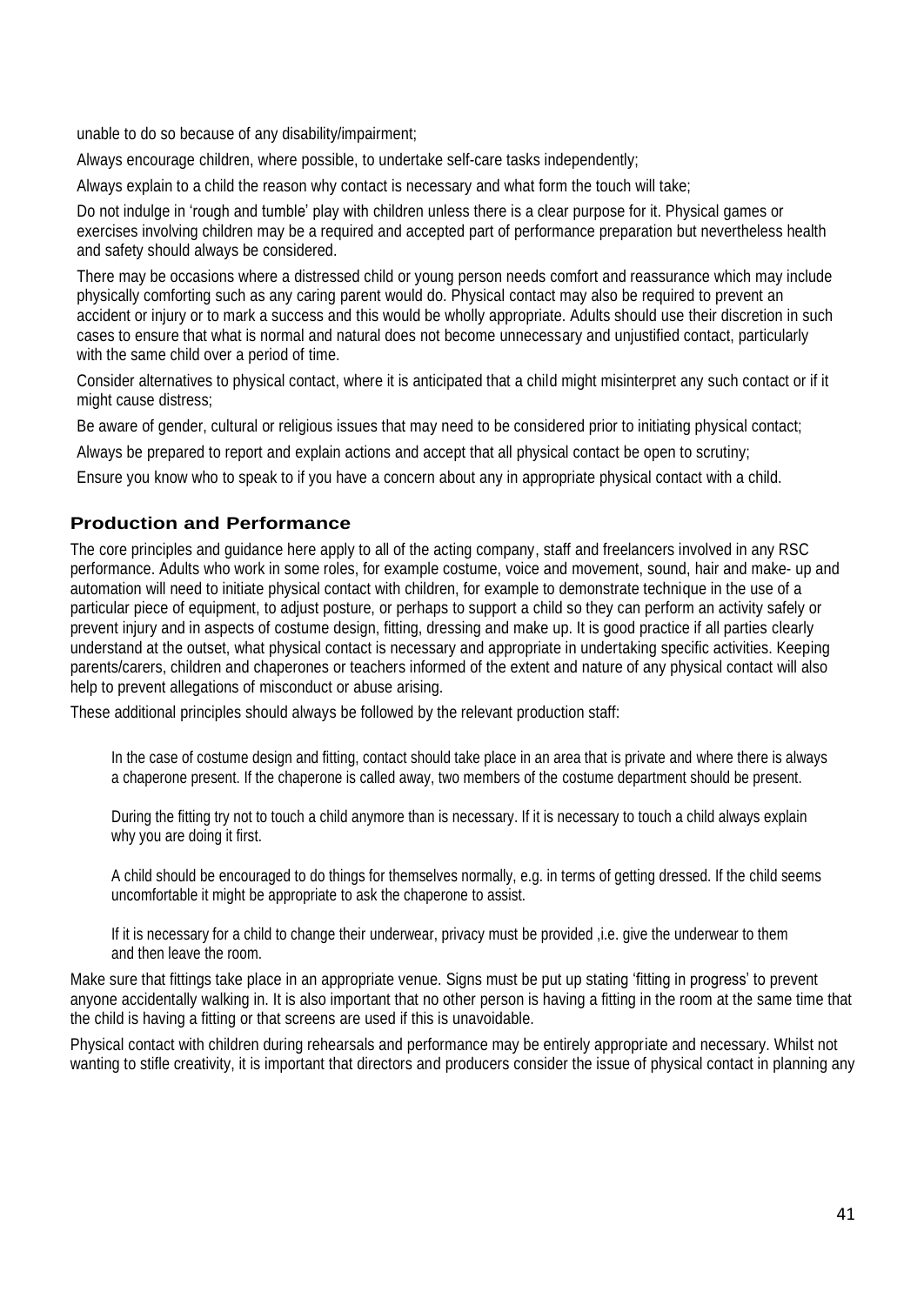unable to do so because of any disability/impairment;

Always encourage children, where possible, to undertake self-care tasks independently;

Always explain to a child the reason why contact is necessary and what form the touch will take;

Do not indulge in 'rough and tumble' play with children unless there is a clear purpose for it. Physical games or exercises involving children may be a required and accepted part of performance preparation but nevertheless health and safety should always be considered.

There may be occasions where a distressed child or young person needs comfort and reassurance which may include physically comforting such as any caring parent would do. Physical contact may also be required to prevent an accident or injury or to mark a success and this would be wholly appropriate. Adults should use their discretion in such cases to ensure that what is normal and natural does not become unnecessary and unjustified contact, particularly with the same child over a period of time.

Consider alternatives to physical contact, where it is anticipated that a child might misinterpret any such contact or if it might cause distress;

Be aware of gender, cultural or religious issues that may need to be considered prior to initiating physical contact;

Always be prepared to report and explain actions and accept that all physical contact be open to scrutiny;

Ensure you know who to speak to if you have a concern about any in appropriate physical contact with a child.

## Production and Performance

The core principles and guidance here apply to all of the acting company, staff and freelancers involved in any RSC performance. Adults who work in some roles, for example costume, voice and movement, sound, hair and make- up and automation will need to initiate physical contact with children, for example to demonstrate technique in the use of a particular piece of equipment, to adjust posture, or perhaps to support a child so they can perform an activity safely or prevent injury and in aspects of costume design, fitting, dressing and make up. It is good practice if all parties clearly understand at the outset, what physical contact is necessary and appropriate in undertaking specific activities. Keeping parents/carers, children and chaperones or teachers informed of the extent and nature of any physical contact will also help to prevent allegations of misconduct or abuse arising.

These additional principles should always be followed by the relevant production staff:

In the case of costume design and fitting, contact should take place in an area that is private and where there is always a chaperone present. If the chaperone is called away, two members of the costume department should be present.

During the fitting try not to touch a child anymore than is necessary. If it is necessary to touch a child always explain why you are doing it first.

A child should be encouraged to do things for themselves normally, e.g. in terms of getting dressed. If the child seems uncomfortable it might be appropriate to ask the chaperone to assist.

If it is necessary for a child to change their underwear, privacy must be provided ,i.e. give the underwear to them and then leave the room.

Make sure that fittings take place in an appropriate venue. Signs must be put up stating 'fitting in progress' to prevent anyone accidentally walking in. It is also important that no other person is having a fitting in the room at the same time that the child is having a fitting or that screens are used if this is unavoidable.

Physical contact with children during rehearsals and performance may be entirely appropriate and necessary. Whilst not wanting to stifle creativity, it is important that directors and producers consider the issue of physical contact in planning any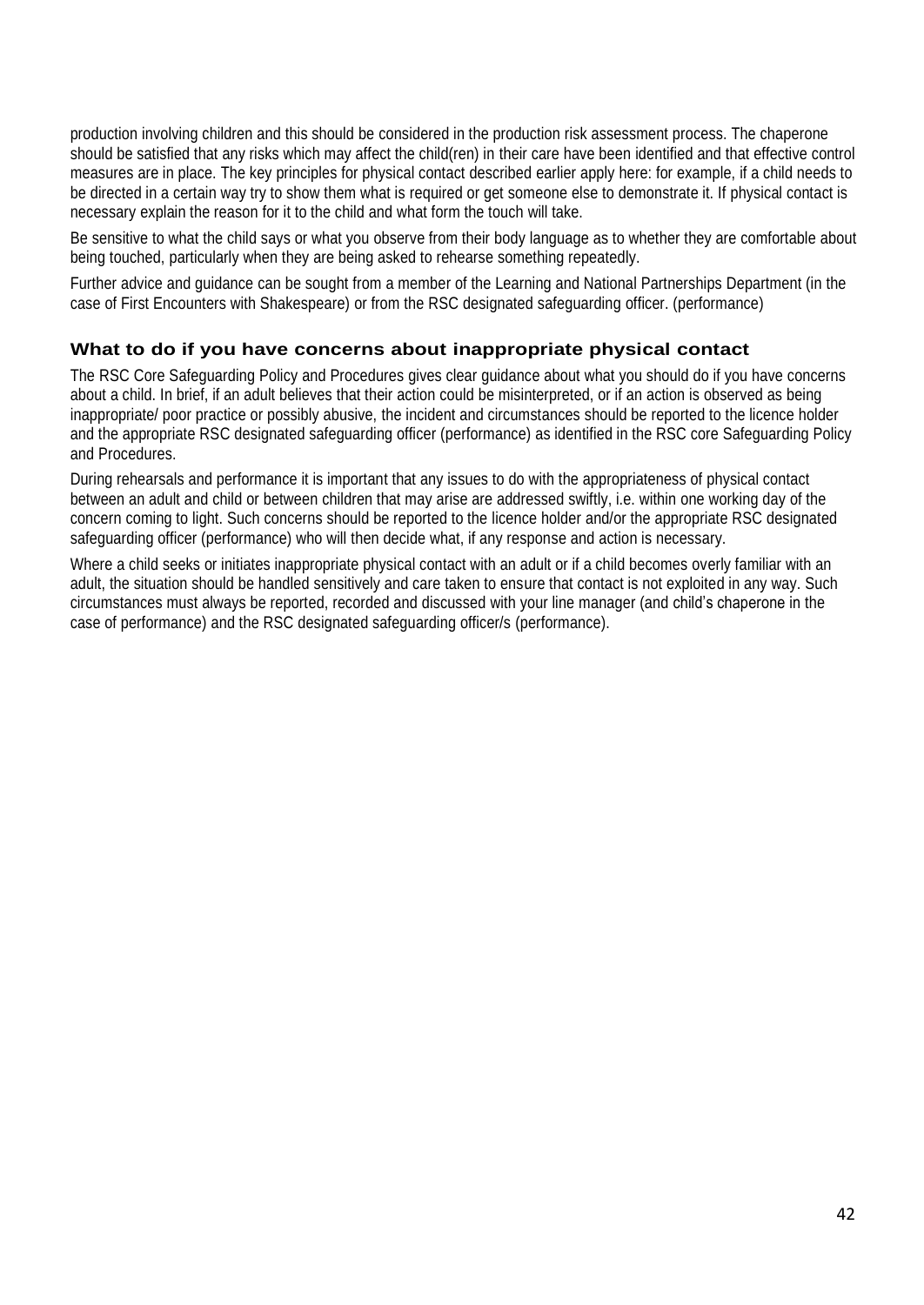production involving children and this should be considered in the production risk assessment process. The chaperone should be satisfied that any risks which may affect the child(ren) in their care have been identified and that effective control measures are in place. The key principles for physical contact described earlier apply here: for example, if a child needs to be directed in a certain way try to show them what is required or get someone else to demonstrate it. If physical contact is necessary explain the reason for it to the child and what form the touch will take.

Be sensitive to what the child says or what you observe from their body language as to whether they are comfortable about being touched, particularly when they are being asked to rehearse something repeatedly.

Further advice and guidance can be sought from a member of the Learning and National Partnerships Department (in the case of First Encounters with Shakespeare) or from the RSC designated safeguarding officer. (performance)

### What to do if you have concerns about inappropriate physical contact

The RSC Core Safeguarding Policy and Procedures gives clear guidance about what you should do if you have concerns about a child. In brief, if an adult believes that their action could be misinterpreted, or if an action is observed as being inappropriate/ poor practice or possibly abusive, the incident and circumstances should be reported to the licence holder and the appropriate RSC designated safeguarding officer (performance) as identified in the RSC core Safeguarding Policy and Procedures.

During rehearsals and performance it is important that any issues to do with the appropriateness of physical contact between an adult and child or between children that may arise are addressed swiftly, i.e. within one working day of the concern coming to light. Such concerns should be reported to the licence holder and/or the appropriate RSC designated safeguarding officer (performance) who will then decide what, if any response and action is necessary.

Where a child seeks or initiates inappropriate physical contact with an adult or if a child becomes overly familiar with an adult, the situation should be handled sensitively and care taken to ensure that contact is not exploited in any way. Such circumstances must always be reported, recorded and discussed with your line manager (and child's chaperone in the case of performance) and the RSC designated safeguarding officer/s (performance).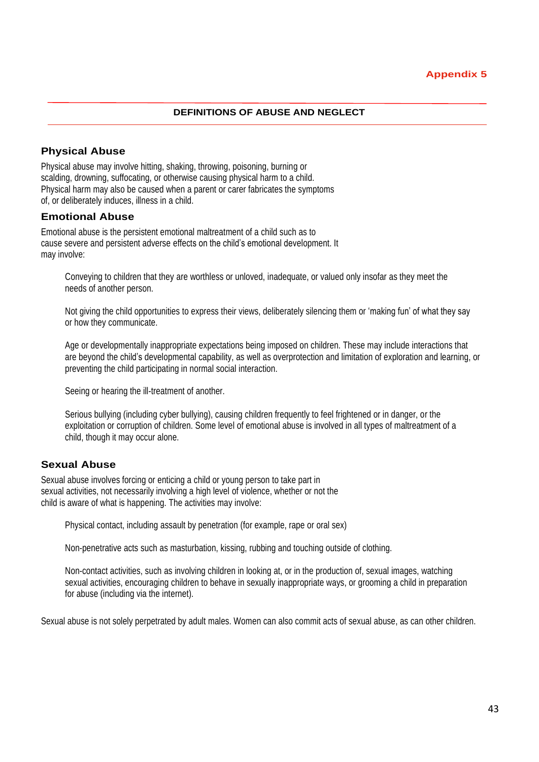Appendix 5

## DEFINITIONS OF ABUSE AND NEGLECT

### Physical Abuse

Physical abuse may involve hitting, shaking, throwing, poisoning, burning or scalding, drowning, suffocating, or otherwise causing physical harm to a child. Physical harm may also be caused when a parent or carer fabricates the symptoms of, or deliberately induces, illness in a child.

### Emotional Abuse

Emotional abuse is the persistent emotional maltreatment of a child such as to cause severe and persistent adverse effects on the child's emotional development. It may involve:

Conveying to children that they are worthless or unloved, inadequate, or valued only insofar as they meet the needs of another person.

Not giving the child opportunities to express their views, deliberately silencing them or 'making fun' of what they say or how they communicate.

Age or developmentally inappropriate expectations being imposed on children. These may include interactions that are beyond the child's developmental capability, as well as overprotection and limitation of exploration and learning, or preventing the child participating in normal social interaction.

Seeing or hearing the ill-treatment of another.

Serious bullying (including cyber bullying), causing children frequently to feel frightened or in danger, or the exploitation or corruption of children. Some level of emotional abuse is involved in all types of maltreatment of a child, though it may occur alone.

### Sexual Abuse

Sexual abuse involves forcing or enticing a child or young person to take part in sexual activities, not necessarily involving a high level of violence, whether or not the child is aware of what is happening. The activities may involve:

Physical contact, including assault by penetration (for example, rape or oral sex)

Non-penetrative acts such as masturbation, kissing, rubbing and touching outside of clothing.

Non-contact activities, such as involving children in looking at, or in the production of, sexual images, watching sexual activities, encouraging children to behave in sexually inappropriate ways, or grooming a child in preparation for abuse (including via the internet).

Sexual abuse is not solely perpetrated by adult males. Women can also commit acts of sexual abuse, as can other children.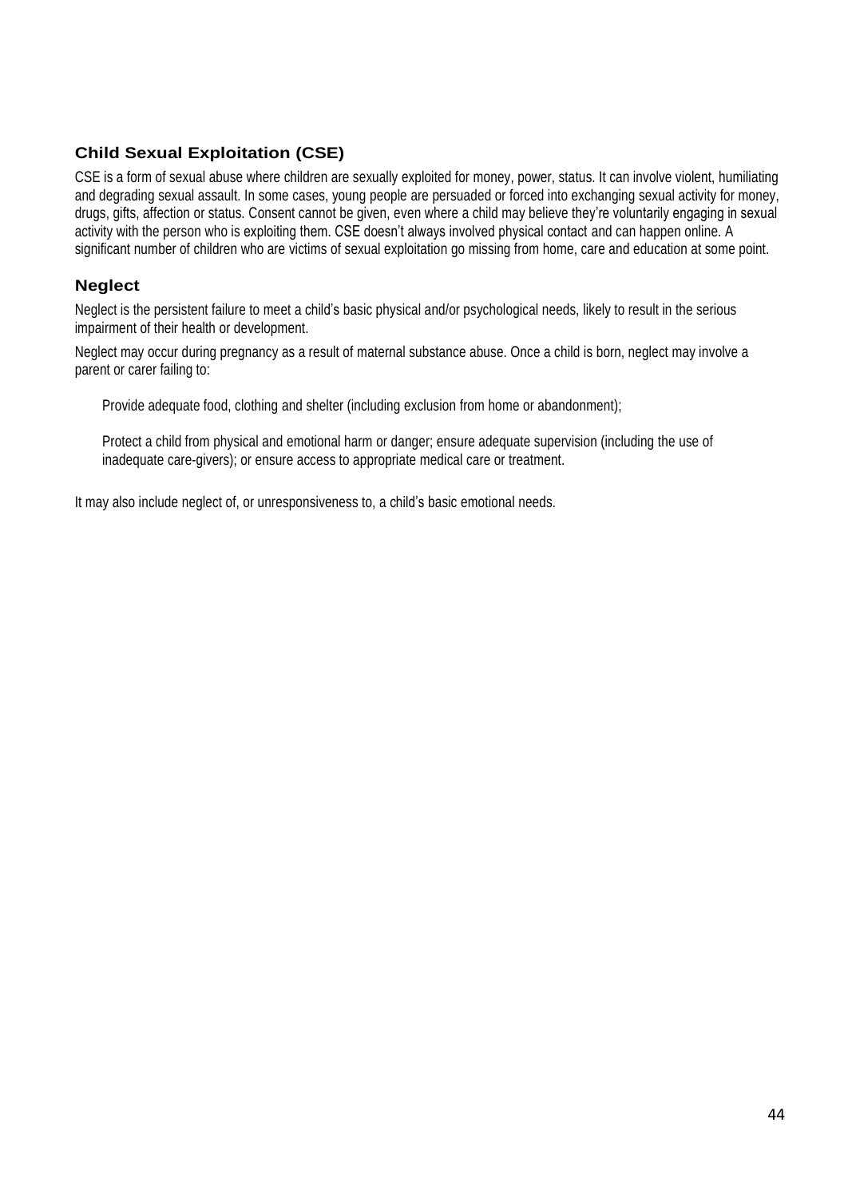## Child Sexual Exploitation (CSE)

CSE is a form of sexual abuse where children are sexually exploited for money, power, status. It can involve violent, humiliating and degrading sexual assault. In some cases, young people are persuaded or forced into exchanging sexual activity for money, drugs, gifts, affection or status. Consent cannot be given, even where a child may believe they're voluntarily engaging in sexual activity with the person who is exploiting them. CSE doesn't always involved physical contact and can happen online. A significant number of children who are victims of sexual exploitation go missing from home, care and education at some point.

## Neglect

Neglect is the persistent failure to meet a child's basic physical and/or psychological needs, likely to result in the serious impairment of their health or development.

Neglect may occur during pregnancy as a result of maternal substance abuse. Once a child is born, neglect may involve a parent or carer failing to:

- Provide adequate food, clothing and shelter (including exclusion from home or abandonment);
- Protect a child from physical and emotional harm or danger; ensure adequate supervision (including the use of inadequate care-givers); or ensure access to appropriate medical care or treatment.

It may also include neglect of, or unresponsiveness to, a child's basic emotional needs.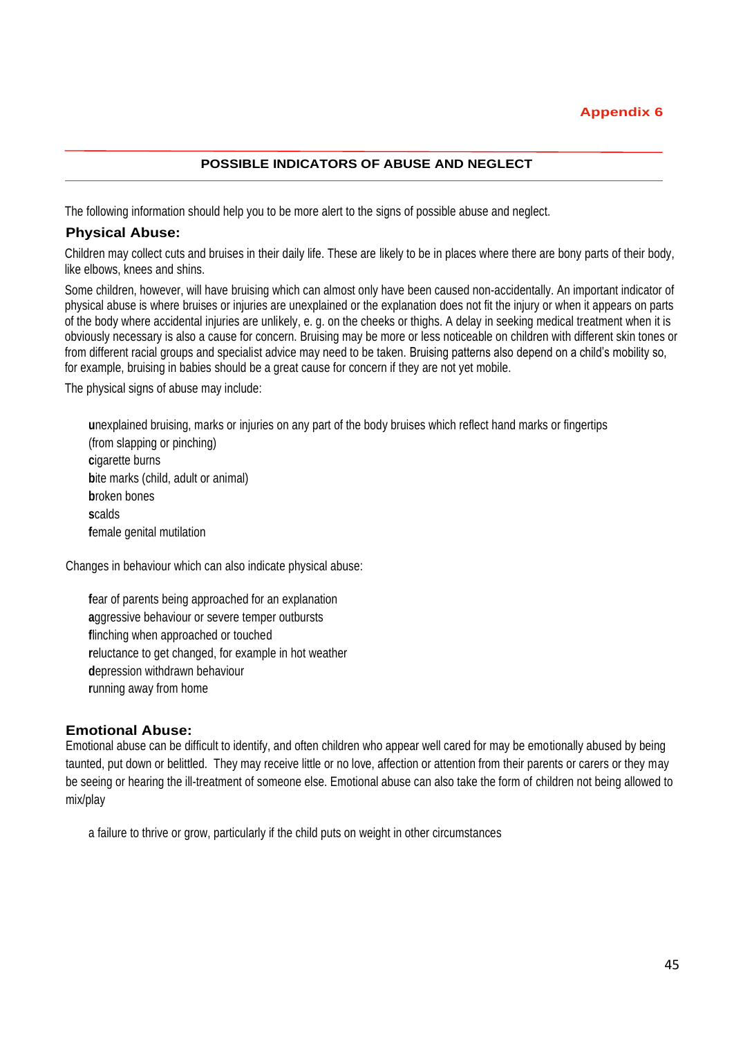**Appendix 6**

## POSSIBLE INDICATORS OF ABUSE AND NEGLECT

The following information should help you to be more alert to the signs of possible abuse and neglect.

### Physical Abuse:

Children may collect cuts and bruises in their daily life. These are likely to be in places where there are bony parts of their body, like elbows, knees and shins.

Some children, however, will have bruising which can almost only have been caused non-accidentally. An important indicator of physical abuse is where bruises or injuries are unexplained or the explanation does not fit the injury or when it appears on parts of the body where accidental injuries are unlikely, e. g. on the cheeks or thighs. A delay in seeking medical treatment when it is obviously necessary is also a cause for concern. Bruising may be more or less noticeable on children with different skin tones or from different racial groups and specialist advice may need to be taken. Bruising patterns also depend on a child's mobility so, for example, bruising in babies should be a great cause for concern if they are not yet mobile.

The physical signs of abuse may include:

- **u**nexplained bruising, marks or injuries on any part of the body bruises which reflect hand marks or fingertips (from slapping or pinching)
- **c**igarette burns
- **b**ite marks (child, adult or animal)
- **b**roken bones
- **s**calds
- **f**emale genital mutilation

Changes in behaviour which can also indicate physical abuse:

- **f**ear of parents being approached for an explanation
- **a**ggressive behaviour or severe temper outbursts
- **f**linching when approached or touched
- **r**eluctance to get changed, for example in hot weather
- **d**epression withdrawn behaviour
- **r**unning away from home

### Emotional Abuse:

Emotional abuse can be difficult to identify, and often children who appear well cared for may be emotionally abused by being taunted, put down or belittled. They may receive little or no love, affection or attention from their parents or carers or they may be seeing or hearing the ill-treatment of someone else. Emotional abuse can also take the form of children not being allowed to mix/play

- a failure to thrive or grow, particularly if the child puts on weight in other circumstances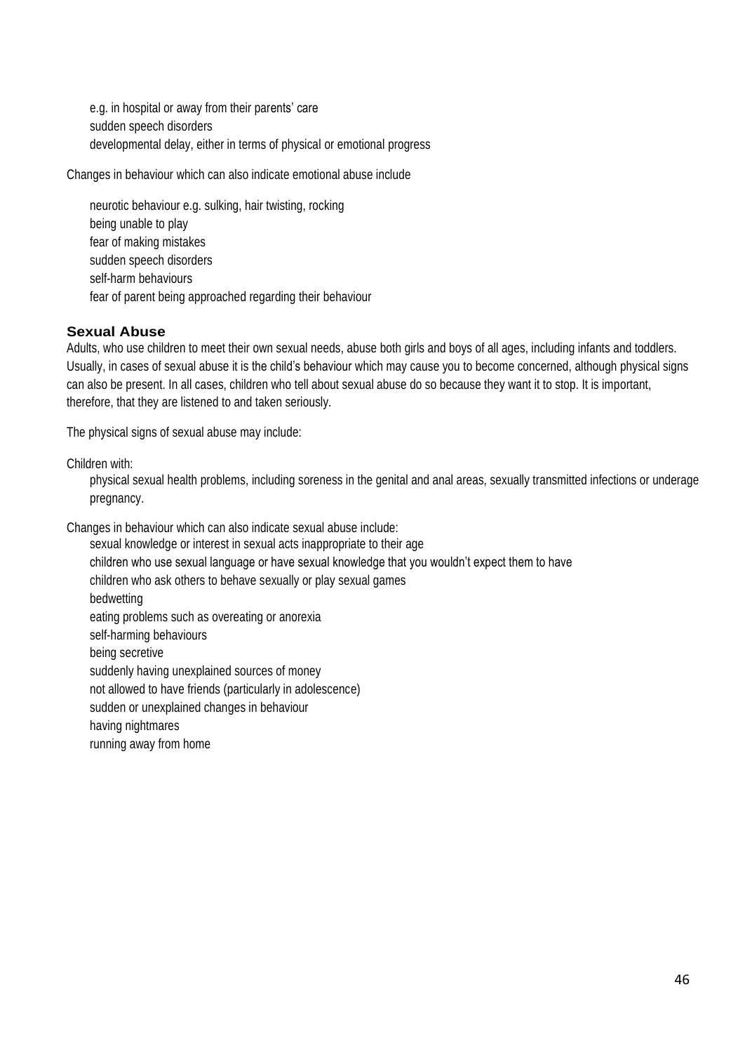- e.g. in hospital or away from their parents' care
- sudden speech disorders
- developmental delay, either in terms of physical or emotional progress

Changes in behaviour which can also indicate emotional abuse include

- neurotic behaviour e.g. sulking, hair twisting, rocking
- being unable to play
- fear of making mistakes
- sudden speech disorders
- self-harm behaviours
- fear of parent being approached regarding their behaviour

### Sexual Abuse

Adults, who use children to meet their own sexual needs, abuse both girls and boys of all ages, including infants and toddlers. Usually, in cases of sexual abuse it is the child's behaviour which may cause you to become concerned, although physical signs can also be present. In all cases, children who tell about sexual abuse do so because they want it to stop. It is important, therefore, that they are listened to and taken seriously.

The physical signs of sexual abuse may include:

Children with:

- physical sexual health problems, including soreness in the genital and anal areas, sexually transmitted infections or underage pregnancy.

Changes in behaviour which can also indicate sexual abuse include:

- sexual knowledge or interest in sexual acts inappropriate to their age
- children who use sexual language or have sexual knowledge that you wouldn't expect them to have
- children who ask others to behave sexually or play sexual games
- bedwetting
- eating problems such as overeating or anorexia
- self-harming behaviours
- being secretive
- suddenly having unexplained sources of money
- not allowed to have friends (particularly in adolescence)
- sudden or unexplained changes in behaviour
- having nightmares
- running away from home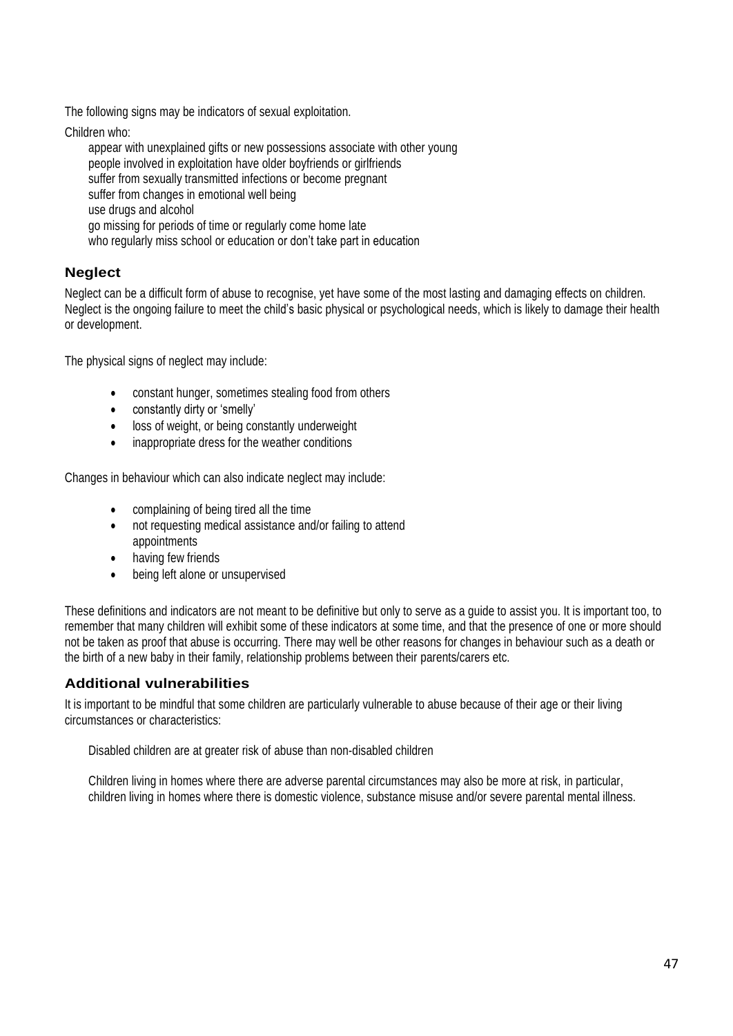The following signs may be indicators of sexual exploitation.

Children who:

appear with unexplained gifts or new possessions associate with other young
people involved in exploitation have older boyfriends or girlfriends
suffer from sexually transmitted infections or become pregnant
suffer from changes in emotional well being
use drugs and alcohol
go missing for periods of time or regularly come home late
who regularly miss school or education or don't take part in education

## Neglect

Neglect can be a difficult form of abuse to recognise, yet have some of the most lasting and damaging effects on children. Neglect is the ongoing failure to meet the child's basic physical or psychological needs, which is likely to damage their health or development.

The physical signs of neglect may include:

- constant hunger, sometimes stealing food from others
- constantly dirty or 'smelly'
- loss of weight, or being constantly underweight
- inappropriate dress for the weather conditions

Changes in behaviour which can also indicate neglect may include:

- complaining of being tired all the time
- not requesting medical assistance and/or failing to attend appointments
- having few friends
- being left alone or unsupervised

These definitions and indicators are not meant to be definitive but only to serve as a guide to assist you. It is important too, to remember that many children will exhibit some of these indicators at some time, and that the presence of one or more should not be taken as proof that abuse is occurring. There may well be other reasons for changes in behaviour such as a death or the birth of a new baby in their family, relationship problems between their parents/carers etc.

## Additional vulnerabilities

It is important to be mindful that some children are particularly vulnerable to abuse because of their age or their living circumstances or characteristics:

Disabled children are at greater risk of abuse than non-disabled children

Children living in homes where there are adverse parental circumstances may also be more at risk, in particular, children living in homes where there is domestic violence, substance misuse and/or severe parental mental illness.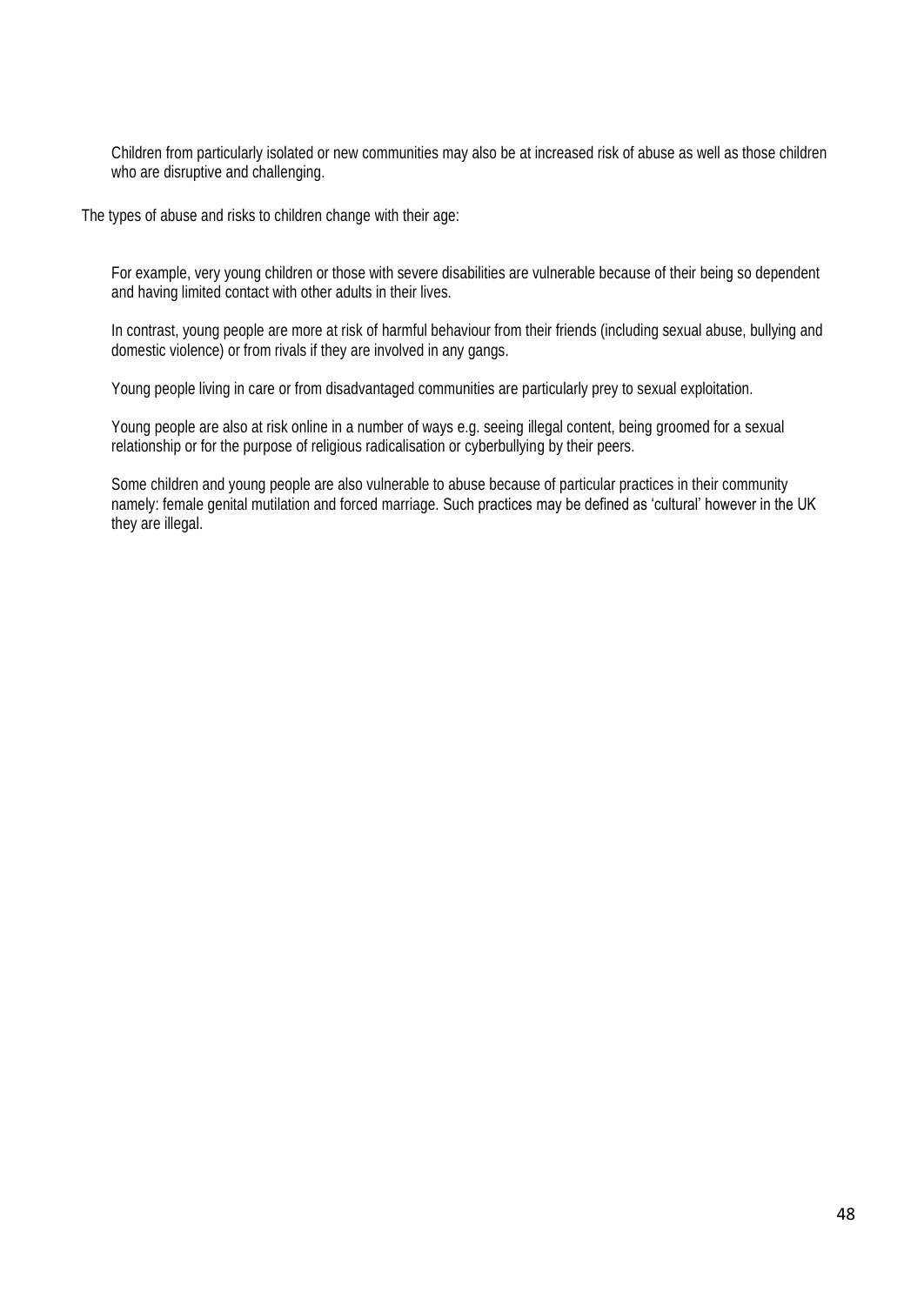Children from particularly isolated or new communities may also be at increased risk of abuse as well as those children who are disruptive and challenging.

The types of abuse and risks to children change with their age:

For example, very young children or those with severe disabilities are vulnerable because of their being so dependent and having limited contact with other adults in their lives.

In contrast, young people are more at risk of harmful behaviour from their friends (including sexual abuse, bullying and domestic violence) or from rivals if they are involved in any gangs.

Young people living in care or from disadvantaged communities are particularly prey to sexual exploitation.

Young people are also at risk online in a number of ways e.g. seeing illegal content, being groomed for a sexual relationship or for the purpose of religious radicalisation or cyberbullying by their peers.

Some children and young people are also vulnerable to abuse because of particular practices in their community namely: female genital mutilation and forced marriage. Such practices may be defined as 'cultural' however in the UK they are illegal.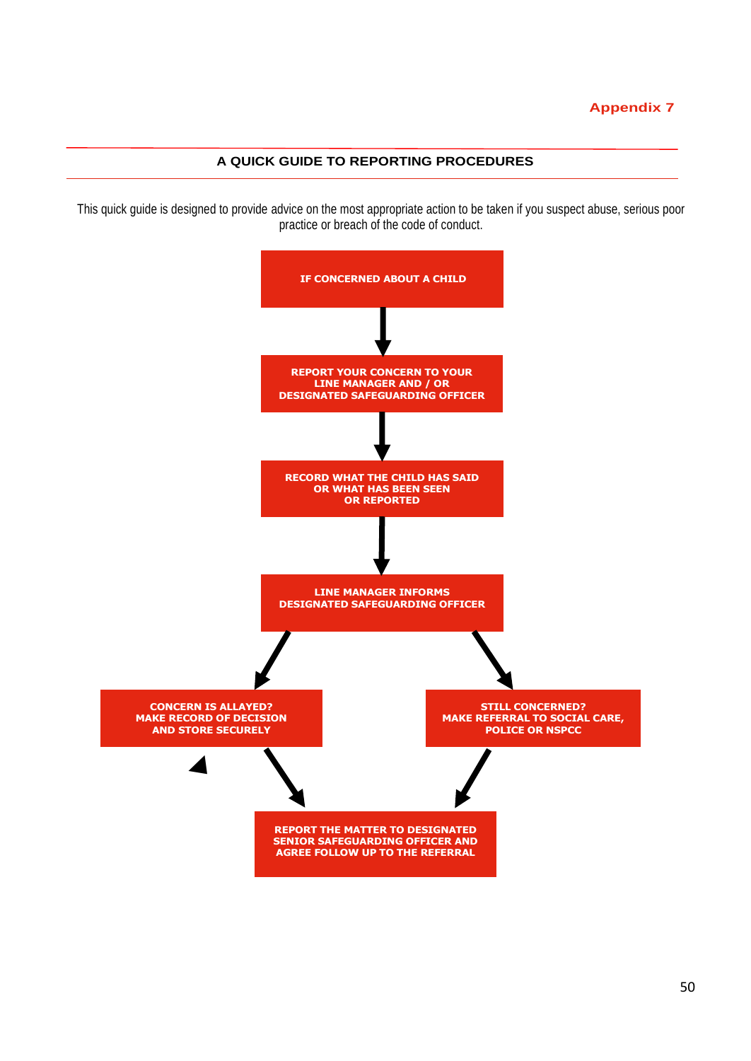Appendix 7

## A QUICK GUIDE TO REPORTING PROCEDURES

This quick guide is designed to provide advice on the most appropriate action to be taken if you suspect abuse, serious poor practice or breach of the code of conduct.

**IF CONCERNED ABOUT A CHILD**

↓

**REPORT YOUR CONCERN TO YOUR LINE MANAGER AND / OR DESIGNATED SAFEGUARDING OFFICER**

↓

**RECORD WHAT THE CHILD HAS SAID OR WHAT HAS BEEN SEEN OR REPORTED**

↓

**LINE MANAGER INFORMS DESIGNATED SAFEGUARDING OFFICER**

↙ ↘

**CONCERN IS ALLAYED? MAKE RECORD OF DECISION AND STORE SECURELY**

**STILL CONCERNED? MAKE REFERRAL TO SOCIAL CARE, POLICE OR NSPCC**

↘ ↙

**REPORT THE MATTER TO DESIGNATED SENIOR SAFEGUARDING OFFICER AND AGREE FOLLOW UP TO THE REFERRAL**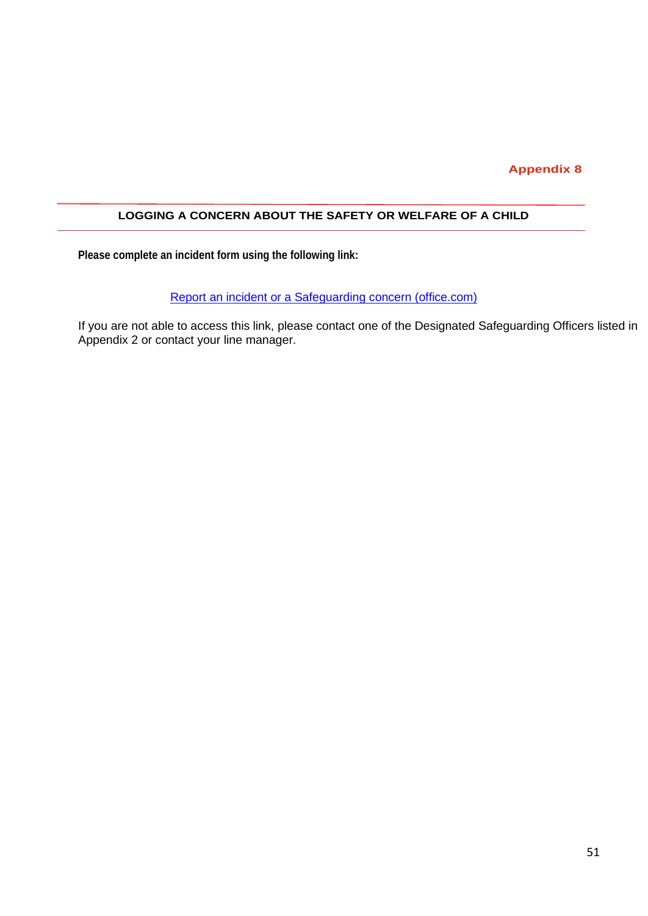**Appendix 8**

## LOGGING A CONCERN ABOUT THE SAFETY OR WELFARE OF A CHILD

**Please complete an incident form using the following link:**

Report an incident or a Safeguarding concern (office.com)

If you are not able to access this link, please contact one of the Designated Safeguarding Officers listed in Appendix 2 or contact your line manager.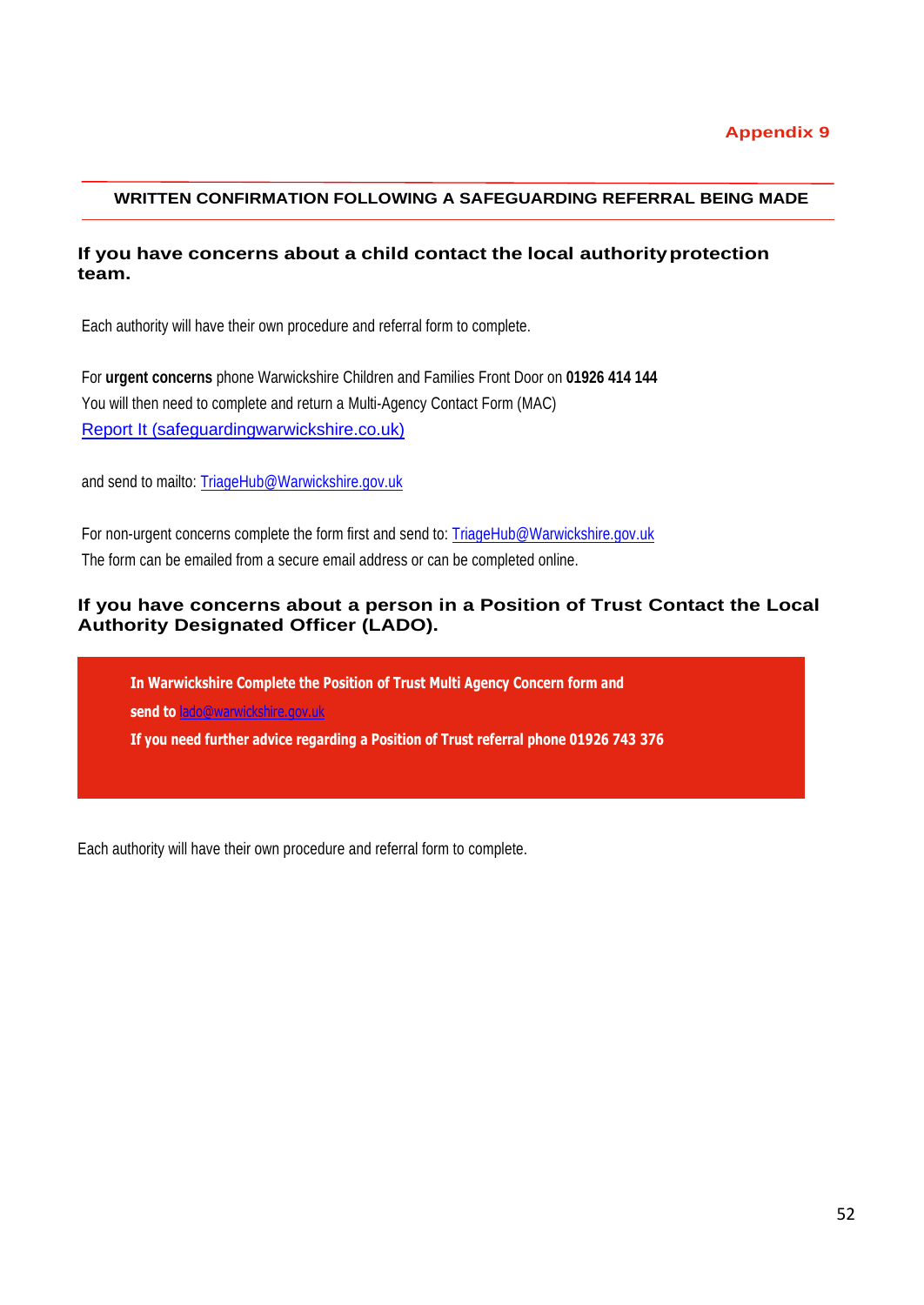Appendix 9

## WRITTEN CONFIRMATION FOLLOWING A SAFEGUARDING REFERRAL BEING MADE

### If you have concerns about a child contact the local authority protection team.

Each authority will have their own procedure and referral form to complete.

For **urgent concerns** phone Warwickshire Children and Families Front Door on **01926 414 144**
You will then need to complete and return a Multi-Agency Contact Form (MAC)
[Report It (safeguardingwarwickshire.co.uk)](safeguardingwarwickshire.co.uk)

and send to mailto: TriageHub@Warwickshire.gov.uk

For non-urgent concerns complete the form first and send to: TriageHub@Warwickshire.gov.uk
The form can be emailed from a secure email address or can be completed online.

### If you have concerns about a person in a Position of Trust Contact the Local Authority Designated Officer (LADO).

**In Warwickshire Complete the Position of Trust Multi Agency Concern form and send to** lado@warwickshire.gov.uk
**If you need further advice regarding a Position of Trust referral phone 01926 743 376**

Each authority will have their own procedure and referral form to complete.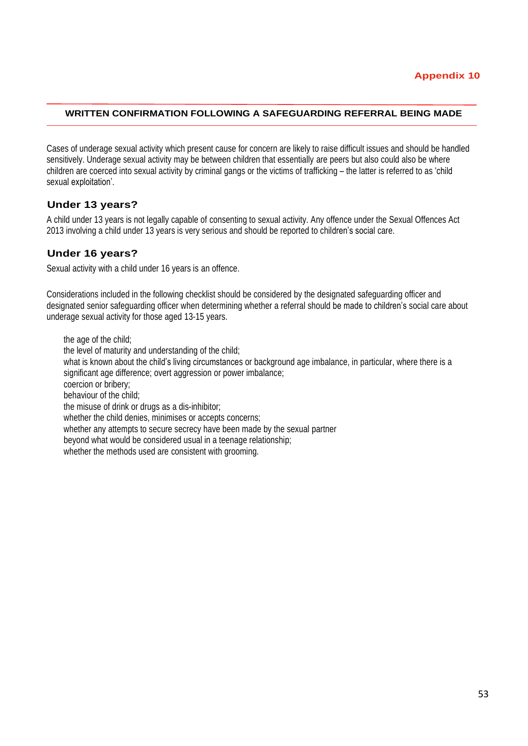Appendix 10

## WRITTEN CONFIRMATION FOLLOWING A SAFEGUARDING REFERRAL BEING MADE

Cases of underage sexual activity which present cause for concern are likely to raise difficult issues and should be handled sensitively. Underage sexual activity may be between children that essentially are peers but also could also be where children are coerced into sexual activity by criminal gangs or the victims of trafficking – the latter is referred to as 'child sexual exploitation'.

### Under 13 years?

A child under 13 years is not legally capable of consenting to sexual activity. Any offence under the Sexual Offences Act 2013 involving a child under 13 years is very serious and should be reported to children's social care.

### Under 16 years?

Sexual activity with a child under 16 years is an offence.

Considerations included in the following checklist should be considered by the designated safeguarding officer and designated senior safeguarding officer when determining whether a referral should be made to children's social care about underage sexual activity for those aged 13-15 years.

the age of the child;
the level of maturity and understanding of the child;
what is known about the child's living circumstances or background age imbalance, in particular, where there is a significant age difference; overt aggression or power imbalance;
coercion or bribery;
behaviour of the child;
the misuse of drink or drugs as a dis-inhibitor;
whether the child denies, minimises or accepts concerns;
whether any attempts to secure secrecy have been made by the sexual partner
beyond what would be considered usual in a teenage relationship;
whether the methods used are consistent with grooming.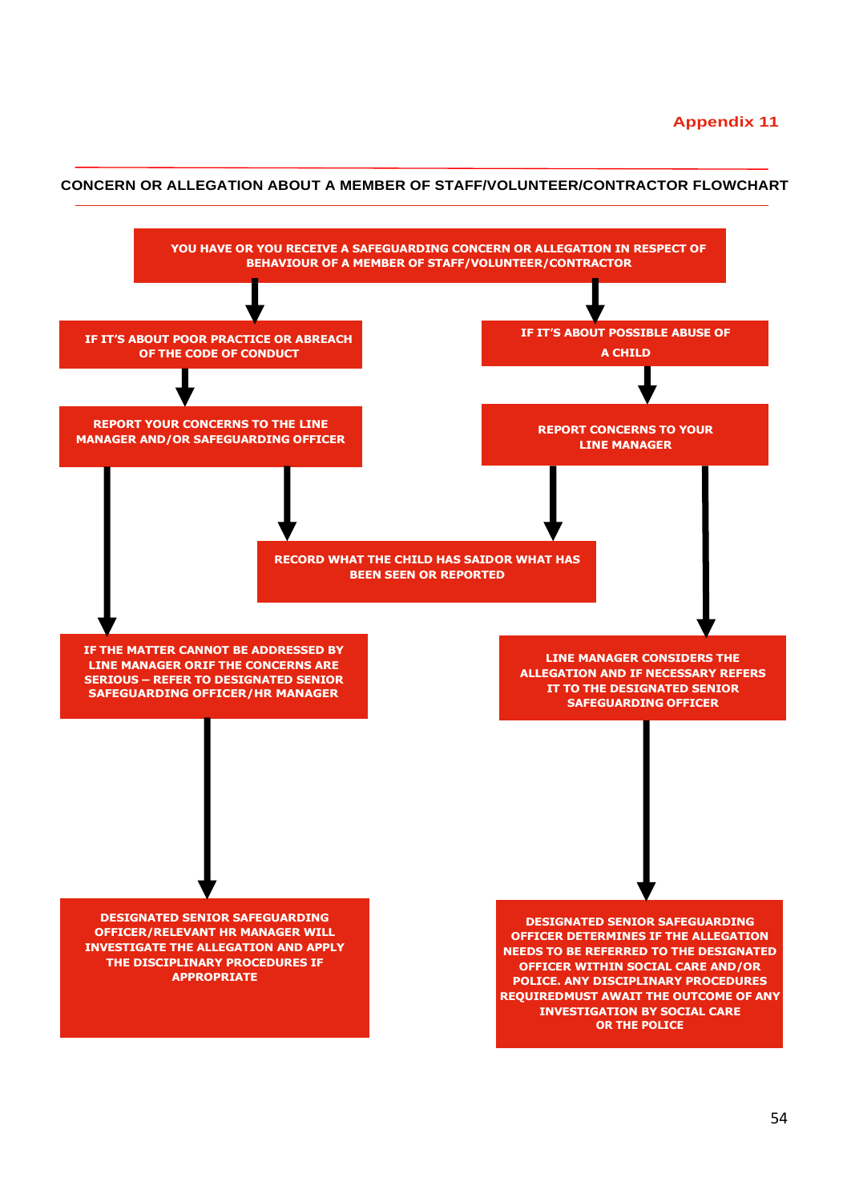Appendix 11

## CONCERN OR ALLEGATION ABOUT A MEMBER OF STAFF/VOLUNTEER/CONTRACTOR FLOWCHART

**YOU HAVE OR YOU RECEIVE A SAFEGUARDING CONCERN OR ALLEGATION IN RESPECT OF BEHAVIOUR OF A MEMBER OF STAFF/VOLUNTEER/CONTRACTOR**

**IF IT'S ABOUT POOR PRACTICE OR ABREACH OF THE CODE OF CONDUCT**

**REPORT YOUR CONCERNS TO THE LINE MANAGER AND/OR SAFEGUARDING OFFICER**

**IF IT'S ABOUT POSSIBLE ABUSE OF A CHILD**

**REPORT CONCERNS TO YOUR LINE MANAGER**

**RECORD WHAT THE CHILD HAS SAIDOR WHAT HAS BEEN SEEN OR REPORTED**

**IF THE MATTER CANNOT BE ADDRESSED BY LINE MANAGER ORIF THE CONCERNS ARE SERIOUS – REFER TO DESIGNATED SENIOR SAFEGUARDING OFFICER/HR MANAGER**

**LINE MANAGER CONSIDERS THE ALLEGATION AND IF NECESSARY REFERS IT TO THE DESIGNATED SENIOR SAFEGUARDING OFFICER**

**DESIGNATED SENIOR SAFEGUARDING OFFICER/RELEVANT HR MANAGER WILL INVESTIGATE THE ALLEGATION AND APPLY THE DISCIPLINARY PROCEDURES IF APPROPRIATE**

**DESIGNATED SENIOR SAFEGUARDING OFFICER DETERMINES IF THE ALLEGATION NEEDS TO BE REFERRED TO THE DESIGNATED OFFICER WITHIN SOCIAL CARE AND/OR POLICE. ANY DISCIPLINARY PROCEDURES REQUIREDMUST AWAIT THE OUTCOME OF ANY INVESTIGATION BY SOCIAL CARE OR THE POLICE**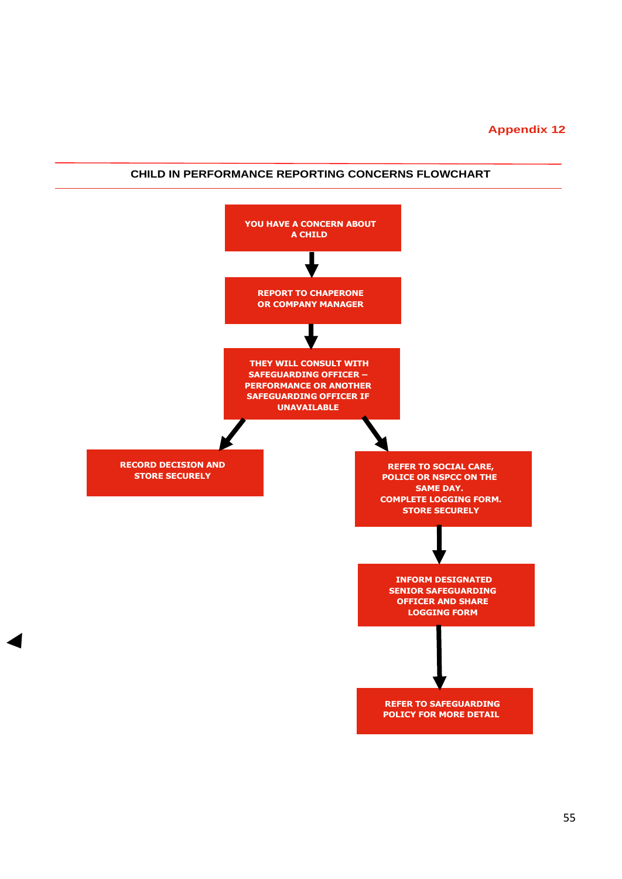Appendix 12

## CHILD IN PERFORMANCE REPORTING CONCERNS FLOWCHART

**YOU HAVE A CONCERN ABOUT A CHILD**

↓

**REPORT TO CHAPERONE OR COMPANY MANAGER**

↓

**THEY WILL CONSULT WITH SAFEGUARDING OFFICER – PERFORMANCE OR ANOTHER SAFEGUARDING OFFICER IF UNAVAILABLE**

↙ ↘

**RECORD DECISION AND STORE SECURELY**

**REFER TO SOCIAL CARE, POLICE OR NSPCC ON THE SAME DAY. COMPLETE LOGGING FORM. STORE SECURELY**

↓

**INFORM DESIGNATED SENIOR SAFEGUARDING OFFICER AND SHARE LOGGING FORM**

↓

**REFER TO SAFEGUARDING POLICY FOR MORE DETAIL**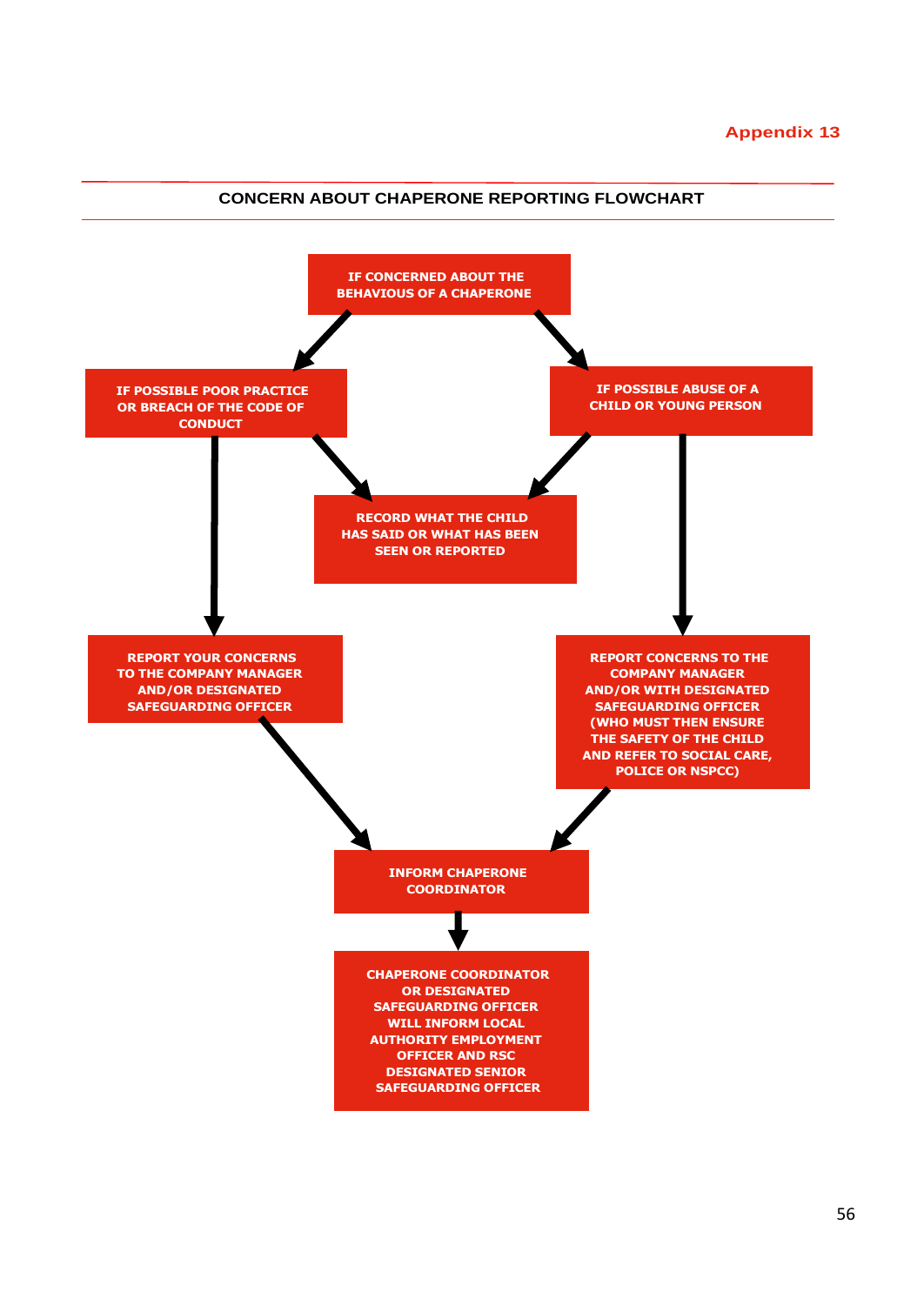Appendix 13

## CONCERN ABOUT CHAPERONE REPORTING FLOWCHART

**IF CONCERNED ABOUT THE BEHAVIOUS OF A CHAPERONE**

→ **IF POSSIBLE POOR PRACTICE OR BREACH OF THE CODE OF CONDUCT**

→ **IF POSSIBLE ABUSE OF A CHILD OR YOUNG PERSON**

**RECORD WHAT THE CHILD HAS SAID OR WHAT HAS BEEN SEEN OR REPORTED**

**REPORT YOUR CONCERNS TO THE COMPANY MANAGER AND/OR DESIGNATED SAFEGUARDING OFFICER**

**REPORT CONCERNS TO THE COMPANY MANAGER AND/OR WITH DESIGNATED SAFEGUARDING OFFICER (WHO MUST THEN ENSURE THE SAFETY OF THE CHILD AND REFER TO SOCIAL CARE, POLICE OR NSPCC)**

**INFORM CHAPERONE COORDINATOR**

**CHAPERONE COORDINATOR OR DESIGNATED SAFEGUARDING OFFICER WILL INFORM LOCAL AUTHORITY EMPLOYMENT OFFICER AND RSC DESIGNATED SENIOR SAFEGUARDING OFFICER**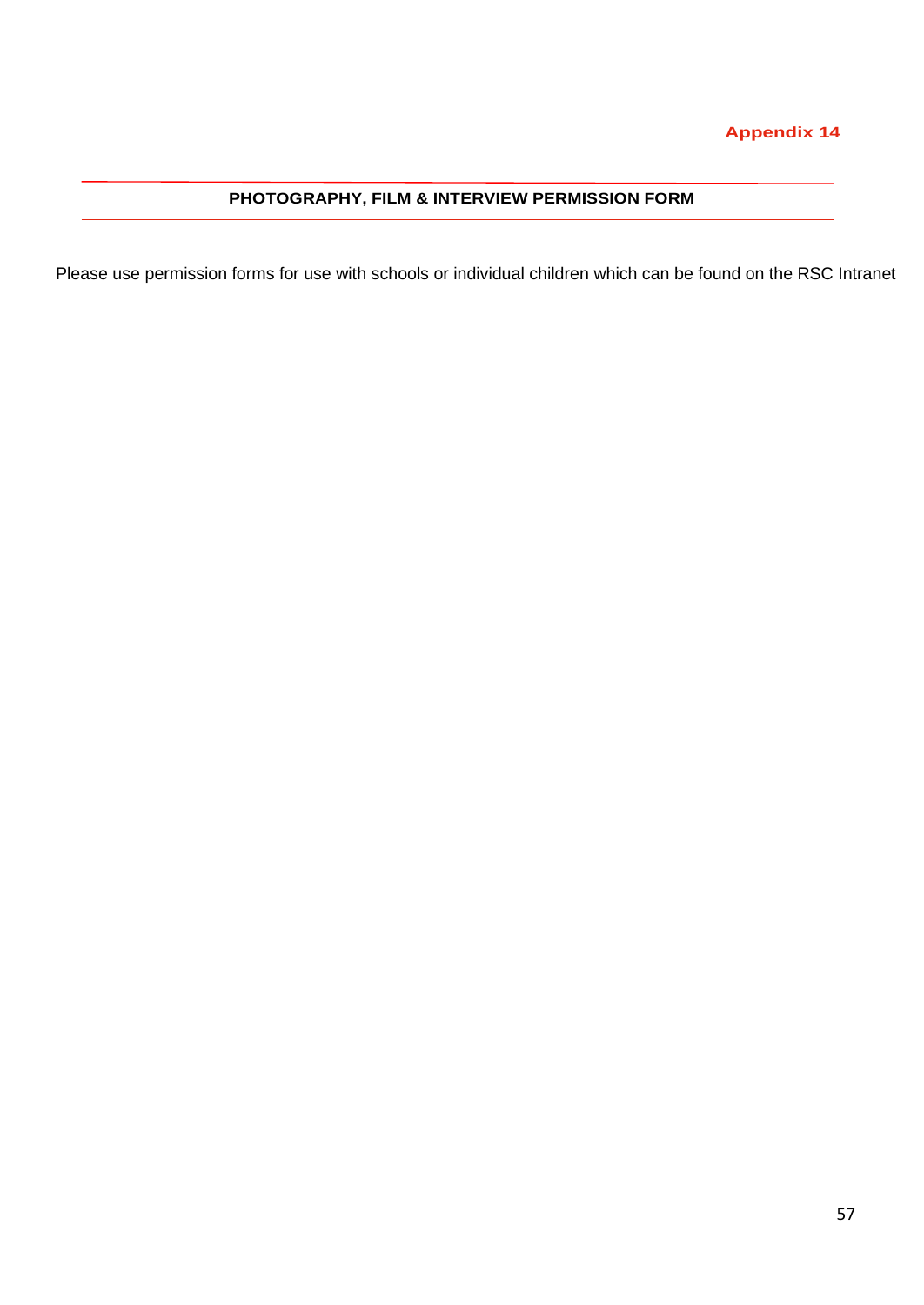Appendix 14

## PHOTOGRAPHY, FILM & INTERVIEW PERMISSION FORM

Please use permission forms for use with schools or individual children which can be found on the RSC Intranet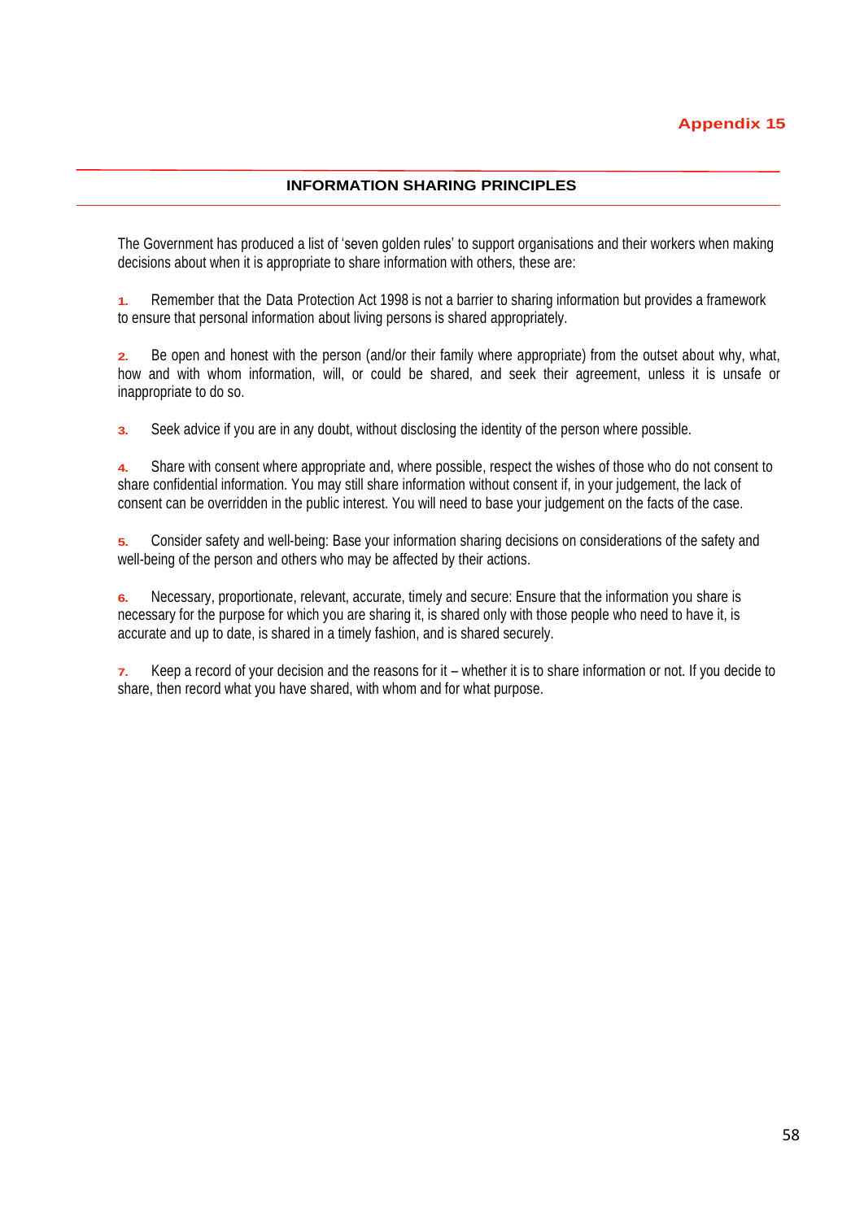Appendix 15

## INFORMATION SHARING PRINCIPLES

The Government has produced a list of 'seven golden rules' to support organisations and their workers when making decisions about when it is appropriate to share information with others, these are:

1. Remember that the Data Protection Act 1998 is not a barrier to sharing information but provides a framework to ensure that personal information about living persons is shared appropriately.

2. Be open and honest with the person (and/or their family where appropriate) from the outset about why, what, how and with whom information, will, or could be shared, and seek their agreement, unless it is unsafe or inappropriate to do so.

3. Seek advice if you are in any doubt, without disclosing the identity of the person where possible.

4. Share with consent where appropriate and, where possible, respect the wishes of those who do not consent to share confidential information. You may still share information without consent if, in your judgement, the lack of consent can be overridden in the public interest. You will need to base your judgement on the facts of the case.

5. Consider safety and well-being: Base your information sharing decisions on considerations of the safety and well-being of the person and others who may be affected by their actions.

6. Necessary, proportionate, relevant, accurate, timely and secure: Ensure that the information you share is necessary for the purpose for which you are sharing it, is shared only with those people who need to have it, is accurate and up to date, is shared in a timely fashion, and is shared securely.

7. Keep a record of your decision and the reasons for it – whether it is to share information or not. If you decide to share, then record what you have shared, with whom and for what purpose.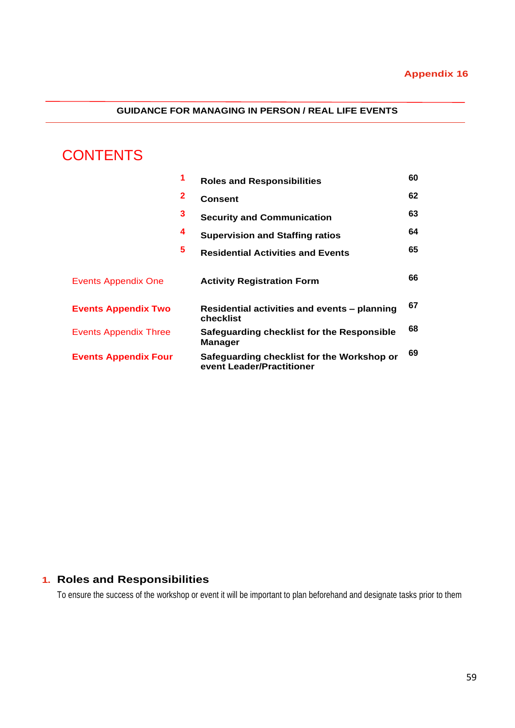Appendix 16

**GUIDANCE FOR MANAGING IN PERSON / REAL LIFE EVENTS**

# CONTENTS

| | | | |
|---|---|---|---|
| | 1 | **Roles and Responsibilities** | 60 |
| | 2 | **Consent** | 62 |
| | 3 | **Security and Communication** | 63 |
| | 4 | **Supervision and Staffing ratios** | 64 |
| | 5 | **Residential Activities and Events** | 65 |
| Events Appendix One | | **Activity Registration Form** | 66 |
| **Events Appendix Two** | | **Residential activities and events – planning checklist** | 67 |
| Events Appendix Three | | **Safeguarding checklist for the Responsible Manager** | 68 |
| **Events Appendix Four** | | **Safeguarding checklist for the Workshop or event Leader/Practitioner** | 69 |

## 1. Roles and Responsibilities

To ensure the success of the workshop or event it will be important to plan beforehand and designate tasks prior to them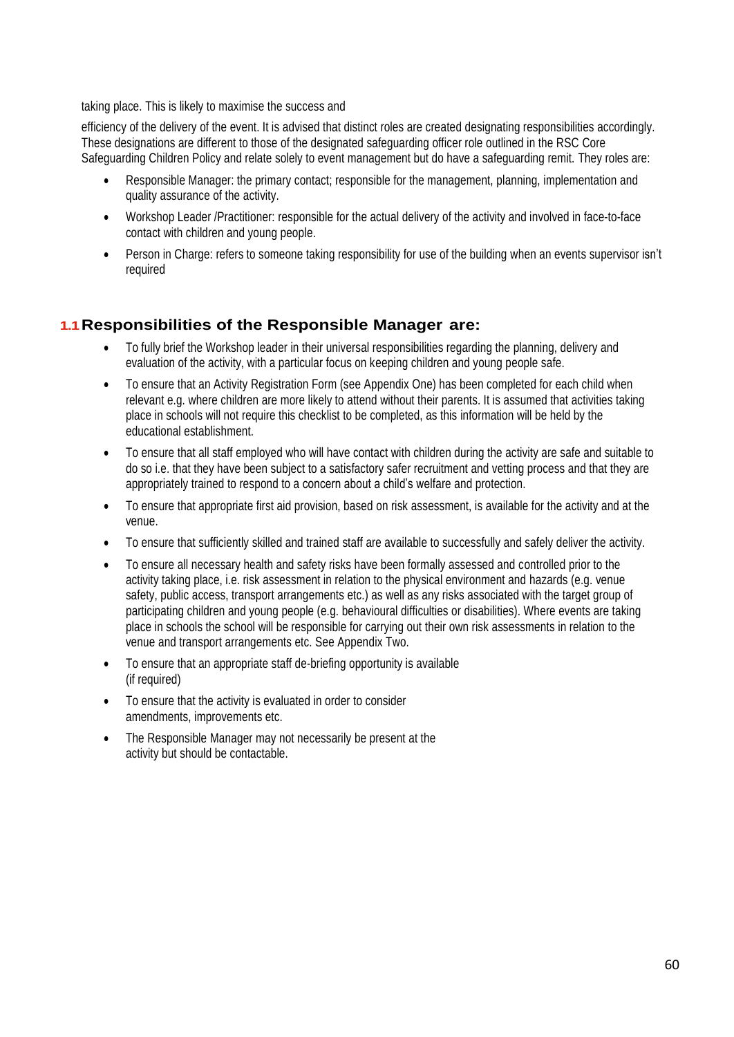taking place. This is likely to maximise the success and

efficiency of the delivery of the event. It is advised that distinct roles are created designating responsibilities accordingly. These designations are different to those of the designated safeguarding officer role outlined in the RSC Core Safeguarding Children Policy and relate solely to event management but do have a safeguarding remit. They roles are:

- Responsible Manager: the primary contact; responsible for the management, planning, implementation and quality assurance of the activity.
- Workshop Leader /Practitioner: responsible for the actual delivery of the activity and involved in face-to-face contact with children and young people.
- Person in Charge: refers to someone taking responsibility for use of the building when an events supervisor isn't required

## 1.1 Responsibilities of the Responsible Manager are:

- To fully brief the Workshop leader in their universal responsibilities regarding the planning, delivery and evaluation of the activity, with a particular focus on keeping children and young people safe.
- To ensure that an Activity Registration Form (see Appendix One) has been completed for each child when relevant e.g. where children are more likely to attend without their parents. It is assumed that activities taking place in schools will not require this checklist to be completed, as this information will be held by the educational establishment.
- To ensure that all staff employed who will have contact with children during the activity are safe and suitable to do so i.e. that they have been subject to a satisfactory safer recruitment and vetting process and that they are appropriately trained to respond to a concern about a child's welfare and protection.
- To ensure that appropriate first aid provision, based on risk assessment, is available for the activity and at the venue.
- To ensure that sufficiently skilled and trained staff are available to successfully and safely deliver the activity.
- To ensure all necessary health and safety risks have been formally assessed and controlled prior to the activity taking place, i.e. risk assessment in relation to the physical environment and hazards (e.g. venue safety, public access, transport arrangements etc.) as well as any risks associated with the target group of participating children and young people (e.g. behavioural difficulties or disabilities). Where events are taking place in schools the school will be responsible for carrying out their own risk assessments in relation to the venue and transport arrangements etc. See Appendix Two.
- To ensure that an appropriate staff de-briefing opportunity is available (if required)
- To ensure that the activity is evaluated in order to consider amendments, improvements etc.
- The Responsible Manager may not necessarily be present at the activity but should be contactable.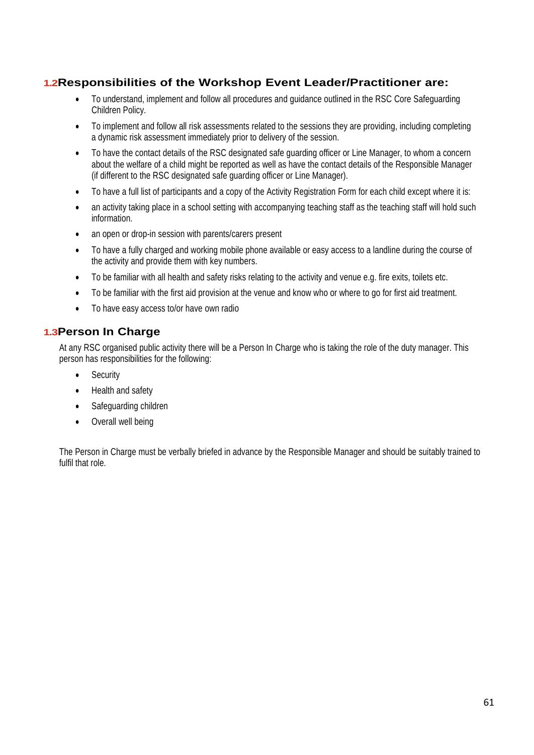## 1.2 Responsibilities of the Workshop Event Leader/Practitioner are:

- To understand, implement and follow all procedures and guidance outlined in the RSC Core Safeguarding Children Policy.
- To implement and follow all risk assessments related to the sessions they are providing, including completing a dynamic risk assessment immediately prior to delivery of the session.
- To have the contact details of the RSC designated safe guarding officer or Line Manager, to whom a concern about the welfare of a child might be reported as well as have the contact details of the Responsible Manager (if different to the RSC designated safe guarding officer or Line Manager).
- To have a full list of participants and a copy of the Activity Registration Form for each child except where it is:
- an activity taking place in a school setting with accompanying teaching staff as the teaching staff will hold such information.
- an open or drop-in session with parents/carers present
- To have a fully charged and working mobile phone available or easy access to a landline during the course of the activity and provide them with key numbers.
- To be familiar with all health and safety risks relating to the activity and venue e.g. fire exits, toilets etc.
- To be familiar with the first aid provision at the venue and know who or where to go for first aid treatment.
- To have easy access to/or have own radio

## 1.3 Person In Charge

At any RSC organised public activity there will be a Person In Charge who is taking the role of the duty manager. This person has responsibilities for the following:

- Security
- Health and safety
- Safeguarding children
- Overall well being

The Person in Charge must be verbally briefed in advance by the Responsible Manager and should be suitably trained to fulfil that role.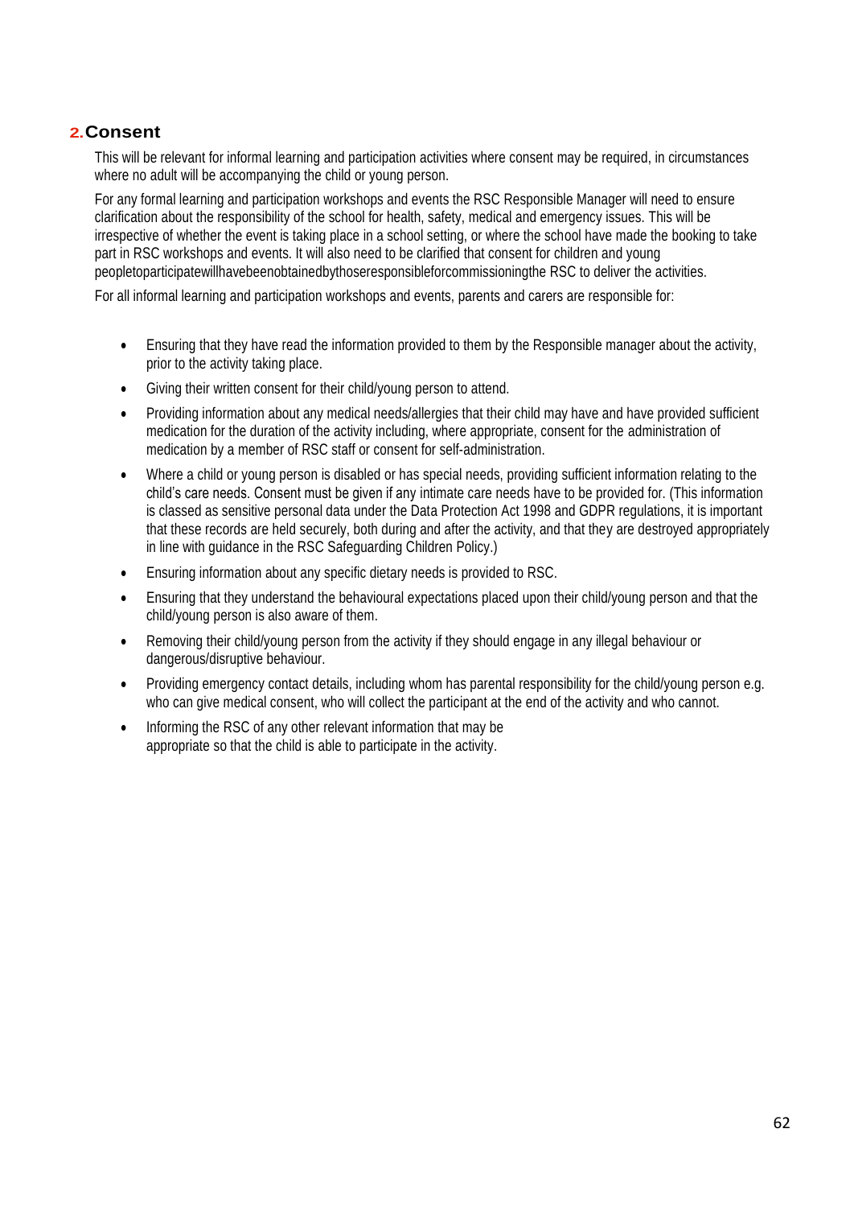## 2. Consent

This will be relevant for informal learning and participation activities where consent may be required, in circumstances where no adult will be accompanying the child or young person.

For any formal learning and participation workshops and events the RSC Responsible Manager will need to ensure clarification about the responsibility of the school for health, safety, medical and emergency issues. This will be irrespective of whether the event is taking place in a school setting, or where the school have made the booking to take part in RSC workshops and events. It will also need to be clarified that consent for children and young peopletoparticipatewillhavebeenobtainedbythoseresponsibleforcommissioningthe RSC to deliver the activities.

For all informal learning and participation workshops and events, parents and carers are responsible for:

- Ensuring that they have read the information provided to them by the Responsible manager about the activity, prior to the activity taking place.
- Giving their written consent for their child/young person to attend.
- Providing information about any medical needs/allergies that their child may have and have provided sufficient medication for the duration of the activity including, where appropriate, consent for the administration of medication by a member of RSC staff or consent for self-administration.
- Where a child or young person is disabled or has special needs, providing sufficient information relating to the child's care needs. Consent must be given if any intimate care needs have to be provided for. (This information is classed as sensitive personal data under the Data Protection Act 1998 and GDPR regulations, it is important that these records are held securely, both during and after the activity, and that they are destroyed appropriately in line with guidance in the RSC Safeguarding Children Policy.)
- Ensuring information about any specific dietary needs is provided to RSC.
- Ensuring that they understand the behavioural expectations placed upon their child/young person and that the child/young person is also aware of them.
- Removing their child/young person from the activity if they should engage in any illegal behaviour or dangerous/disruptive behaviour.
- Providing emergency contact details, including whom has parental responsibility for the child/young person e.g. who can give medical consent, who will collect the participant at the end of the activity and who cannot.
- Informing the RSC of any other relevant information that may be appropriate so that the child is able to participate in the activity.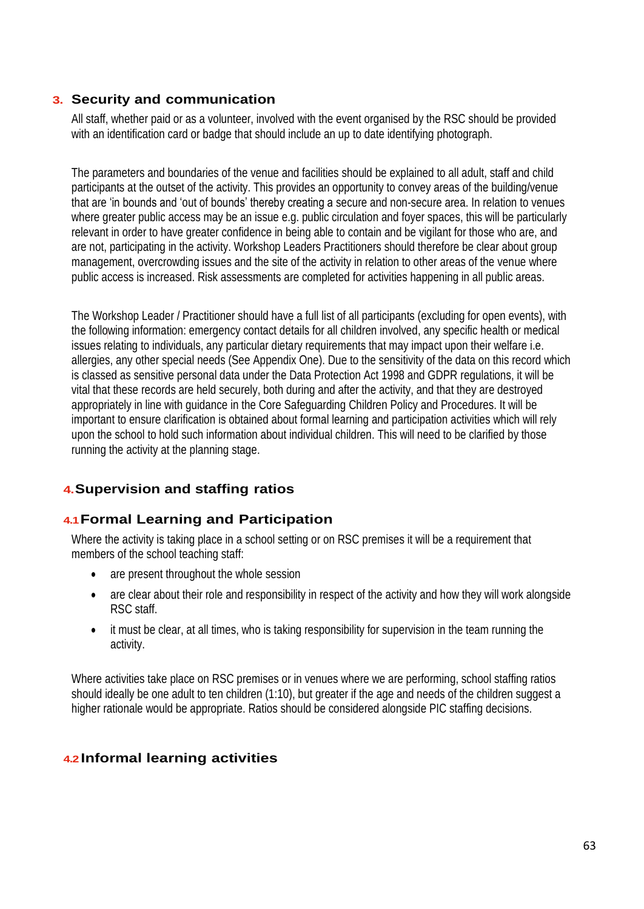## 3. Security and communication

All staff, whether paid or as a volunteer, involved with the event organised by the RSC should be provided with an identification card or badge that should include an up to date identifying photograph.

The parameters and boundaries of the venue and facilities should be explained to all adult, staff and child participants at the outset of the activity. This provides an opportunity to convey areas of the building/venue that are 'in bounds and 'out of bounds' thereby creating a secure and non-secure area. In relation to venues where greater public access may be an issue e.g. public circulation and foyer spaces, this will be particularly relevant in order to have greater confidence in being able to contain and be vigilant for those who are, and are not, participating in the activity. Workshop Leaders Practitioners should therefore be clear about group management, overcrowding issues and the site of the activity in relation to other areas of the venue where public access is increased. Risk assessments are completed for activities happening in all public areas.

The Workshop Leader / Practitioner should have a full list of all participants (excluding for open events), with the following information: emergency contact details for all children involved, any specific health or medical issues relating to individuals, any particular dietary requirements that may impact upon their welfare i.e. allergies, any other special needs (See Appendix One). Due to the sensitivity of the data on this record which is classed as sensitive personal data under the Data Protection Act 1998 and GDPR regulations, it will be vital that these records are held securely, both during and after the activity, and that they are destroyed appropriately in line with guidance in the Core Safeguarding Children Policy and Procedures. It will be important to ensure clarification is obtained about formal learning and participation activities which will rely upon the school to hold such information about individual children. This will need to be clarified by those running the activity at the planning stage.

## 4. Supervision and staffing ratios

### 4.1 Formal Learning and Participation

Where the activity is taking place in a school setting or on RSC premises it will be a requirement that members of the school teaching staff:

- are present throughout the whole session
- are clear about their role and responsibility in respect of the activity and how they will work alongside RSC staff.
- it must be clear, at all times, who is taking responsibility for supervision in the team running the activity.

Where activities take place on RSC premises or in venues where we are performing, school staffing ratios should ideally be one adult to ten children (1:10), but greater if the age and needs of the children suggest a higher rationale would be appropriate. Ratios should be considered alongside PIC staffing decisions.

### 4.2 Informal learning activities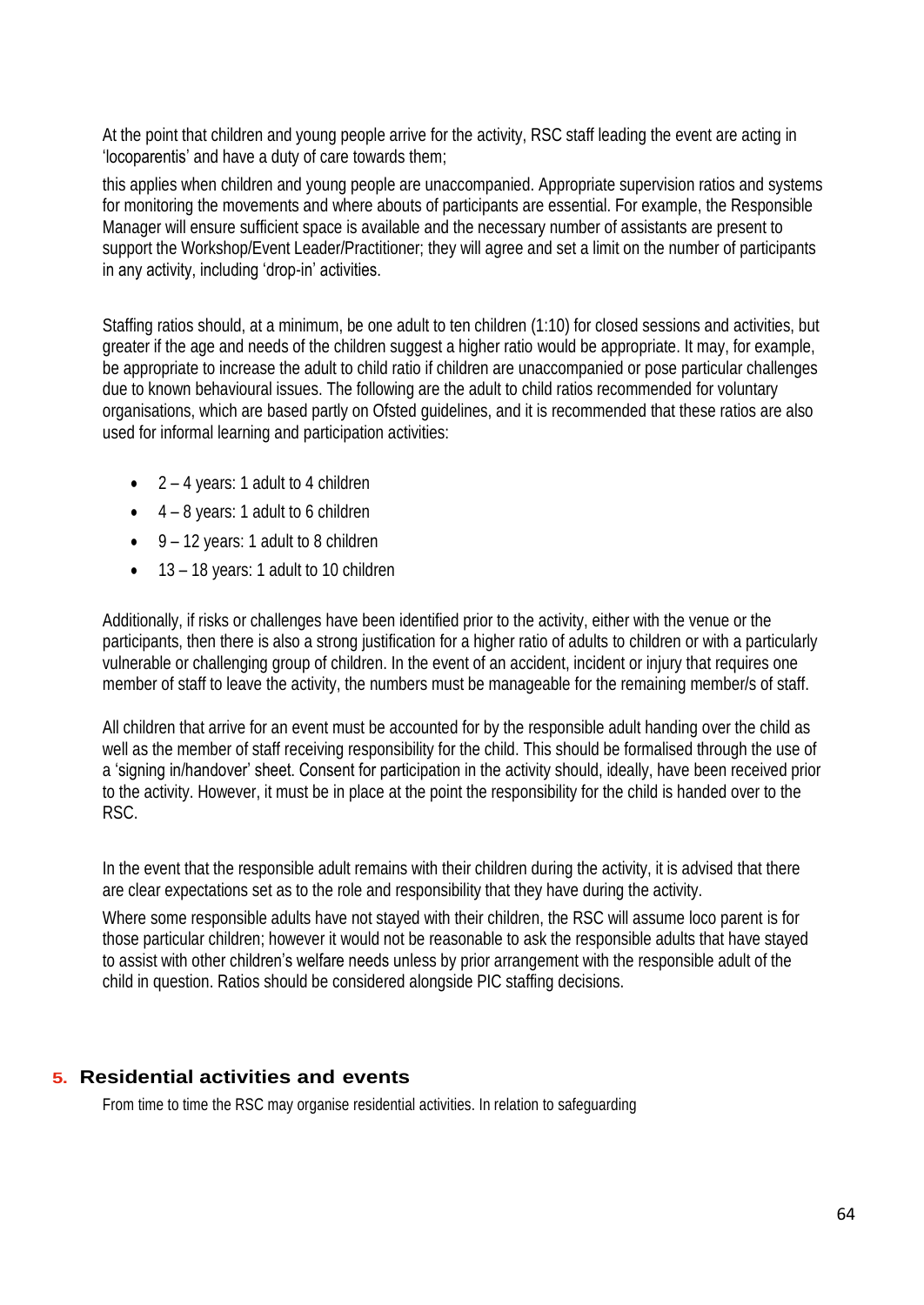At the point that children and young people arrive for the activity, RSC staff leading the event are acting in 'locoparentis' and have a duty of care towards them;

this applies when children and young people are unaccompanied. Appropriate supervision ratios and systems for monitoring the movements and where abouts of participants are essential. For example, the Responsible Manager will ensure sufficient space is available and the necessary number of assistants are present to support the Workshop/Event Leader/Practitioner; they will agree and set a limit on the number of participants in any activity, including 'drop-in' activities.

Staffing ratios should, at a minimum, be one adult to ten children (1:10) for closed sessions and activities, but greater if the age and needs of the children suggest a higher ratio would be appropriate. It may, for example, be appropriate to increase the adult to child ratio if children are unaccompanied or pose particular challenges due to known behavioural issues. The following are the adult to child ratios recommended for voluntary organisations, which are based partly on Ofsted guidelines, and it is recommended that these ratios are also used for informal learning and participation activities:

- 2 – 4 years: 1 adult to 4 children
- 4 – 8 years: 1 adult to 6 children
- 9 – 12 years: 1 adult to 8 children
- 13 – 18 years: 1 adult to 10 children

Additionally, if risks or challenges have been identified prior to the activity, either with the venue or the participants, then there is also a strong justification for a higher ratio of adults to children or with a particularly vulnerable or challenging group of children. In the event of an accident, incident or injury that requires one member of staff to leave the activity, the numbers must be manageable for the remaining member/s of staff.

All children that arrive for an event must be accounted for by the responsible adult handing over the child as well as the member of staff receiving responsibility for the child. This should be formalised through the use of a 'signing in/handover' sheet. Consent for participation in the activity should, ideally, have been received prior to the activity. However, it must be in place at the point the responsibility for the child is handed over to the RSC.

In the event that the responsible adult remains with their children during the activity, it is advised that there are clear expectations set as to the role and responsibility that they have during the activity.

Where some responsible adults have not stayed with their children, the RSC will assume loco parent is for those particular children; however it would not be reasonable to ask the responsible adults that have stayed to assist with other children's welfare needs unless by prior arrangement with the responsible adult of the child in question. Ratios should be considered alongside PIC staffing decisions.

## 5. Residential activities and events

From time to time the RSC may organise residential activities. In relation to safeguarding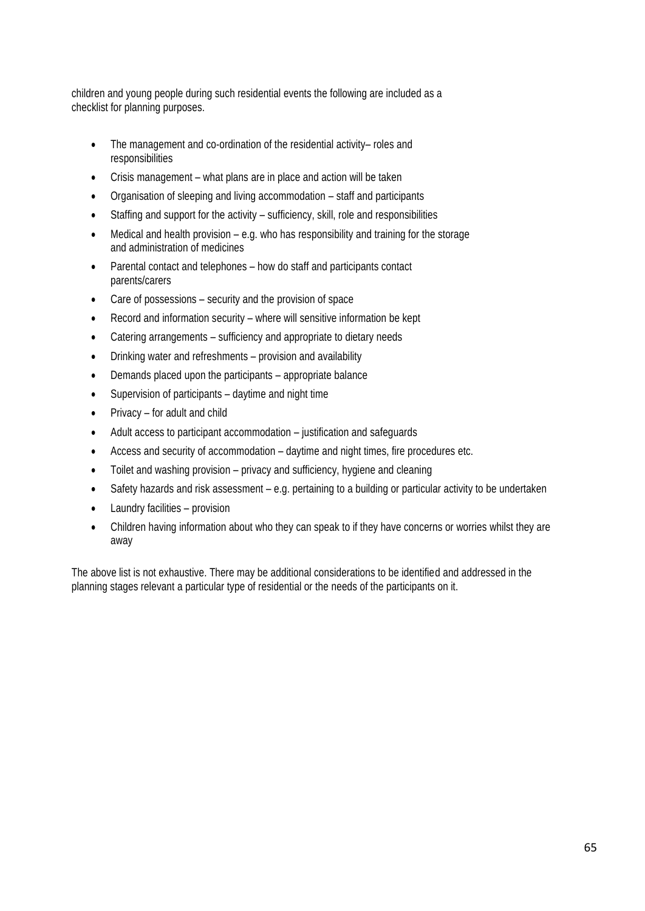children and young people during such residential events the following are included as a checklist for planning purposes.

- The management and co-ordination of the residential activity– roles and responsibilities
- Crisis management – what plans are in place and action will be taken
- Organisation of sleeping and living accommodation – staff and participants
- Staffing and support for the activity – sufficiency, skill, role and responsibilities
- Medical and health provision – e.g. who has responsibility and training for the storage and administration of medicines
- Parental contact and telephones – how do staff and participants contact parents/carers
- Care of possessions – security and the provision of space
- Record and information security – where will sensitive information be kept
- Catering arrangements – sufficiency and appropriate to dietary needs
- Drinking water and refreshments – provision and availability
- Demands placed upon the participants – appropriate balance
- Supervision of participants – daytime and night time
- Privacy – for adult and child
- Adult access to participant accommodation – justification and safeguards
- Access and security of accommodation – daytime and night times, fire procedures etc.
- Toilet and washing provision – privacy and sufficiency, hygiene and cleaning
- Safety hazards and risk assessment – e.g. pertaining to a building or particular activity to be undertaken
- Laundry facilities – provision
- Children having information about who they can speak to if they have concerns or worries whilst they are away

The above list is not exhaustive. There may be additional considerations to be identified and addressed in the planning stages relevant a particular type of residential or the needs of the participants on it.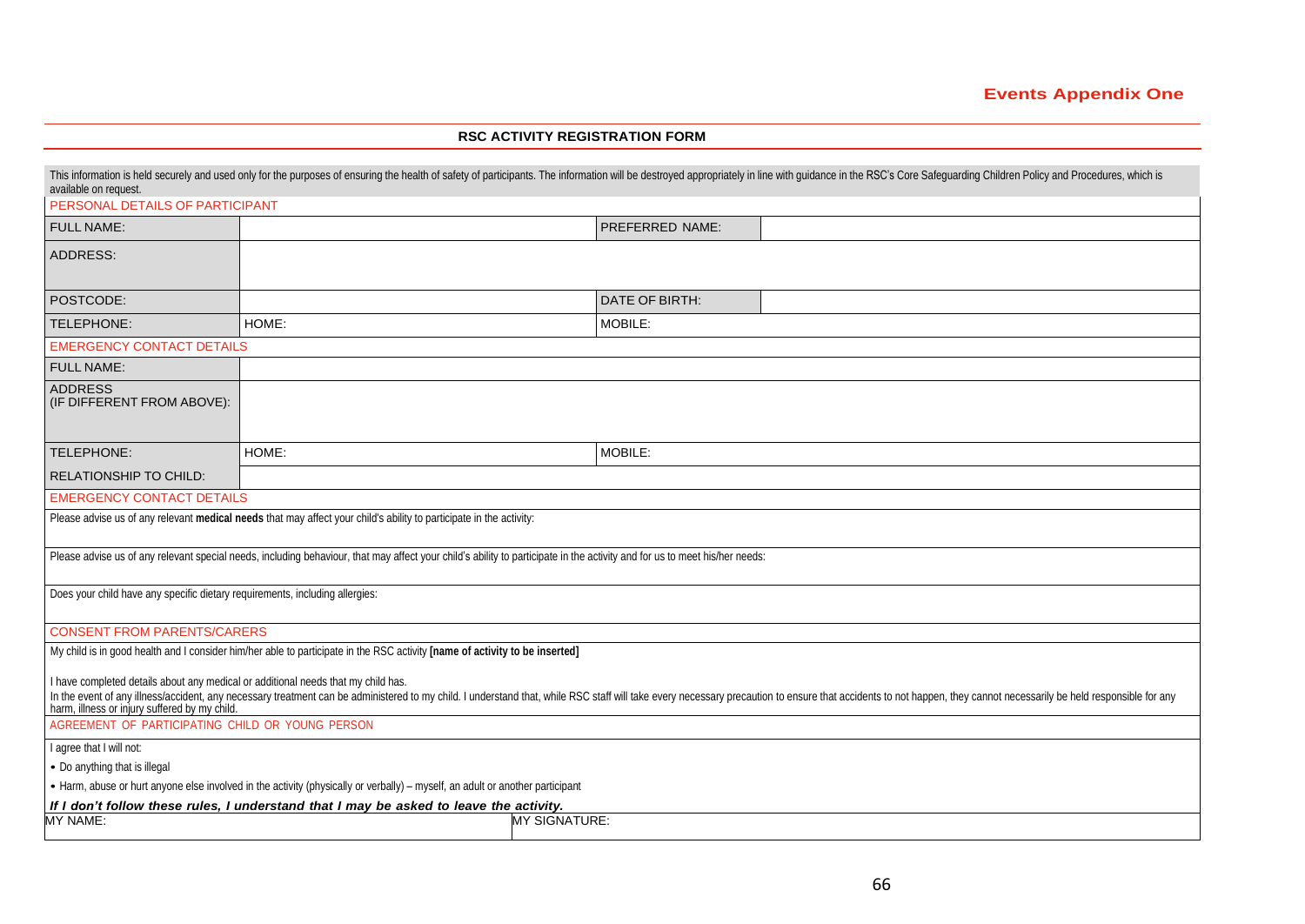**Events Appendix One**

## RSC ACTIVITY REGISTRATION FORM

This information is held securely and used only for the purposes of ensuring the health of safety of participants. The information will be destroyed appropriately in line with guidance in the RSC's Core Safeguarding Children Policy and Procedures, which is available on request.

| PERSONAL DETAILS OF PARTICIPANT | | | |
|---|---|---|---|
| FULL NAME: | | PREFERRED NAME: | |
| ADDRESS: | | | |
| POSTCODE: | | DATE OF BIRTH: | |
| TELEPHONE: | HOME: | MOBILE: | |
| **EMERGENCY CONTACT DETAILS** | | | |
| FULL NAME: | | | |
| ADDRESS (IF DIFFERENT FROM ABOVE): | | | |
| TELEPHONE: | HOME: | MOBILE: | |
| RELATIONSHIP TO CHILD: | | | |
| **EMERGENCY CONTACT DETAILS** | | | |
| Please advise us of any relevant **medical needs** that may affect your child's ability to participate in the activity: | | | |
| Please advise us of any relevant special needs, including behaviour, that may affect your child's ability to participate in the activity and for us to meet his/her needs: | | | |
| Does your child have any specific dietary requirements, including allergies: | | | |
| **CONSENT FROM PARENTS/CARERS** | | | |
| My child is in good health and I consider him/her able to participate in the RSC activity **[name of activity to be inserted]**<br><br>I have completed details about any medical or additional needs that my child has.<br>In the event of any illness/accident, any necessary treatment can be administered to my child. I understand that, while RSC staff will take every necessary precaution to ensure that accidents to not happen, they cannot necessarily be held responsible for any harm, illness or injury suffered by my child. | | | |
| **AGREEMENT OF PARTICIPATING CHILD OR YOUNG PERSON** | | | |
| I agree that I will not:<br>• Do anything that is illegal<br>• Harm, abuse or hurt anyone else involved in the activity (physically or verbally) – myself, an adult or another participant<br>***If I don't follow these rules, I understand that I may be asked to leave the activity.*** | | | |
| MY NAME: | | MY SIGNATURE: | |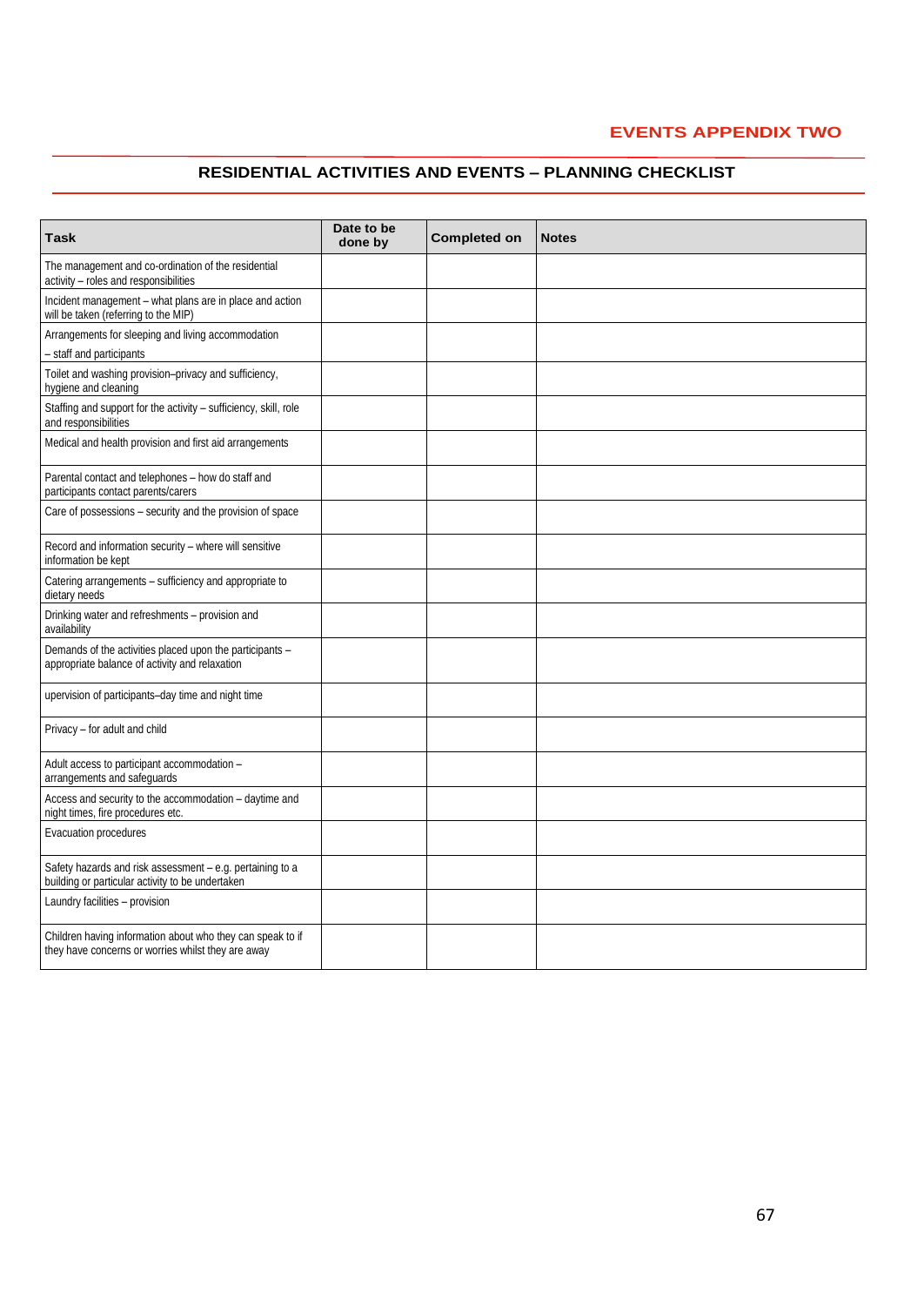**EVENTS APPENDIX TWO**

## RESIDENTIAL ACTIVITIES AND EVENTS – PLANNING CHECKLIST

| Task | Date to be done by | Completed on | Notes |
|---|---|---|---|
| The management and co-ordination of the residential activity – roles and responsibilities | | | |
| Incident management – what plans are in place and action will be taken (referring to the MIP) | | | |
| Arrangements for sleeping and living accommodation – staff and participants | | | |
| Toilet and washing provision–privacy and sufficiency, hygiene and cleaning | | | |
| Staffing and support for the activity – sufficiency, skill, role and responsibilities | | | |
| Medical and health provision and first aid arrangements | | | |
| Parental contact and telephones – how do staff and participants contact parents/carers | | | |
| Care of possessions – security and the provision of space | | | |
| Record and information security – where will sensitive information be kept | | | |
| Catering arrangements – sufficiency and appropriate to dietary needs | | | |
| Drinking water and refreshments – provision and availability | | | |
| Demands of the activities placed upon the participants – appropriate balance of activity and relaxation | | | |
| upervision of participants–day time and night time | | | |
| Privacy – for adult and child | | | |
| Adult access to participant accommodation – arrangements and safeguards | | | |
| Access and security to the accommodation – daytime and night times, fire procedures etc. | | | |
| Evacuation procedures | | | |
| Safety hazards and risk assessment – e.g. pertaining to a building or particular activity to be undertaken | | | |
| Laundry facilities – provision | | | |
| Children having information about who they can speak to if they have concerns or worries whilst they are away | | | |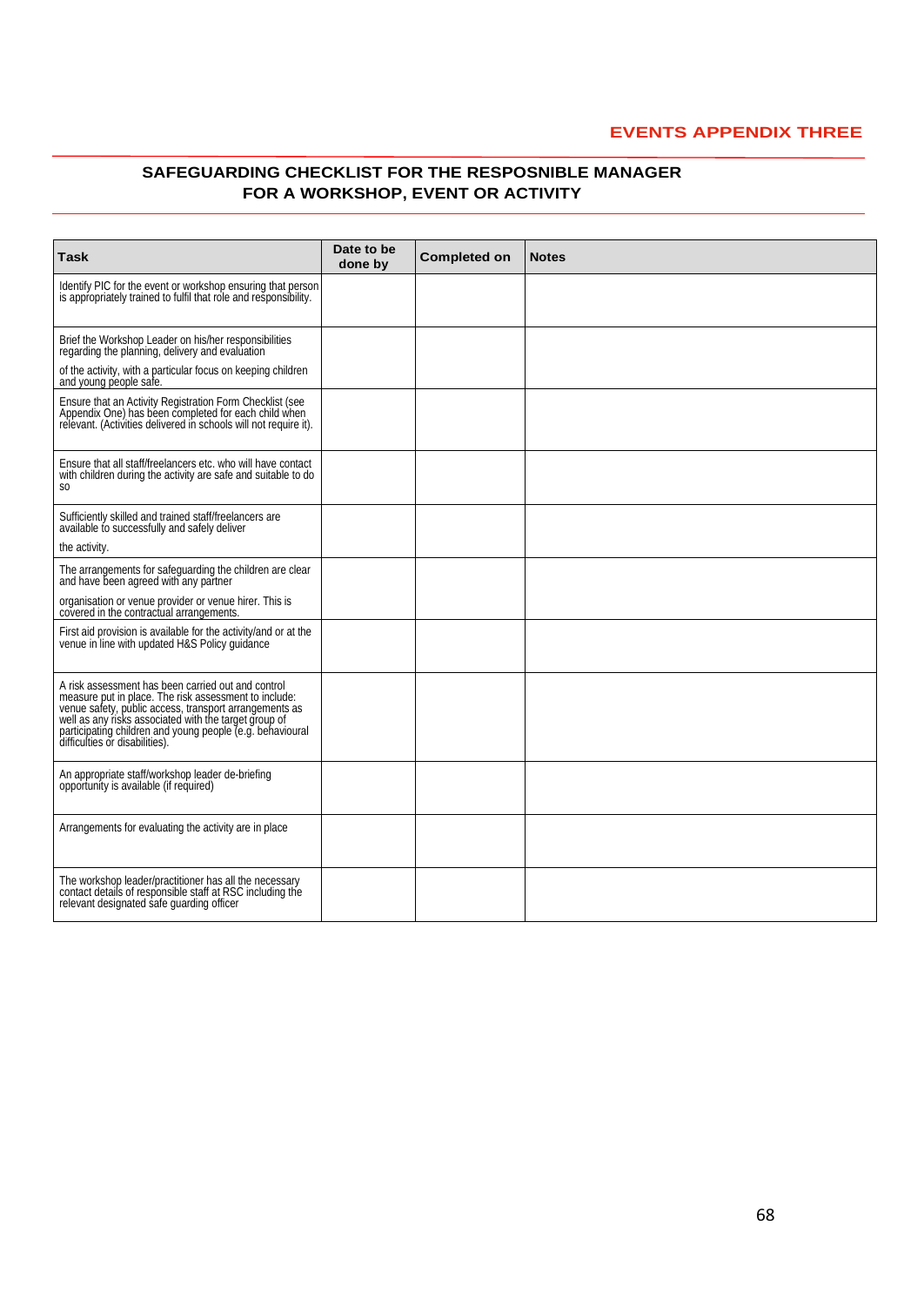**EVENTS APPENDIX THREE**

## SAFEGUARDING CHECKLIST FOR THE RESPOSNIBLE MANAGER FOR A WORKSHOP, EVENT OR ACTIVITY

| Task | Date to be done by | Completed on | Notes |
|---|---|---|---|
| Identify PIC for the event or workshop ensuring that person is appropriately trained to fulfil that role and responsibility. | | | |
| Brief the Workshop Leader on his/her responsibilities regarding the planning, delivery and evaluation of the activity, with a particular focus on keeping children and young people safe. | | | |
| Ensure that an Activity Registration Form Checklist (see Appendix One) has been completed for each child when relevant. (Activities delivered in schools will not require it). | | | |
| Ensure that all staff/freelancers etc. who will have contact with children during the activity are safe and suitable to do so | | | |
| Sufficiently skilled and trained staff/freelancers are available to successfully and safely deliver the activity. | | | |
| The arrangements for safeguarding the children are clear and have been agreed with any partner organisation or venue provider or venue hirer. This is covered in the contractual arrangements. | | | |
| First aid provision is available for the activity/and or at the venue in line with updated H&S Policy guidance | | | |
| A risk assessment has been carried out and control measure put in place. The risk assessment to include: venue safety, public access, transport arrangements as well as any risks associated with the target group of participating children and young people (e.g. behavioural difficulties or disabilities). | | | |
| An appropriate staff/workshop leader de-briefing opportunity is available (if required) | | | |
| Arrangements for evaluating the activity are in place | | | |
| The workshop leader/practitioner has all the necessary contact details of responsible staff at RSC including the relevant designated safe guarding officer | | | |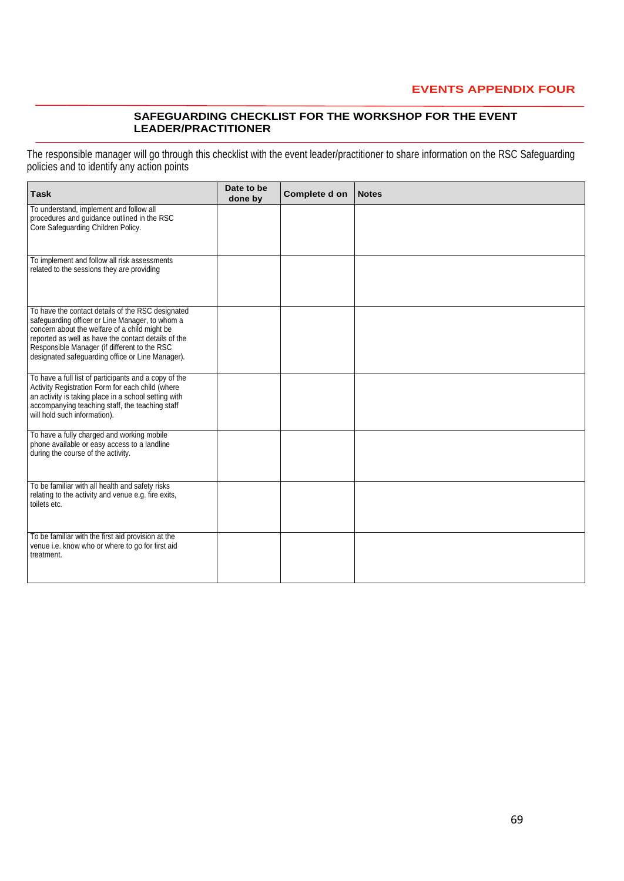**EVENTS APPENDIX FOUR**

## SAFEGUARDING CHECKLIST FOR THE WORKSHOP FOR THE EVENT LEADER/PRACTITIONER

The responsible manager will go through this checklist with the event leader/practitioner to share information on the RSC Safeguarding policies and to identify any action points

| Task | Date to be done by | Complete d on | Notes |
|---|---|---|---|
| To understand, implement and follow all procedures and guidance outlined in the RSC Core Safeguarding Children Policy. | | | |
| To implement and follow all risk assessments related to the sessions they are providing | | | |
| To have the contact details of the RSC designated safeguarding officer or Line Manager, to whom a concern about the welfare of a child might be reported as well as have the contact details of the Responsible Manager (if different to the RSC designated safeguarding office or Line Manager). | | | |
| To have a full list of participants and a copy of the Activity Registration Form for each child (where an activity is taking place in a school setting with accompanying teaching staff, the teaching staff will hold such information). | | | |
| To have a fully charged and working mobile phone available or easy access to a landline during the course of the activity. | | | |
| To be familiar with all health and safety risks relating to the activity and venue e.g. fire exits, toilets etc. | | | |
| To be familiar with the first aid provision at the venue i.e. know who or where to go for first aid treatment. | | | |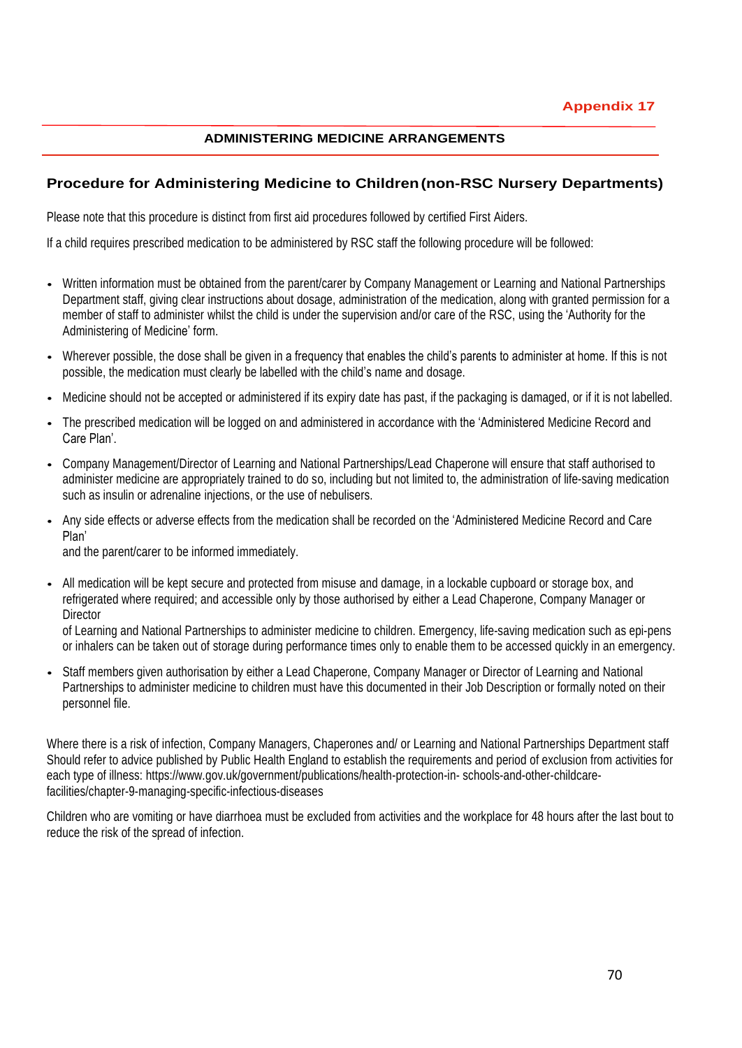**Appendix 17**

## ADMINISTERING MEDICINE ARRANGEMENTS

### Procedure for Administering Medicine to Children (non-RSC Nursery Departments)

Please note that this procedure is distinct from first aid procedures followed by certified First Aiders.

If a child requires prescribed medication to be administered by RSC staff the following procedure will be followed:

- Written information must be obtained from the parent/carer by Company Management or Learning and National Partnerships Department staff, giving clear instructions about dosage, administration of the medication, along with granted permission for a member of staff to administer whilst the child is under the supervision and/or care of the RSC, using the 'Authority for the Administering of Medicine' form.
- Wherever possible, the dose shall be given in a frequency that enables the child's parents to administer at home. If this is not possible, the medication must clearly be labelled with the child's name and dosage.
- Medicine should not be accepted or administered if its expiry date has past, if the packaging is damaged, or if it is not labelled.
- The prescribed medication will be logged on and administered in accordance with the 'Administered Medicine Record and Care Plan'.
- Company Management/Director of Learning and National Partnerships/Lead Chaperone will ensure that staff authorised to administer medicine are appropriately trained to do so, including but not limited to, the administration of life-saving medication such as insulin or adrenaline injections, or the use of nebulisers.
- Any side effects or adverse effects from the medication shall be recorded on the 'Administered Medicine Record and Care Plan'
  and the parent/carer to be informed immediately.
- All medication will be kept secure and protected from misuse and damage, in a lockable cupboard or storage box, and refrigerated where required; and accessible only by those authorised by either a Lead Chaperone, Company Manager or Director
  of Learning and National Partnerships to administer medicine to children. Emergency, life-saving medication such as epi-pens or inhalers can be taken out of storage during performance times only to enable them to be accessed quickly in an emergency.
- Staff members given authorisation by either a Lead Chaperone, Company Manager or Director of Learning and National Partnerships to administer medicine to children must have this documented in their Job Description or formally noted on their personnel file.

Where there is a risk of infection, Company Managers, Chaperones and/ or Learning and National Partnerships Department staff Should refer to advice published by Public Health England to establish the requirements and period of exclusion from activities for each type of illness: https://www.gov.uk/government/publications/health-protection-in- schools-and-other-childcare-facilities/chapter-9-managing-specific-infectious-diseases

Children who are vomiting or have diarrhoea must be excluded from activities and the workplace for 48 hours after the last bout to reduce the risk of the spread of infection.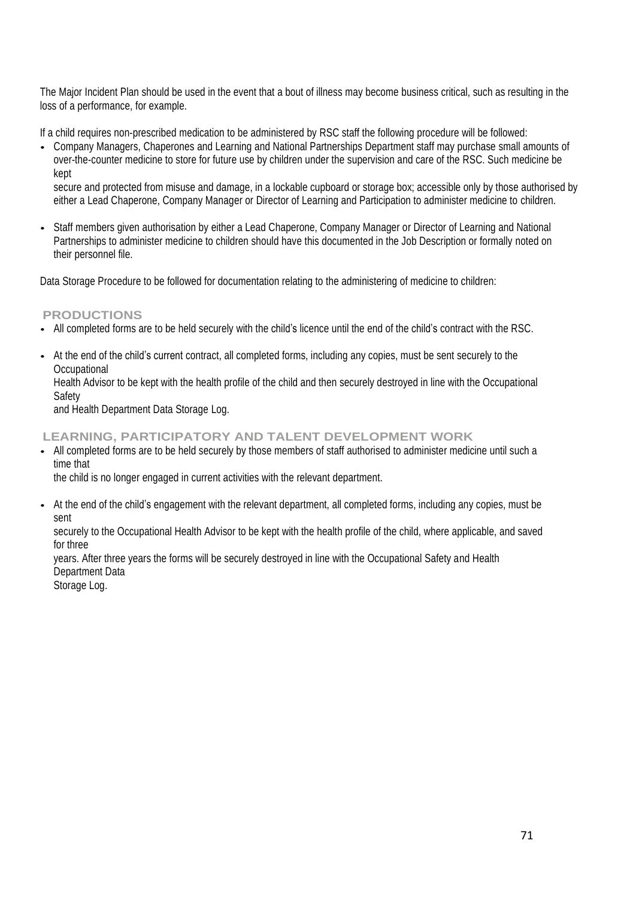The Major Incident Plan should be used in the event that a bout of illness may become business critical, such as resulting in the loss of a performance, for example.

If a child requires non-prescribed medication to be administered by RSC staff the following procedure will be followed:

- Company Managers, Chaperones and Learning and National Partnerships Department staff may purchase small amounts of over-the-counter medicine to store for future use by children under the supervision and care of the RSC. Such medicine be kept secure and protected from misuse and damage, in a lockable cupboard or storage box; accessible only by those authorised by either a Lead Chaperone, Company Manager or Director of Learning and Participation to administer medicine to children.

- Staff members given authorisation by either a Lead Chaperone, Company Manager or Director of Learning and National Partnerships to administer medicine to children should have this documented in the Job Description or formally noted on their personnel file.

Data Storage Procedure to be followed for documentation relating to the administering of medicine to children:

## PRODUCTIONS

- All completed forms are to be held securely with the child's licence until the end of the child's contract with the RSC.

- At the end of the child's current contract, all completed forms, including any copies, must be sent securely to the Occupational Health Advisor to be kept with the health profile of the child and then securely destroyed in line with the Occupational Safety and Health Department Data Storage Log.

## LEARNING, PARTICIPATORY AND TALENT DEVELOPMENT WORK

- All completed forms are to be held securely by those members of staff authorised to administer medicine until such a time that the child is no longer engaged in current activities with the relevant department.

- At the end of the child's engagement with the relevant department, all completed forms, including any copies, must be sent securely to the Occupational Health Advisor to be kept with the health profile of the child, where applicable, and saved for three years. After three years the forms will be securely destroyed in line with the Occupational Safety and Health Department Data Storage Log.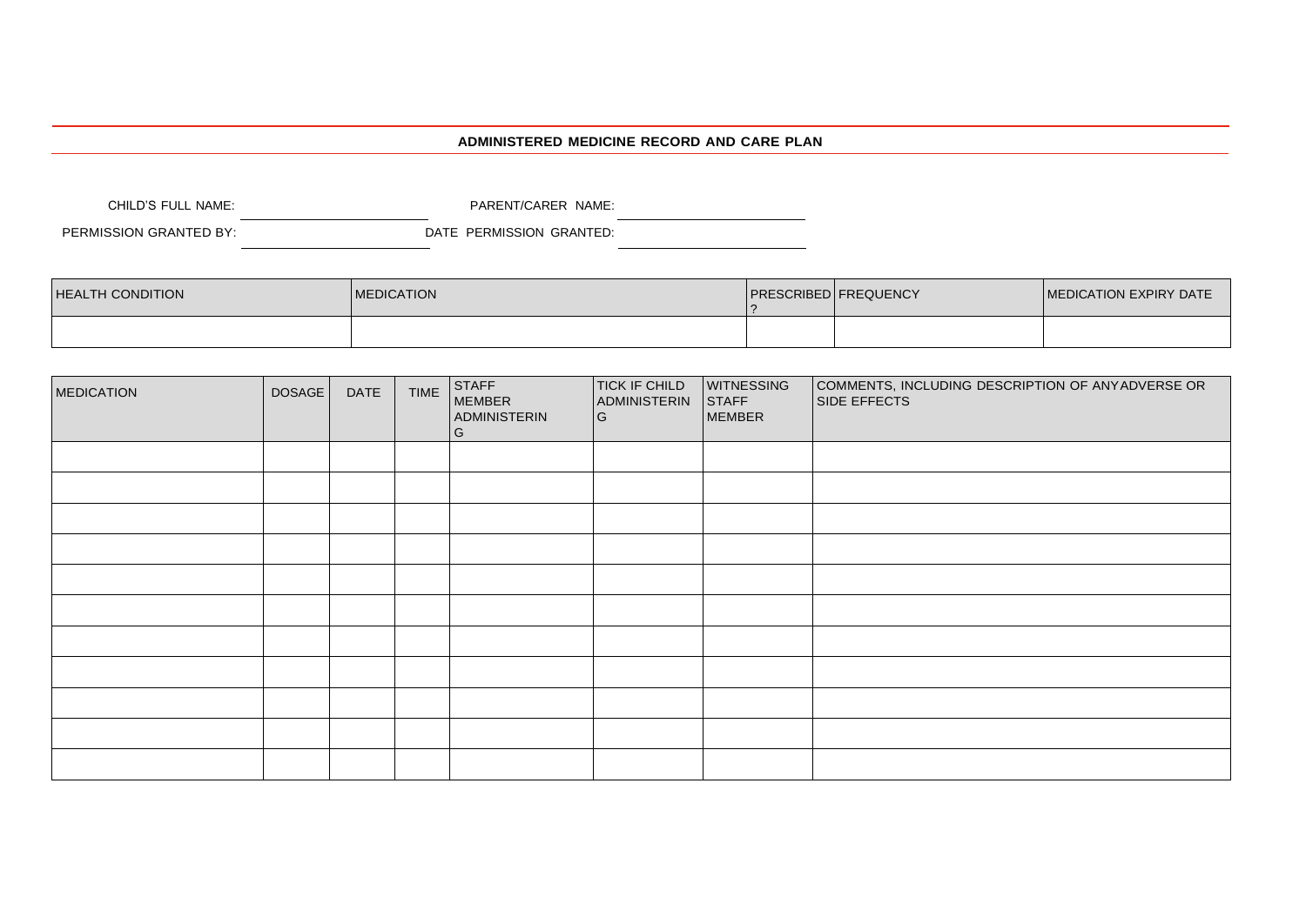## ADMINISTERED MEDICINE RECORD AND CARE PLAN

CHILD'S FULL NAME: ____________________ PARENT/CARER NAME: ____________________

PERMISSION GRANTED BY: ____________________ DATE PERMISSION GRANTED: ____________________

| HEALTH CONDITION | MEDICATION | PRESCRIBED? | FREQUENCY | MEDICATION EXPIRY DATE |
|---|---|---|---|---|
| | | | | |

| MEDICATION | DOSAGE | DATE | TIME | STAFF MEMBER ADMINISTERING | TICK IF CHILD ADMINISTERING | WITNESSING STAFF MEMBER | COMMENTS, INCLUDING DESCRIPTION OF ANY ADVERSE OR SIDE EFFECTS |
|---|---|---|---|---|---|---|---|
| | | | | | | | |
| | | | | | | | |
| | | | | | | | |
| | | | | | | | |
| | | | | | | | |
| | | | | | | | |
| | | | | | | | |
| | | | | | | | |
| | | | | | | | |
| | | | | | | | |
| | | | | | | | |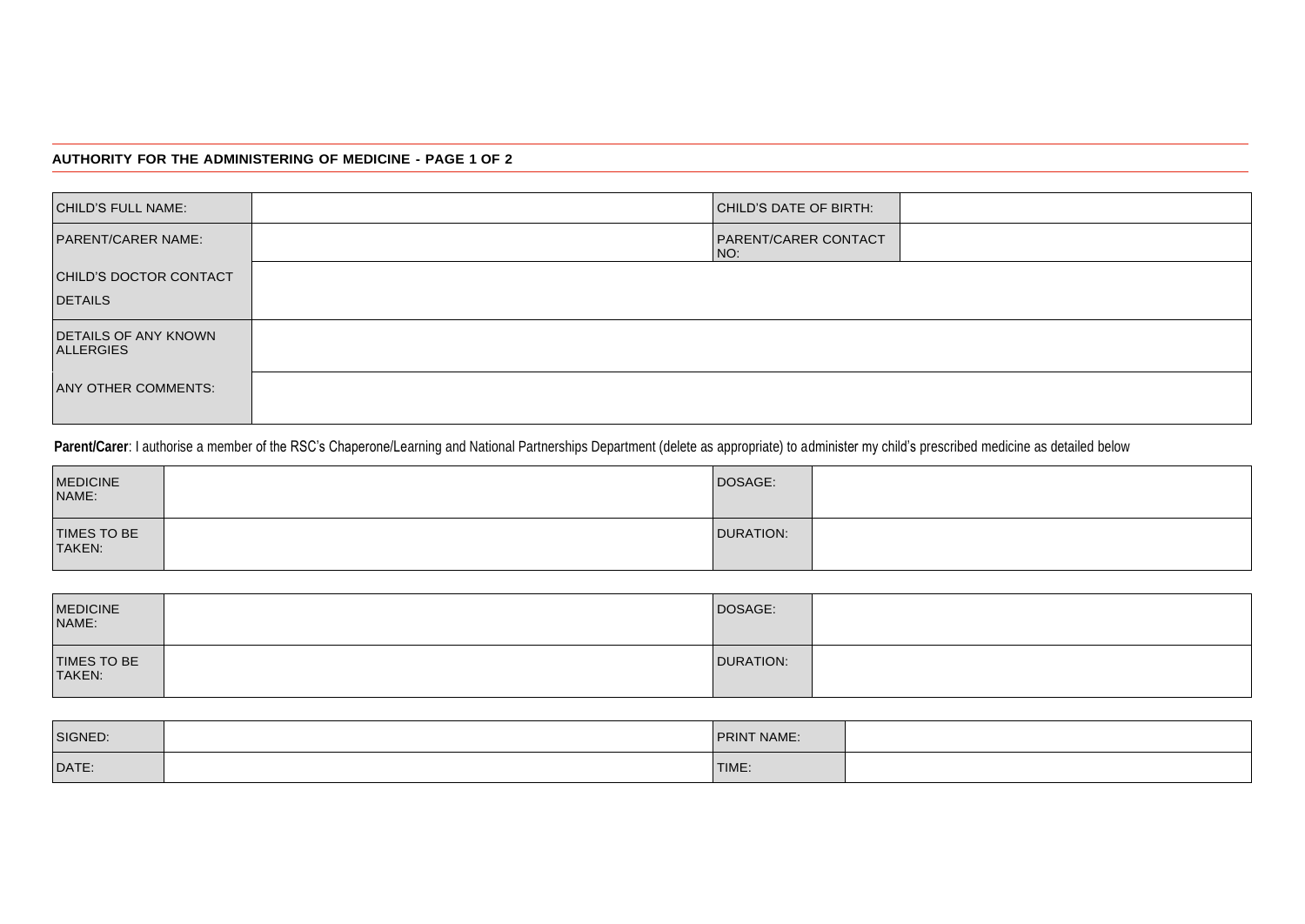**AUTHORITY FOR THE ADMINISTERING OF MEDICINE - PAGE 1 OF 2**

| CHILD'S FULL NAME: | | CHILD'S DATE OF BIRTH: | |
|---|---|---|---|
| PARENT/CARER NAME: | | PARENT/CARER CONTACT NO: | |
| CHILD'S DOCTOR CONTACT DETAILS | | | |
| DETAILS OF ANY KNOWN ALLERGIES | | | |
| ANY OTHER COMMENTS: | | | |

**Parent/Carer**: I authorise a member of the RSC's Chaperone/Learning and National Partnerships Department (delete as appropriate) to administer my child's prescribed medicine as detailed below

| MEDICINE NAME: | | DOSAGE: | |
|---|---|---|---|
| TIMES TO BE TAKEN: | | DURATION: | |

| MEDICINE NAME: | | DOSAGE: | |
|---|---|---|---|
| TIMES TO BE TAKEN: | | DURATION: | |

| SIGNED: | | PRINT NAME: | |
|---|---|---|---|
| DATE: | | TIME: | |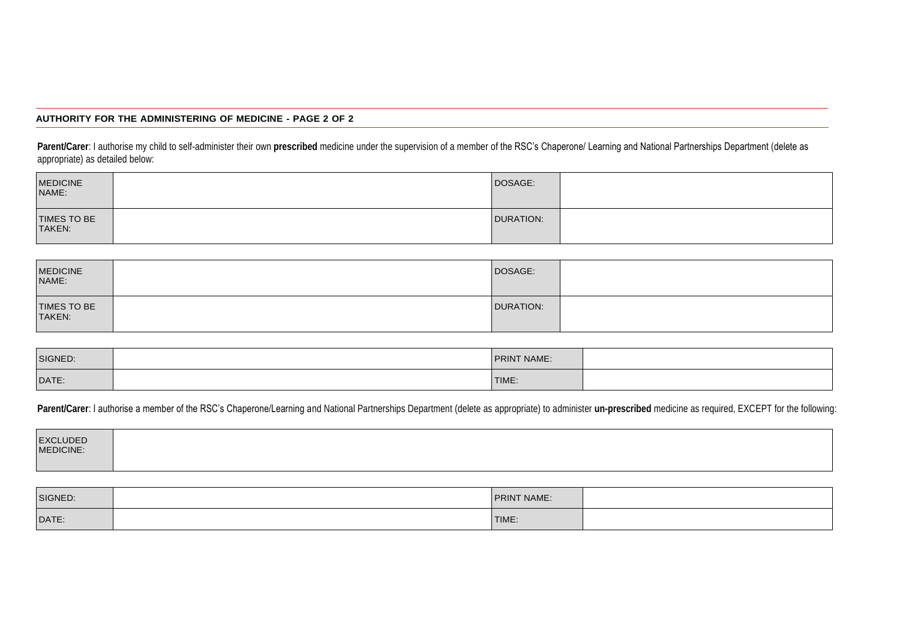## AUTHORITY FOR THE ADMINISTERING OF MEDICINE - PAGE 2 OF 2

**Parent/Carer**: I authorise my child to self-administer their own **prescribed** medicine under the supervision of a member of the RSC's Chaperone/ Learning and National Partnerships Department (delete as appropriate) as detailed below:

| | | | |
|---|---|---|---|
| MEDICINE NAME: | | DOSAGE: | |
| TIMES TO BE TAKEN: | | DURATION: | |

| | | | |
|---|---|---|---|
| MEDICINE NAME: | | DOSAGE: | |
| TIMES TO BE TAKEN: | | DURATION: | |

| | | | |
|---|---|---|---|
| SIGNED: | | PRINT NAME: | |
| DATE: | | TIME: | |

**Parent/Carer**: I authorise a member of the RSC's Chaperone/Learning and National Partnerships Department (delete as appropriate) to administer **un-prescribed** medicine as required, EXCEPT for the following:

| | |
|---|---|
| EXCLUDED MEDICINE: | |

| | | | |
|---|---|---|---|
| SIGNED: | | PRINT NAME: | |
| DATE: | | TIME: | |